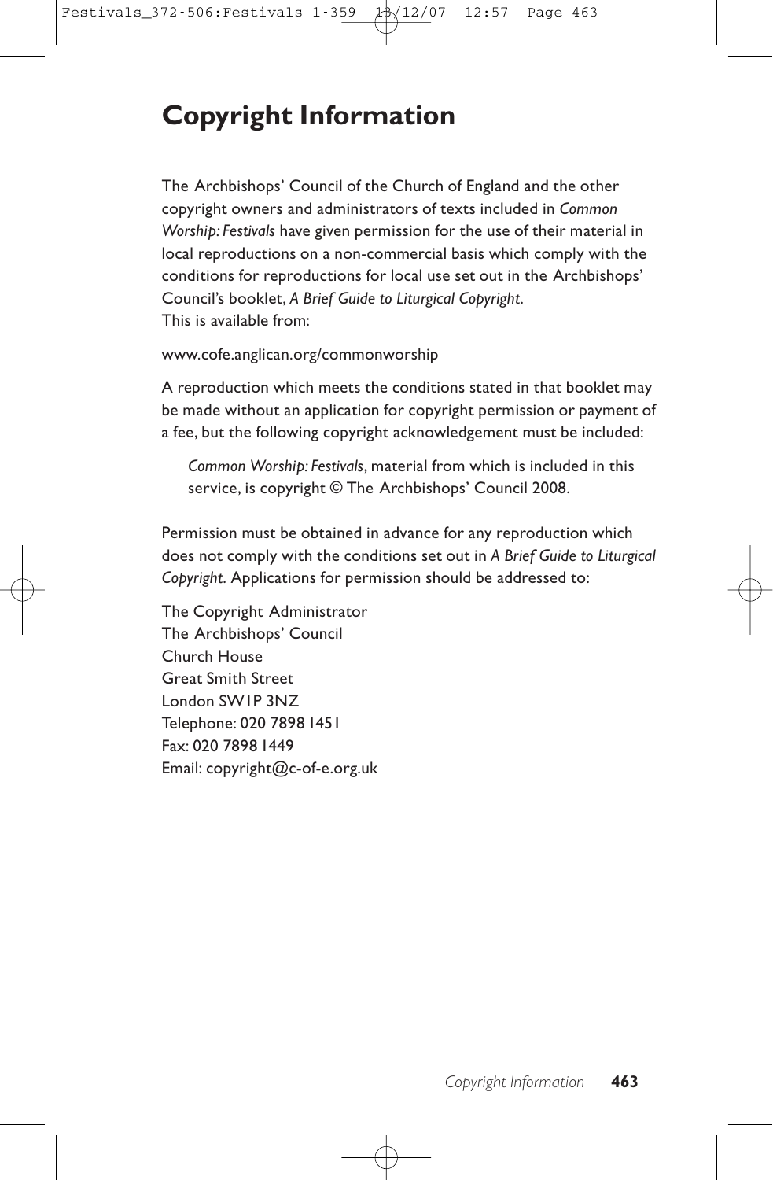# Copyright Information

The Archbishops' Council of the Church of England and the other copyright owners and administrators of texts included in *Common Worship: Festivals* have given permission for the use of their material in local reproductions on a non-commercial basis which comply with the conditions for reproductions for local use set out in the Archbishops' Council's booklet, *A Brief Guide to Liturgical Copyright*.
This is available from:

www.cofe.anglican.org/commonworship

A reproduction which meets the conditions stated in that booklet may be made without an application for copyright permission or payment of a fee, but the following copyright acknowledgement must be included:

> *Common Worship: Festivals*, material from which is included in this service, is copyright © The Archbishops' Council 2008.

Permission must be obtained in advance for any reproduction which does not comply with the conditions set out in *A Brief Guide to Liturgical Copyright*. Applications for permission should be addressed to:

The Copyright Administrator
The Archbishops' Council
Church House
Great Smith Street
London SW1P 3NZ
Telephone: 020 7898 1451
Fax: 020 7898 1449
Email: copyright@c-of-e.org.uk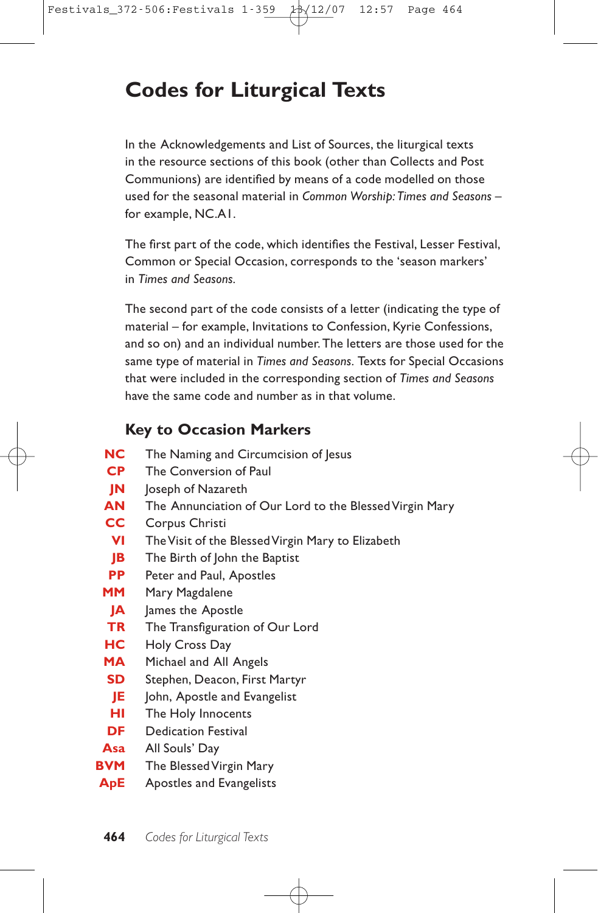# Codes for Liturgical Texts

In the Acknowledgements and List of Sources, the liturgical texts in the resource sections of this book (other than Collects and Post Communions) are identified by means of a code modelled on those used for the seasonal material in *Common Worship: Times and Seasons* – for example, NC.A1.

The first part of the code, which identifies the Festival, Lesser Festival, Common or Special Occasion, corresponds to the 'season markers' in *Times and Seasons*.

The second part of the code consists of a letter (indicating the type of material – for example, Invitations to Confession, Kyrie Confessions, and so on) and an individual number. The letters are those used for the same type of material in *Times and Seasons*. Texts for Special Occasions that were included in the corresponding section of *Times and Seasons* have the same code and number as in that volume.

## Key to Occasion Markers

| | |
|---|---|
| **NC** | The Naming and Circumcision of Jesus |
| **CP** | The Conversion of Paul |
| **JN** | Joseph of Nazareth |
| **AN** | The Annunciation of Our Lord to the Blessed Virgin Mary |
| **CC** | Corpus Christi |
| **VI** | The Visit of the Blessed Virgin Mary to Elizabeth |
| **JB** | The Birth of John the Baptist |
| **PP** | Peter and Paul, Apostles |
| **MM** | Mary Magdalene |
| **JA** | James the Apostle |
| **TR** | The Transfiguration of Our Lord |
| **HC** | Holy Cross Day |
| **MA** | Michael and All Angels |
| **SD** | Stephen, Deacon, First Martyr |
| **JE** | John, Apostle and Evangelist |
| **HI** | The Holy Innocents |
| **DF** | Dedication Festival |
| **Asa** | All Souls' Day |
| **BVM** | The Blessed Virgin Mary |
| **ApE** | Apostles and Evangelists |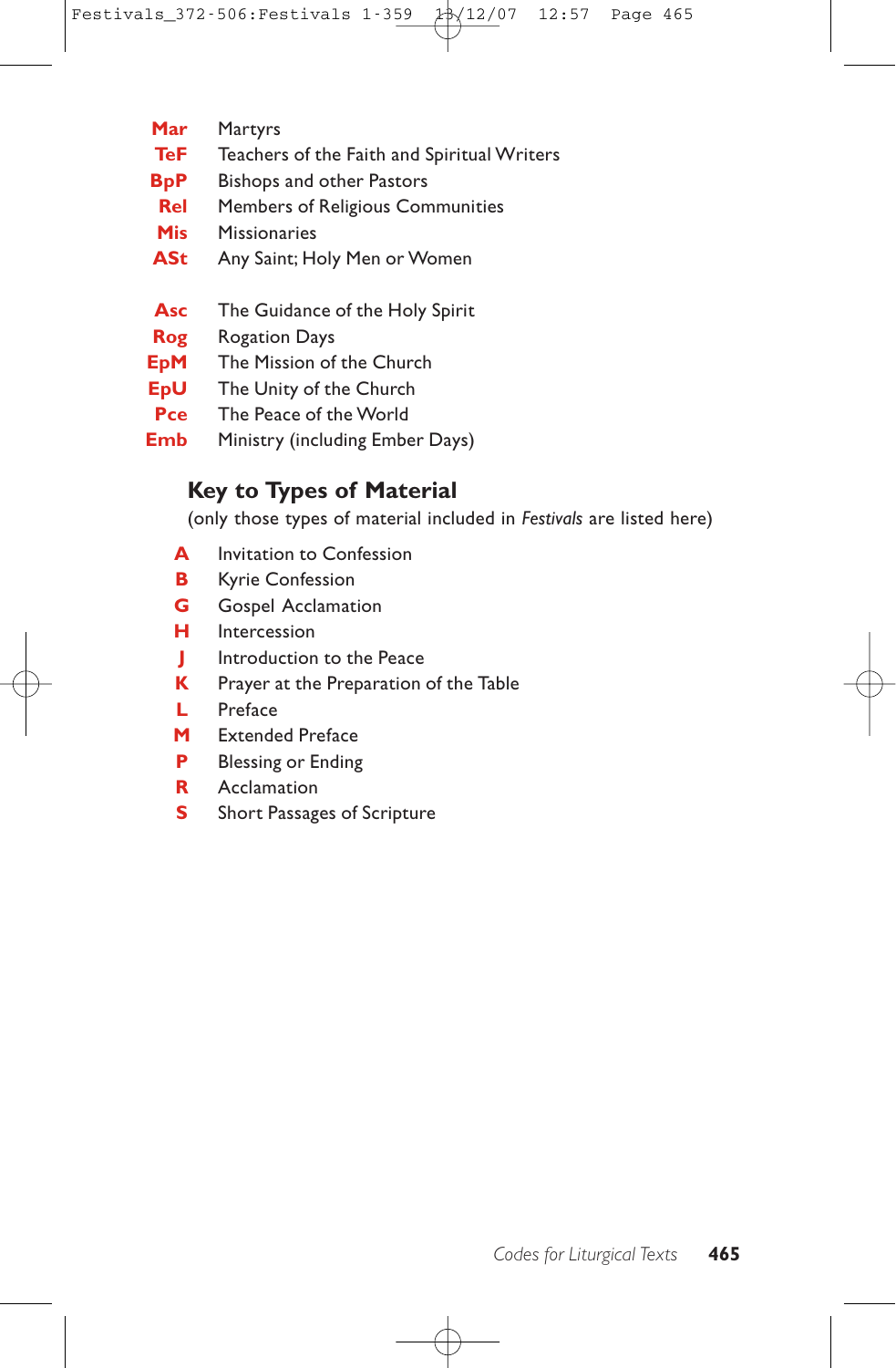| | |
|---|---|
| **Mar** | Martyrs |
| **TeF** | Teachers of the Faith and Spiritual Writers |
| **BpP** | Bishops and other Pastors |
| **Rel** | Members of Religious Communities |
| **Mis** | Missionaries |
| **ASt** | Any Saint; Holy Men or Women |

| | |
|---|---|
| **Asc** | The Guidance of the Holy Spirit |
| **Rog** | Rogation Days |
| **EpM** | The Mission of the Church |
| **EpU** | The Unity of the Church |
| **Pce** | The Peace of the World |
| **Emb** | Ministry (including Ember Days) |

## Key to Types of Material

(only those types of material included in *Festivals* are listed here)

| | |
|---|---|
| **A** | Invitation to Confession |
| **B** | Kyrie Confession |
| **G** | Gospel Acclamation |
| **H** | Intercession |
| **J** | Introduction to the Peace |
| **K** | Prayer at the Preparation of the Table |
| **L** | Preface |
| **M** | Extended Preface |
| **P** | Blessing or Ending |
| **R** | Acclamation |
| **S** | Short Passages of Scripture |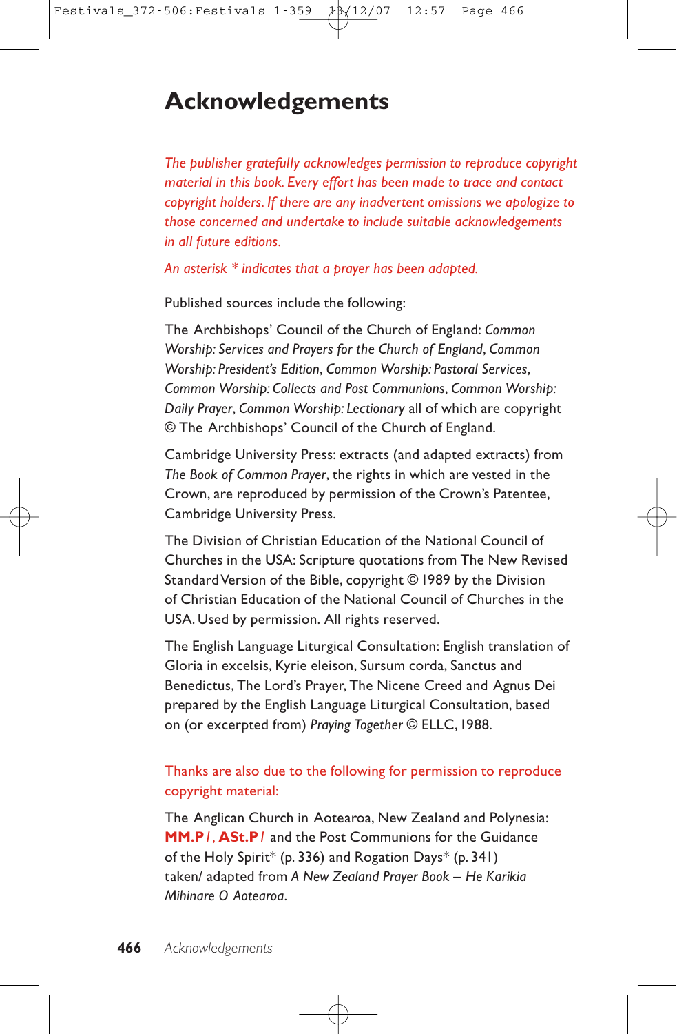# Acknowledgements

*The publisher gratefully acknowledges permission to reproduce copyright material in this book. Every effort has been made to trace and contact copyright holders. If there are any inadvertent omissions we apologize to those concerned and undertake to include suitable acknowledgements in all future editions.*

*An asterisk * indicates that a prayer has been adapted.*

Published sources include the following:

The Archbishops' Council of the Church of England: *Common Worship: Services and Prayers for the Church of England*, *Common Worship: President's Edition*, *Common Worship: Pastoral Services*, *Common Worship: Collects and Post Communions*, *Common Worship: Daily Prayer*, *Common Worship: Lectionary* all of which are copyright © The Archbishops' Council of the Church of England.

Cambridge University Press: extracts (and adapted extracts) from *The Book of Common Prayer*, the rights in which are vested in the Crown, are reproduced by permission of the Crown's Patentee, Cambridge University Press.

The Division of Christian Education of the National Council of Churches in the USA: Scripture quotations from The New Revised Standard Version of the Bible, copyright © 1989 by the Division of Christian Education of the National Council of Churches in the USA. Used by permission. All rights reserved.

The English Language Liturgical Consultation: English translation of Gloria in excelsis, Kyrie eleison, Sursum corda, Sanctus and Benedictus, The Lord's Prayer, The Nicene Creed and Agnus Dei prepared by the English Language Liturgical Consultation, based on (or excerpted from) *Praying Together* © ELLC, 1988.

Thanks are also due to the following for permission to reproduce copyright material:

The Anglican Church in Aotearoa, New Zealand and Polynesia: **MM.P***1*, **ASt.P***1* and the Post Communions for the Guidance of the Holy Spirit* (p. 336) and Rogation Days* (p. 341) taken/ adapted from *A New Zealand Prayer Book – He Karikia Mihinare O Aotearoa*.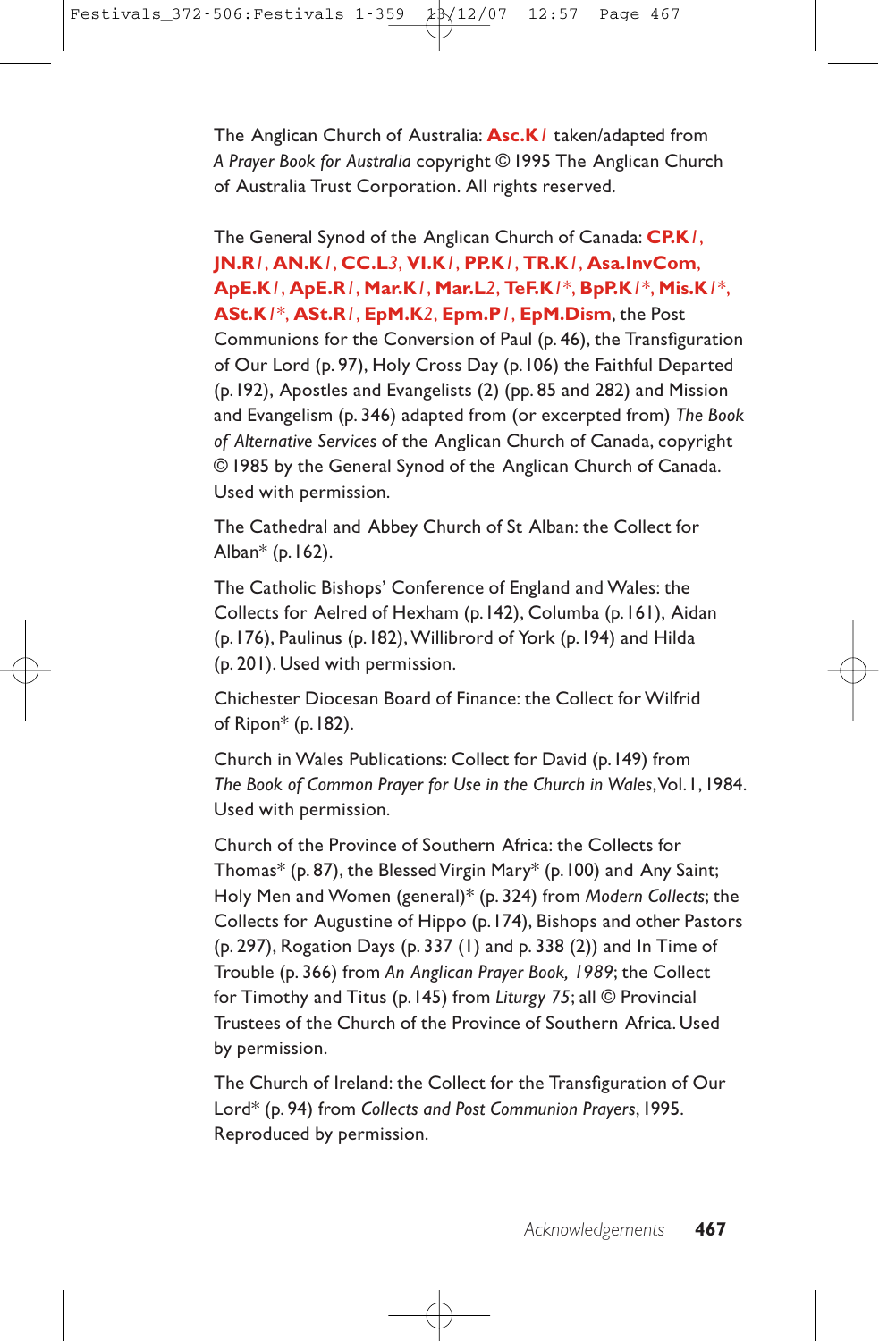The Anglican Church of Australia: **Asc.K***1* taken/adapted from *A Prayer Book for Australia* copyright © 1995 The Anglican Church of Australia Trust Corporation. All rights reserved.

The General Synod of the Anglican Church of Canada: **CP.K***1*, **JN.R***1*, **AN.K***1*, **CC.L***3*, **VI.K***1*, **PP.K***1*, **TR.K***1*, **Asa.InvCom**, **ApE.K***1*, **ApE.R***1*, **Mar.K***1*, **Mar.L***2*, **TeF.K***1**, **BpP.K***1**, **Mis.K***1**, **ASt.K***1**, **ASt.R***1*, **EpM.K***2*, **Epm.P***1*, **EpM.Dism**, the Post Communions for the Conversion of Paul (p. 46), the Transfiguration of Our Lord (p. 97), Holy Cross Day (p. 106) the Faithful Departed (p. 192), Apostles and Evangelists (2) (pp. 85 and 282) and Mission and Evangelism (p. 346) adapted from (or excerpted from) *The Book of Alternative Services* of the Anglican Church of Canada, copyright © 1985 by the General Synod of the Anglican Church of Canada. Used with permission.

The Cathedral and Abbey Church of St Alban: the Collect for Alban* (p. 162).

The Catholic Bishops' Conference of England and Wales: the Collects for Aelred of Hexham (p. 142), Columba (p. 161), Aidan (p. 176), Paulinus (p. 182), Willibrord of York (p. 194) and Hilda (p. 201). Used with permission.

Chichester Diocesan Board of Finance: the Collect for Wilfrid of Ripon* (p. 182).

Church in Wales Publications: Collect for David (p. 149) from *The Book of Common Prayer for Use in the Church in Wales*, Vol. 1, 1984. Used with permission.

Church of the Province of Southern Africa: the Collects for Thomas* (p. 87), the Blessed Virgin Mary* (p. 100) and Any Saint; Holy Men and Women (general)* (p. 324) from *Modern Collects*; the Collects for Augustine of Hippo (p. 174), Bishops and other Pastors (p. 297), Rogation Days (p. 337 (1) and p. 338 (2)) and In Time of Trouble (p. 366) from *An Anglican Prayer Book, 1989*; the Collect for Timothy and Titus (p. 145) from *Liturgy 75*; all © Provincial Trustees of the Church of the Province of Southern Africa. Used by permission.

The Church of Ireland: the Collect for the Transfiguration of Our Lord* (p. 94) from *Collects and Post Communion Prayers*, 1995. Reproduced by permission.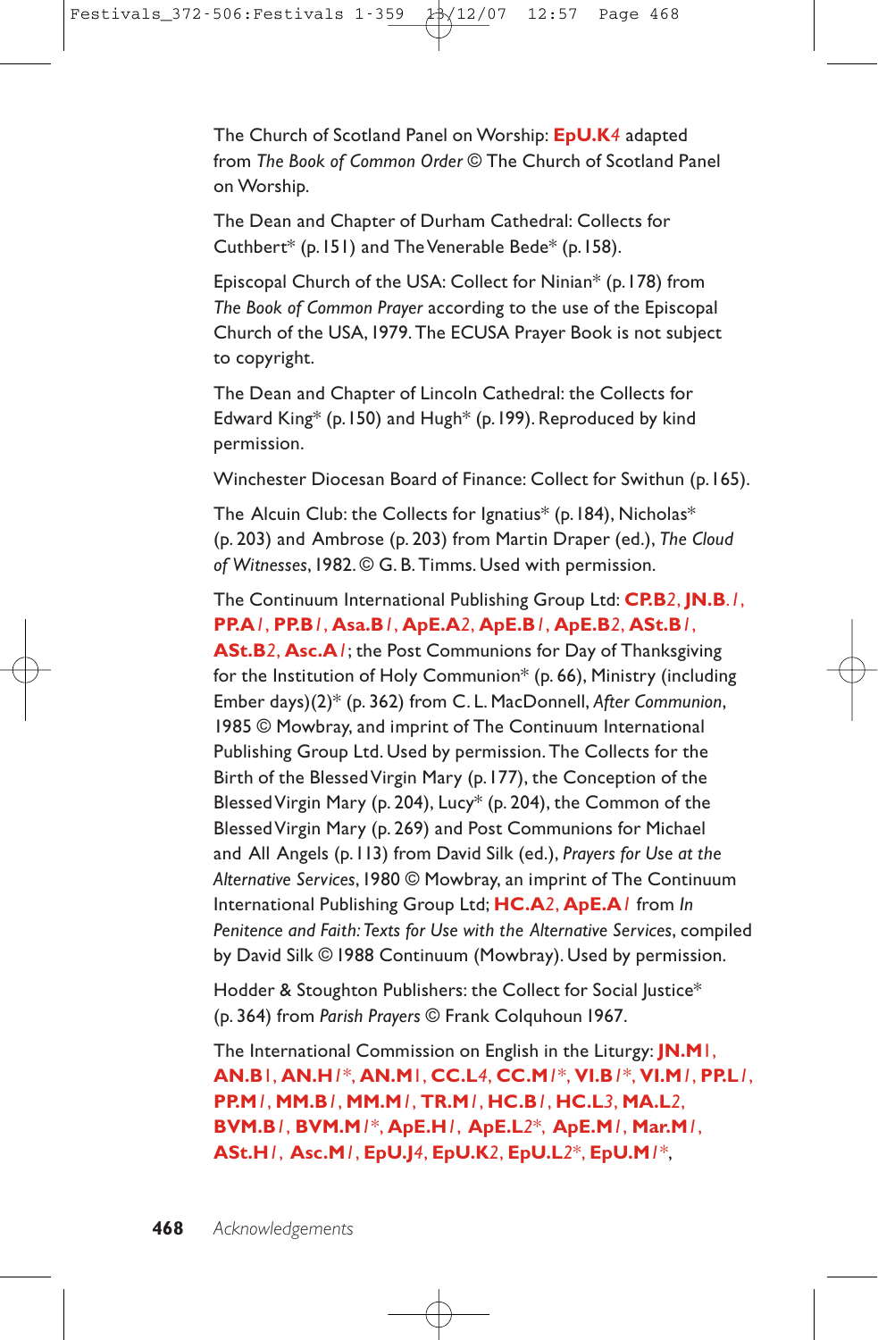The Church of Scotland Panel on Worship: **EpU.K**4 adapted from *The Book of Common Order* © The Church of Scotland Panel on Worship.

The Dean and Chapter of Durham Cathedral: Collects for Cuthbert* (p. 151) and The Venerable Bede* (p. 158).

Episcopal Church of the USA: Collect for Ninian* (p. 178) from *The Book of Common Prayer* according to the use of the Episcopal Church of the USA, 1979. The ECUSA Prayer Book is not subject to copyright.

The Dean and Chapter of Lincoln Cathedral: the Collects for Edward King* (p. 150) and Hugh* (p. 199). Reproduced by kind permission.

Winchester Diocesan Board of Finance: Collect for Swithun (p. 165).

The Alcuin Club: the Collects for Ignatius* (p. 184), Nicholas* (p. 203) and Ambrose (p. 203) from Martin Draper (ed.), *The Cloud of Witnesses*, 1982. © G. B. Timms. Used with permission.

The Continuum International Publishing Group Ltd: **CP.B**2, **JN.B**.1, **PP.A**1, **PP.B**1, **Asa.B**1, **ApE.A**2, **ApE.B**1, **ApE.B**2, **ASt.B**1, **ASt.B**2, **Asc.A**1; the Post Communions for Day of Thanksgiving for the Institution of Holy Communion* (p. 66), Ministry (including Ember days)(2)* (p. 362) from C. L. MacDonnell, *After Communion*, 1985 © Mowbray, and imprint of The Continuum International Publishing Group Ltd. Used by permission. The Collects for the Birth of the Blessed Virgin Mary (p. 177), the Conception of the Blessed Virgin Mary (p. 204), Lucy* (p. 204), the Common of the Blessed Virgin Mary (p. 269) and Post Communions for Michael and All Angels (p. 113) from David Silk (ed.), *Prayers for Use at the Alternative Services*, 1980 © Mowbray, an imprint of The Continuum International Publishing Group Ltd; **HC.A**2, **ApE.A**1 from *In Penitence and Faith: Texts for Use with the Alternative Services*, compiled by David Silk © 1988 Continuum (Mowbray). Used by permission.

Hodder & Stoughton Publishers: the Collect for Social Justice* (p. 364) from *Parish Prayers* © Frank Colquhoun 1967.

The International Commission on English in the Liturgy: **JN.M**1, **AN.B**1, **AN.H**1*, **AN.M**1, **CC.L**4, **CC.M**1*, **VI.B**1*, **VI.M**1, **PP.L**1, **PP.M**1, **MM.B**1, **MM.M**1, **TR.M**1, **HC.B**1, **HC.L**3, **MA.L**2, **BVM.B**1, **BVM.M**1*, **ApE.H**1, **ApE.L**2*, **ApE.M**1, **Mar.M**1, **ASt.H**1, **Asc.M**1, **EpU.J**4, **EpU.K**2, **EpU.L**2*, **EpU.M**1*,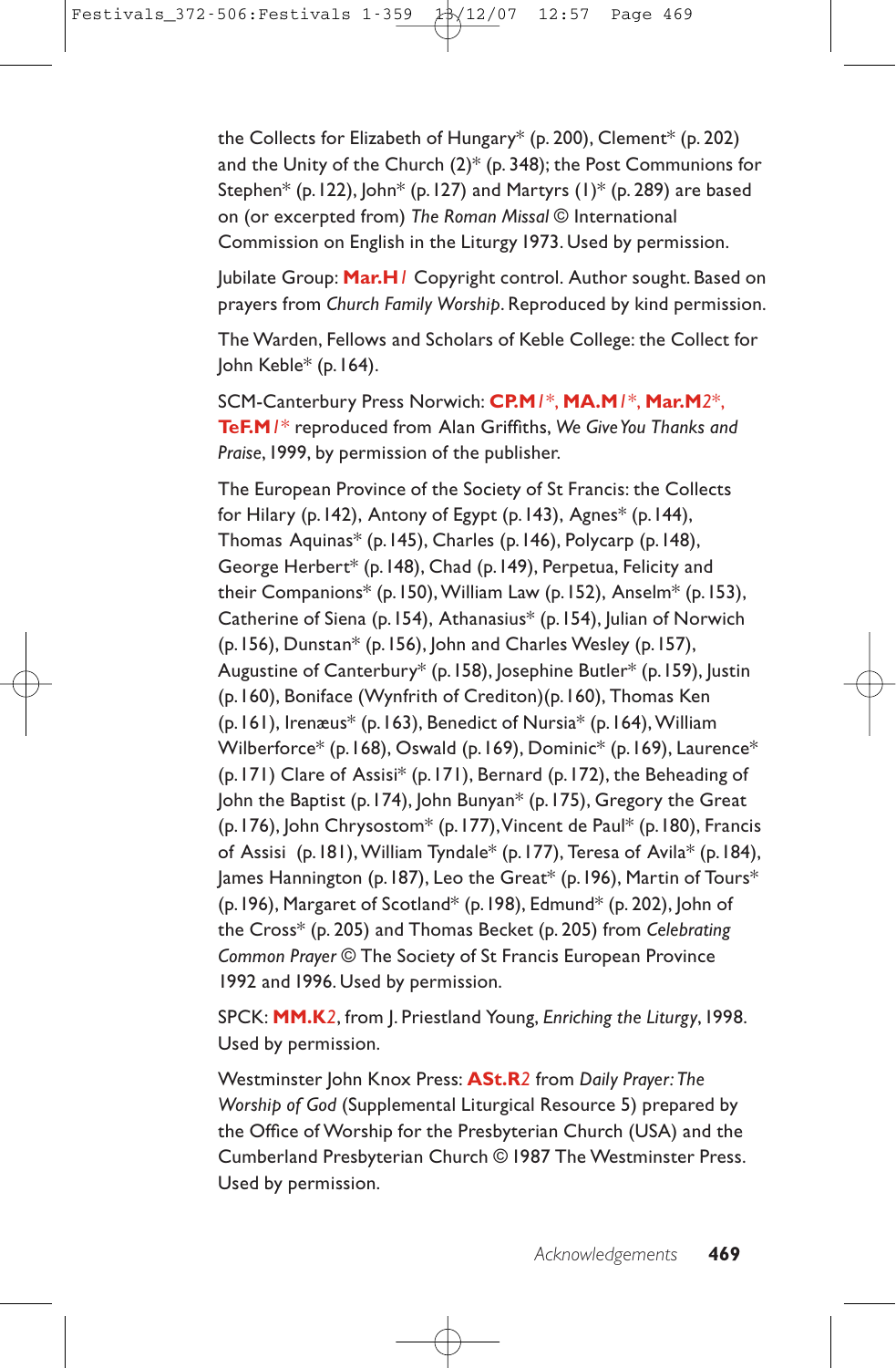the Collects for Elizabeth of Hungary* (p. 200), Clement* (p. 202) and the Unity of the Church (2)* (p. 348); the Post Communions for Stephen* (p. 122), John* (p. 127) and Martyrs (1)* (p. 289) are based on (or excerpted from) *The Roman Missal* © International Commission on English in the Liturgy 1973. Used by permission.

Jubilate Group: **Mar.H***1* Copyright control. Author sought. Based on prayers from *Church Family Worship*. Reproduced by kind permission.

The Warden, Fellows and Scholars of Keble College: the Collect for John Keble* (p. 164).

SCM-Canterbury Press Norwich: **CP.M***1**, **MA.M***1**, **Mar.M***2**, **TeF.M***1** reproduced from Alan Griffiths, *We Give You Thanks and Praise*, 1999, by permission of the publisher.

The European Province of the Society of St Francis: the Collects for Hilary (p. 142), Antony of Egypt (p. 143), Agnes* (p. 144), Thomas Aquinas* (p. 145), Charles (p. 146), Polycarp (p. 148), George Herbert* (p. 148), Chad (p. 149), Perpetua, Felicity and their Companions* (p. 150), William Law (p. 152), Anselm* (p. 153), Catherine of Siena (p. 154), Athanasius* (p. 154), Julian of Norwich (p. 156), Dunstan* (p. 156), John and Charles Wesley (p. 157), Augustine of Canterbury* (p. 158), Josephine Butler* (p. 159), Justin (p. 160), Boniface (Wynfrith of Crediton)(p. 160), Thomas Ken (p. 161), Irenæus* (p. 163), Benedict of Nursia* (p. 164), William Wilberforce* (p. 168), Oswald (p. 169), Dominic* (p. 169), Laurence* (p. 171) Clare of Assisi* (p. 171), Bernard (p. 172), the Beheading of John the Baptist (p. 174), John Bunyan* (p. 175), Gregory the Great (p. 176), John Chrysostom* (p. 177), Vincent de Paul* (p. 180), Francis of Assisi (p. 181), William Tyndale* (p. 177), Teresa of Avila* (p. 184), James Hannington (p. 187), Leo the Great* (p. 196), Martin of Tours* (p. 196), Margaret of Scotland* (p. 198), Edmund* (p. 202), John of the Cross* (p. 205) and Thomas Becket (p. 205) from *Celebrating Common Prayer* © The Society of St Francis European Province 1992 and 1996. Used by permission.

SPCK: **MM.K***2*, from J. Priestland Young, *Enriching the Liturgy*, 1998. Used by permission.

Westminster John Knox Press: **ASt.R***2* from *Daily Prayer: The Worship of God* (Supplemental Liturgical Resource 5) prepared by the Office of Worship for the Presbyterian Church (USA) and the Cumberland Presbyterian Church © 1987 The Westminster Press. Used by permission.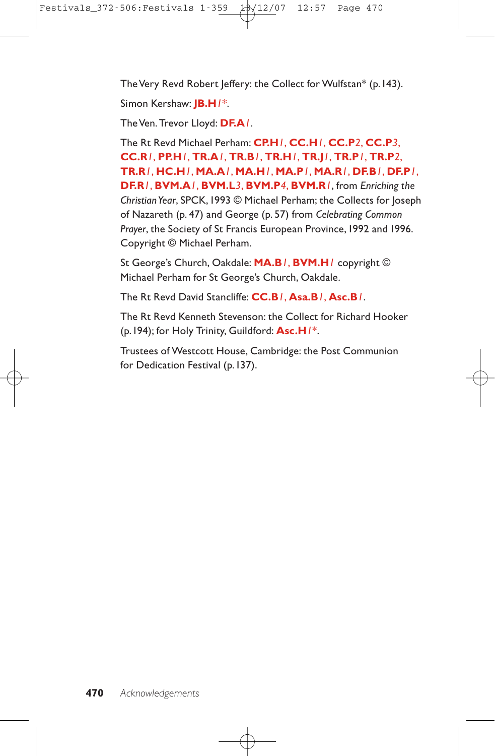The Very Revd Robert Jeffery: the Collect for Wulfstan* (p. 143).

Simon Kershaw: **JB.H***1**\***.

The Ven. Trevor Lloyd: **DF.A***1*.

The Rt Revd Michael Perham: **CP.H***1*, **CC.H***1*, **CC.P***2*, **CC.P***3*, **CC.R***1*, **PP.H***1*, **TR.A***1*, **TR.B***1*, **TR.H***1*, **TR.J***1*, **TR.P***1*, **TR.P***2*, **TR.R***1*, **HC.H***1*, **MA.A***1*, **MA.H***1*, **MA.P***1*, **MA.R***1*, **DF.B***1*, **DF.P***1*, **DF.R***1*, **BVM.A***1*, **BVM.L***3*, **BVM.P***4*, **BVM.R***1*, from *Enriching the Christian Year*, SPCK, 1993 © Michael Perham; the Collects for Joseph of Nazareth (p. 47) and George (p. 57) from *Celebrating Common Prayer*, the Society of St Francis European Province, 1992 and 1996. Copyright © Michael Perham.

St George's Church, Oakdale: **MA.B***1*, **BVM.H***1* copyright © Michael Perham for St George's Church, Oakdale.

The Rt Revd David Stancliffe: **CC.B***1*, **Asa.B***1*, **Asc.B***1*.

The Rt Revd Kenneth Stevenson: the Collect for Richard Hooker (p. 194); for Holy Trinity, Guildford: **Asc.H***1**\***.

Trustees of Westcott House, Cambridge: the Post Communion for Dedication Festival (p. 137).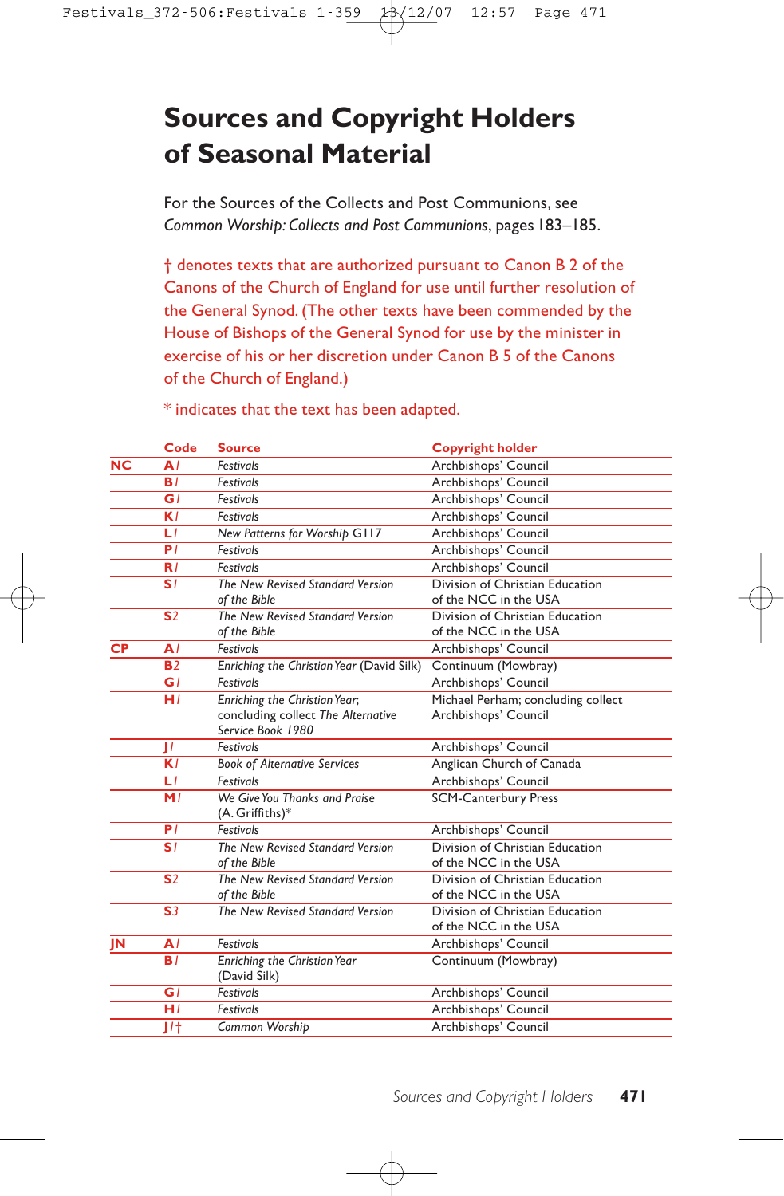# Sources and Copyright Holders of Seasonal Material

For the Sources of the Collects and Post Communions, see *Common Worship: Collects and Post Communions*, pages 183–185.

† denotes texts that are authorized pursuant to Canon B 2 of the Canons of the Church of England for use until further resolution of the General Synod. (The other texts have been commended by the House of Bishops of the General Synod for use by the minister in exercise of his or her discretion under Canon B 5 of the Canons of the Church of England.)

* indicates that the text has been adapted.

| | Code | Source | Copyright holder |
|---|---|---|---|
| **NC** | **A**1 | *Festivals* | Archbishops' Council |
| | **B**1 | *Festivals* | Archbishops' Council |
| | **G**1 | *Festivals* | Archbishops' Council |
| | **K**1 | *Festivals* | Archbishops' Council |
| | **L**1 | *New Patterns for Worship* G117 | Archbishops' Council |
| | **P**1 | *Festivals* | Archbishops' Council |
| | **R**1 | *Festivals* | Archbishops' Council |
| | **S**1 | *The New Revised Standard Version of the Bible* | Division of Christian Education of the NCC in the USA |
| | **S**2 | *The New Revised Standard Version of the Bible* | Division of Christian Education of the NCC in the USA |
| **CP** | **A**1 | *Festivals* | Archbishops' Council |
| | **B**2 | *Enriching the Christian Year* (David Silk) | Continuum (Mowbray) |
| | **G**1 | *Festivals* | Archbishops' Council |
| | **H**1 | *Enriching the Christian Year*; concluding collect *The Alternative Service Book 1980* | Michael Perham; concluding collect Archbishops' Council |
| | **J**1 | *Festivals* | Archbishops' Council |
| | **K**1 | *Book of Alternative Services* | Anglican Church of Canada |
| | **L**1 | *Festivals* | Archbishops' Council |
| | **M**1 | *We Give You Thanks and Praise* (A. Griffiths)* | SCM-Canterbury Press |
| | **P**1 | *Festivals* | Archbishops' Council |
| | **S**1 | *The New Revised Standard Version of the Bible* | Division of Christian Education of the NCC in the USA |
| | **S**2 | *The New Revised Standard Version of the Bible* | Division of Christian Education of the NCC in the USA |
| | **S**3 | *The New Revised Standard Version* | Division of Christian Education of the NCC in the USA |
| **JN** | **A**1 | *Festivals* | Archbishops' Council |
| | **B**1 | *Enriching the Christian Year* (David Silk) | Continuum (Mowbray) |
| | **G**1 | *Festivals* | Archbishops' Council |
| | **H**1 | *Festivals* | Archbishops' Council |
| | **J**1† | *Common Worship* | Archbishops' Council |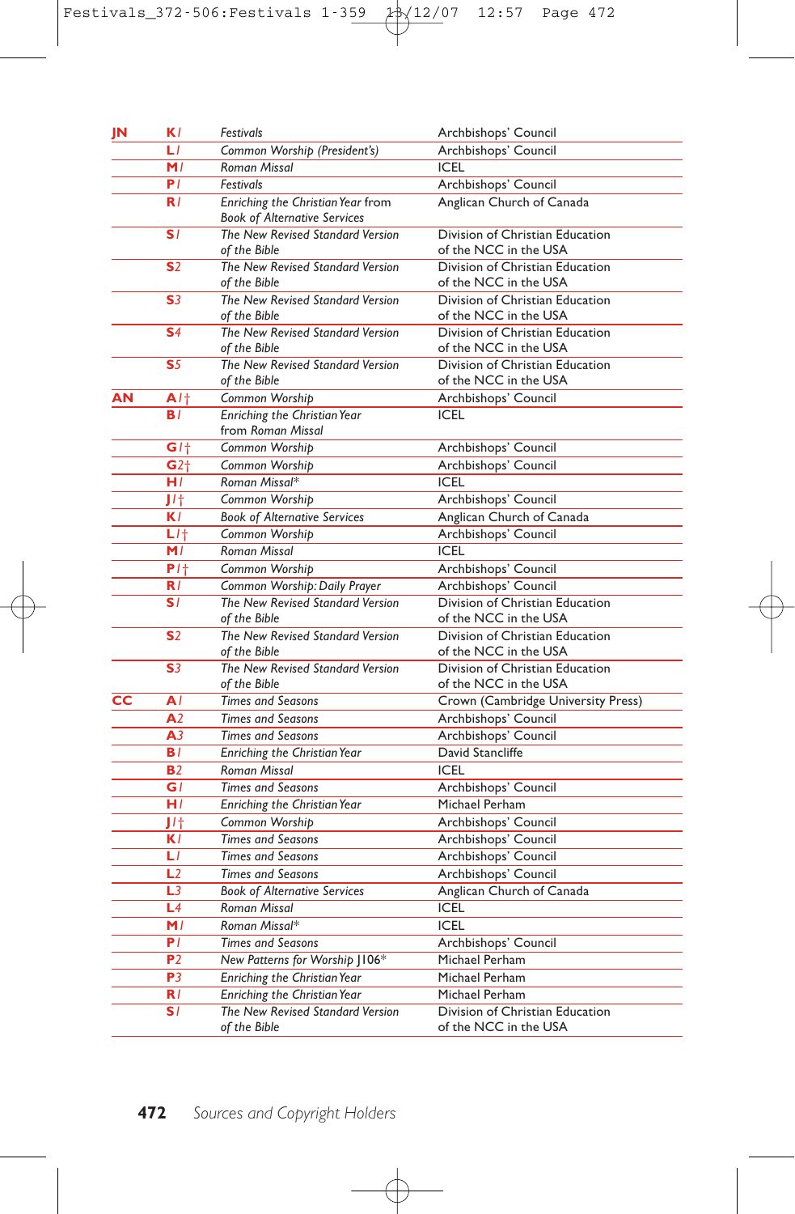| | | | |
|---|---|---|---|
| **JN** | **K***1* | *Festivals* | Archbishops' Council |
| | **L***1* | *Common Worship (President's)* | Archbishops' Council |
| | **M***1* | *Roman Missal* | ICEL |
| | **P***1* | *Festivals* | Archbishops' Council |
| | **R***1* | *Enriching the Christian Year* from *Book of Alternative Services* | Anglican Church of Canada |
| | **S***1* | *The New Revised Standard Version of the Bible* | Division of Christian Education of the NCC in the USA |
| | **S***2* | *The New Revised Standard Version of the Bible* | Division of Christian Education of the NCC in the USA |
| | **S***3* | *The New Revised Standard Version of the Bible* | Division of Christian Education of the NCC in the USA |
| | **S***4* | *The New Revised Standard Version of the Bible* | Division of Christian Education of the NCC in the USA |
| | **S***5* | *The New Revised Standard Version of the Bible* | Division of Christian Education of the NCC in the USA |
| **AN** | **A***1*† | *Common Worship* | Archbishops' Council |
| | **B***1* | *Enriching the Christian Year* from *Roman Missal* | ICEL |
| | **G***1*† | *Common Worship* | Archbishops' Council |
| | **G***2*† | *Common Worship* | Archbishops' Council |
| | **H***1* | *Roman Missal** | ICEL |
| | **J***1*† | *Common Worship* | Archbishops' Council |
| | **K***1* | *Book of Alternative Services* | Anglican Church of Canada |
| | **L***1*† | *Common Worship* | Archbishops' Council |
| | **M***1* | *Roman Missal* | ICEL |
| | **P***1*† | *Common Worship* | Archbishops' Council |
| | **R***1* | *Common Worship: Daily Prayer* | Archbishops' Council |
| | **S***1* | *The New Revised Standard Version of the Bible* | Division of Christian Education of the NCC in the USA |
| | **S***2* | *The New Revised Standard Version of the Bible* | Division of Christian Education of the NCC in the USA |
| | **S***3* | *The New Revised Standard Version of the Bible* | Division of Christian Education of the NCC in the USA |
| **CC** | **A***1* | *Times and Seasons* | Crown (Cambridge University Press) |
| | **A***2* | *Times and Seasons* | Archbishops' Council |
| | **A***3* | *Times and Seasons* | Archbishops' Council |
| | **B***1* | *Enriching the Christian Year* | David Stancliffe |
| | **B***2* | *Roman Missal* | ICEL |
| | **G***1* | *Times and Seasons* | Archbishops' Council |
| | **H***1* | *Enriching the Christian Year* | Michael Perham |
| | **J***1*† | *Common Worship* | Archbishops' Council |
| | **K***1* | *Times and Seasons* | Archbishops' Council |
| | **L***1* | *Times and Seasons* | Archbishops' Council |
| | **L***2* | *Times and Seasons* | Archbishops' Council |
| | **L***3* | *Book of Alternative Services* | Anglican Church of Canada |
| | **L***4* | *Roman Missal* | ICEL |
| | **M***1* | *Roman Missal** | ICEL |
| | **P***1* | *Times and Seasons* | Archbishops' Council |
| | **P***2* | *New Patterns for Worship* J106* | Michael Perham |
| | **P***3* | *Enriching the Christian Year* | Michael Perham |
| | **R***1* | *Enriching the Christian Year* | Michael Perham |
| | **S***1* | *The New Revised Standard Version of the Bible* | Division of Christian Education of the NCC in the USA |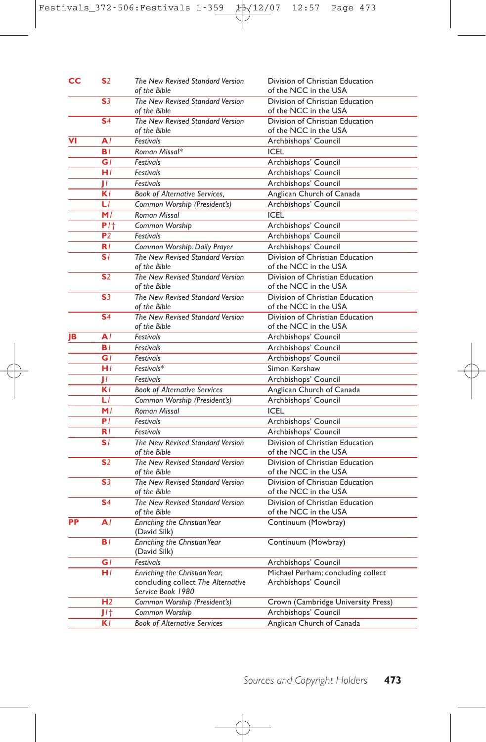| | | | |
|---|---|---|---|
| **CC** | **S**2 | *The New Revised Standard Version of the Bible* | Division of Christian Education of the NCC in the USA |
| | **S**3 | *The New Revised Standard Version of the Bible* | Division of Christian Education of the NCC in the USA |
| | **S**4 | *The New Revised Standard Version of the Bible* | Division of Christian Education of the NCC in the USA |
| **VI** | **A**I | *Festivals* | Archbishops' Council |
| | **B**I | *Roman Missal*\* | ICEL |
| | **G**I | *Festivals* | Archbishops' Council |
| | **H**I | *Festivals* | Archbishops' Council |
| | **J**I | *Festivals* | Archbishops' Council |
| | **K**I | *Book of Alternative Services,* | Anglican Church of Canada |
| | **L**I | *Common Worship (President's)* | Archbishops' Council |
| | **M**I | *Roman Missal* | ICEL |
| | **P**I† | *Common Worship* | Archbishops' Council |
| | **P**2 | *Festivals* | Archbishops' Council |
| | **R**I | *Common Worship: Daily Prayer* | Archbishops' Council |
| | **S**I | *The New Revised Standard Version of the Bible* | Division of Christian Education of the NCC in the USA |
| | **S**2 | *The New Revised Standard Version of the Bible* | Division of Christian Education of the NCC in the USA |
| | **S**3 | *The New Revised Standard Version of the Bible* | Division of Christian Education of the NCC in the USA |
| | **S**4 | *The New Revised Standard Version of the Bible* | Division of Christian Education of the NCC in the USA |
| **JB** | **A**I | *Festivals* | Archbishops' Council |
| | **B**I | *Festivals* | Archbishops' Council |
| | **G**I | *Festivals* | Archbishops' Council |
| | **H**I | *Festivals*\* | Simon Kershaw |
| | **J**I | *Festivals* | Archbishops' Council |
| | **K**I | *Book of Alternative Services* | Anglican Church of Canada |
| | **L**I | *Common Worship (President's)* | Archbishops' Council |
| | **M**I | *Roman Missal* | ICEL |
| | **P**I | *Festivals* | Archbishops' Council |
| | **R**I | *Festivals* | Archbishops' Council |
| | **S**I | *The New Revised Standard Version of the Bible* | Division of Christian Education of the NCC in the USA |
| | **S**2 | *The New Revised Standard Version of the Bible* | Division of Christian Education of the NCC in the USA |
| | **S**3 | *The New Revised Standard Version of the Bible* | Division of Christian Education of the NCC in the USA |
| | **S**4 | *The New Revised Standard Version of the Bible* | Division of Christian Education of the NCC in the USA |
| **PP** | **A**I | *Enriching the Christian Year* (David Silk) | Continuum (Mowbray) |
| | **B**I | *Enriching the Christian Year* (David Silk) | Continuum (Mowbray) |
| | **G**I | *Festivals* | Archbishops' Council |
| | **H**I | *Enriching the Christian Year*; concluding collect *The Alternative Service Book 1980* | Michael Perham; concluding collect Archbishops' Council |
| | **H**2 | *Common Worship (President's)* | Crown (Cambridge University Press) |
| | **J**I† | *Common Worship* | Archbishops' Council |
| | **K**I | *Book of Alternative Services* | Anglican Church of Canada |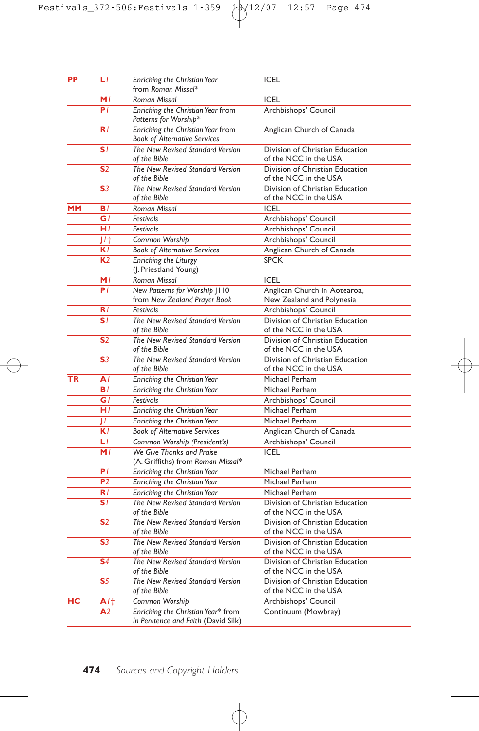| | | | |
|---|---|---|---|
| **PP** | **L**1 | *Enriching the Christian Year* from *Roman Missal*\* | ICEL |
| | **M**1 | *Roman Missal* | ICEL |
| | **P**1 | *Enriching the Christian Year* from *Patterns for Worship*\* | Archbishops' Council |
| | **R**1 | *Enriching the Christian Year* from *Book of Alternative Services* | Anglican Church of Canada |
| | **S**1 | *The New Revised Standard Version of the Bible* | Division of Christian Education of the NCC in the USA |
| | **S**2 | *The New Revised Standard Version of the Bible* | Division of Christian Education of the NCC in the USA |
| | **S**3 | *The New Revised Standard Version of the Bible* | Division of Christian Education of the NCC in the USA |
| **MM** | **B**1 | *Roman Missal* | ICEL |
| | **G**1 | *Festivals* | Archbishops' Council |
| | **H**1 | *Festivals* | Archbishops' Council |
| | **J**1† | *Common Worship* | Archbishops' Council |
| | **K**1 | *Book of Alternative Services* | Anglican Church of Canada |
| | **K**2 | *Enriching the Liturgy* (J. Priestland Young) | SPCK |
| | **M**1 | *Roman Missal* | ICEL |
| | **P**1 | *New Patterns for Worship* J110 from *New Zealand Prayer Book* | Anglican Church in Aotearoa, New Zealand and Polynesia |
| | **R**1 | *Festivals* | Archbishops' Council |
| | **S**1 | *The New Revised Standard Version of the Bible* | Division of Christian Education of the NCC in the USA |
| | **S**2 | *The New Revised Standard Version of the Bible* | Division of Christian Education of the NCC in the USA |
| | **S**3 | *The New Revised Standard Version of the Bible* | Division of Christian Education of the NCC in the USA |
| **TR** | **A**1 | *Enriching the Christian Year* | Michael Perham |
| | **B**1 | *Enriching the Christian Year* | Michael Perham |
| | **G**1 | *Festivals* | Archbishops' Council |
| | **H**1 | *Enriching the Christian Year* | Michael Perham |
| | **J**1 | *Enriching the Christian Year* | Michael Perham |
| | **K**1 | *Book of Alternative Services* | Anglican Church of Canada |
| | **L**1 | *Common Worship (President's)* | Archbishops' Council |
| | **M**1 | *We Give Thanks and Praise* (A. Griffiths) from *Roman Missal*\* | ICEL |
| | **P**1 | *Enriching the Christian Year* | Michael Perham |
| | **P**2 | *Enriching the Christian Year* | Michael Perham |
| | **R**1 | *Enriching the Christian Year* | Michael Perham |
| | **S**1 | *The New Revised Standard Version of the Bible* | Division of Christian Education of the NCC in the USA |
| | **S**2 | *The New Revised Standard Version of the Bible* | Division of Christian Education of the NCC in the USA |
| | **S**3 | *The New Revised Standard Version of the Bible* | Division of Christian Education of the NCC in the USA |
| | **S**4 | *The New Revised Standard Version of the Bible* | Division of Christian Education of the NCC in the USA |
| | **S**5 | *The New Revised Standard Version of the Bible* | Division of Christian Education of the NCC in the USA |
| **HC** | **A**1† | *Common Worship* | Archbishops' Council |
| | **A**2 | *Enriching the Christian Year*\* from *In Penitence and Faith* (David Silk) | Continuum (Mowbray) |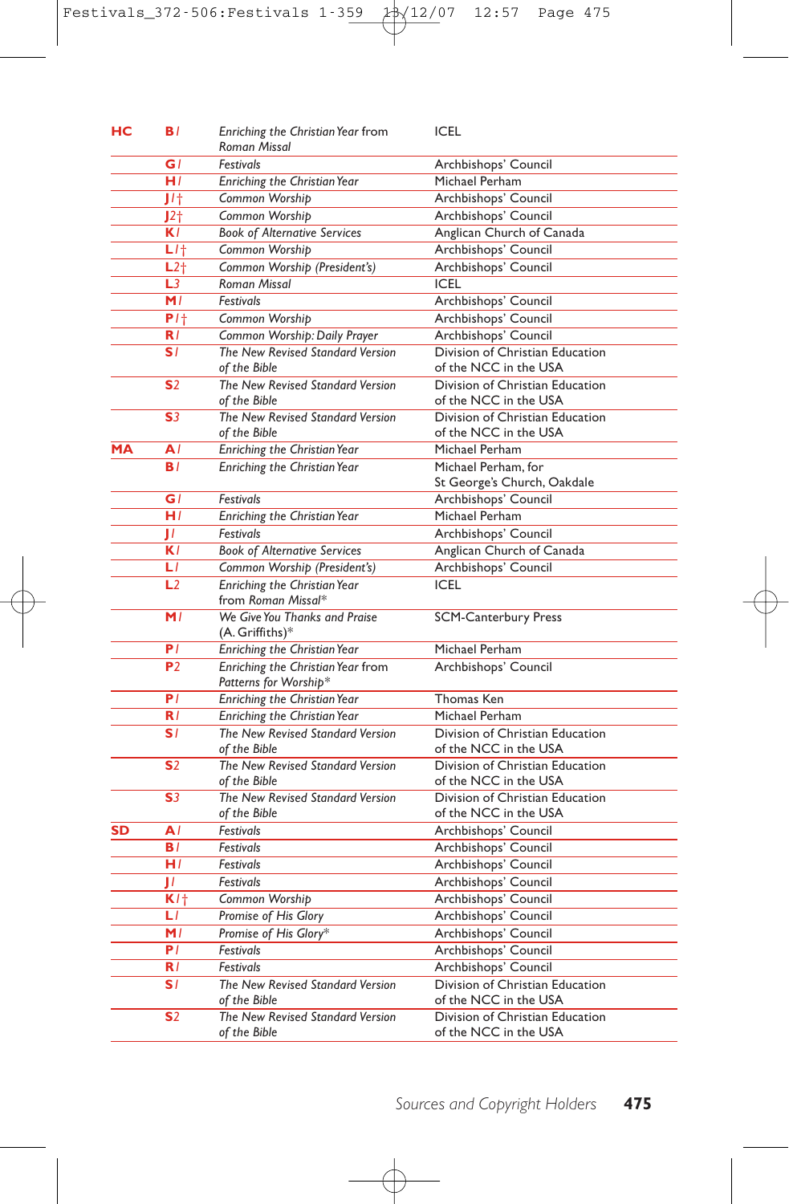| | | | |
|---|---|---|---|
| **HC** | **B***1* | *Enriching the Christian Year* from *Roman Missal* | ICEL |
| | **G***1* | *Festivals* | Archbishops' Council |
| | **H***1* | *Enriching the Christian Year* | Michael Perham |
| | **J***1*† | *Common Worship* | Archbishops' Council |
| | **J***2*† | *Common Worship* | Archbishops' Council |
| | **K***1* | *Book of Alternative Services* | Anglican Church of Canada |
| | **L***1*† | *Common Worship* | Archbishops' Council |
| | **L***2*† | *Common Worship (President's)* | Archbishops' Council |
| | **L***3* | *Roman Missal* | ICEL |
| | **M***1* | *Festivals* | Archbishops' Council |
| | **P***1*† | *Common Worship* | Archbishops' Council |
| | **R***1* | *Common Worship: Daily Prayer* | Archbishops' Council |
| | **S***1* | *The New Revised Standard Version of the Bible* | Division of Christian Education of the NCC in the USA |
| | **S***2* | *The New Revised Standard Version of the Bible* | Division of Christian Education of the NCC in the USA |
| | **S***3* | *The New Revised Standard Version of the Bible* | Division of Christian Education of the NCC in the USA |
| **MA** | **A***1* | *Enriching the Christian Year* | Michael Perham |
| | **B***1* | *Enriching the Christian Year* | Michael Perham, for St George's Church, Oakdale |
| | **G***1* | *Festivals* | Archbishops' Council |
| | **H***1* | *Enriching the Christian Year* | Michael Perham |
| | **J***1* | *Festivals* | Archbishops' Council |
| | **K***1* | *Book of Alternative Services* | Anglican Church of Canada |
| | **L***1* | *Common Worship (President's)* | Archbishops' Council |
| | **L***2* | *Enriching the Christian Year* from *Roman Missal** | ICEL |
| | **M***1* | *We Give You Thanks and Praise* (A. Griffiths)* | SCM-Canterbury Press |
| | **P***1* | *Enriching the Christian Year* | Michael Perham |
| | **P***2* | *Enriching the Christian Year* from *Patterns for Worship** | Archbishops' Council |
| | **P***1* | *Enriching the Christian Year* | Thomas Ken |
| | **R***1* | *Enriching the Christian Year* | Michael Perham |
| | **S***1* | *The New Revised Standard Version of the Bible* | Division of Christian Education of the NCC in the USA |
| | **S***2* | *The New Revised Standard Version of the Bible* | Division of Christian Education of the NCC in the USA |
| | **S***3* | *The New Revised Standard Version of the Bible* | Division of Christian Education of the NCC in the USA |
| **SD** | **A***1* | *Festivals* | Archbishops' Council |
| | **B***1* | *Festivals* | Archbishops' Council |
| | **H***1* | *Festivals* | Archbishops' Council |
| | **J***1* | *Festivals* | Archbishops' Council |
| | **K***1*† | *Common Worship* | Archbishops' Council |
| | **L***1* | *Promise of His Glory* | Archbishops' Council |
| | **M***1* | *Promise of His Glory** | Archbishops' Council |
| | **P***1* | *Festivals* | Archbishops' Council |
| | **R***1* | *Festivals* | Archbishops' Council |
| | **S***1* | *The New Revised Standard Version of the Bible* | Division of Christian Education of the NCC in the USA |
| | **S***2* | *The New Revised Standard Version of the Bible* | Division of Christian Education of the NCC in the USA |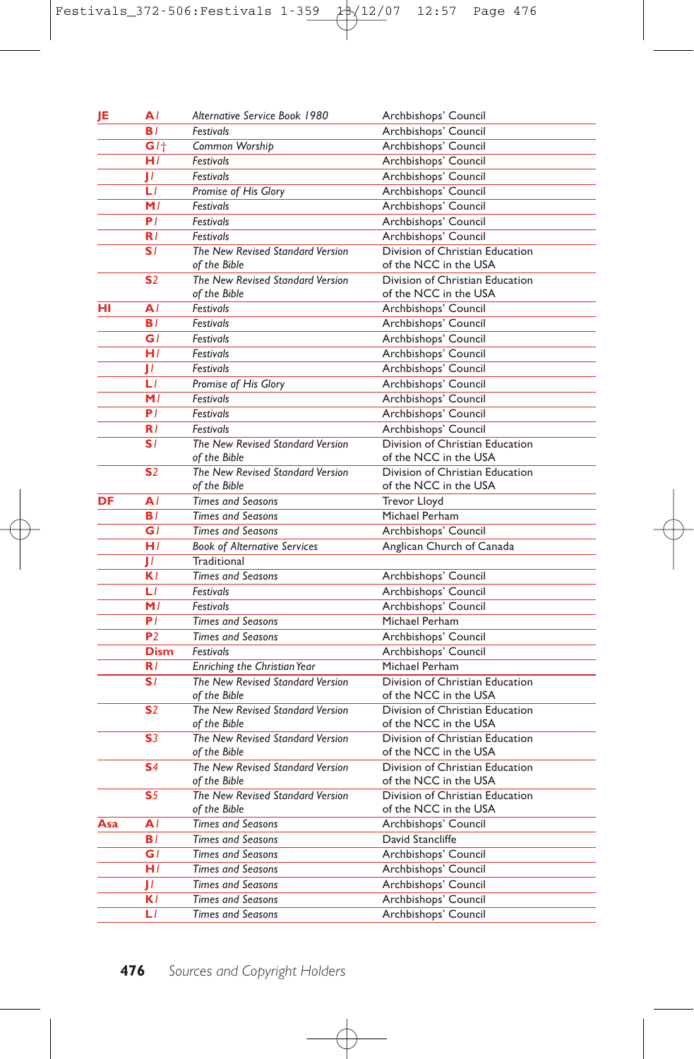| | | | |
|---|---|---|---|
| **JE** | **A** *1* | *Alternative Service Book 1980* | Archbishops' Council |
| | **B** *1* | *Festivals* | Archbishops' Council |
| | **G** *1*† | *Common Worship* | Archbishops' Council |
| | **H** *1* | *Festivals* | Archbishops' Council |
| | **J** *1* | *Festivals* | Archbishops' Council |
| | **L** *1* | *Promise of His Glory* | Archbishops' Council |
| | **M** *1* | *Festivals* | Archbishops' Council |
| | **P** *1* | *Festivals* | Archbishops' Council |
| | **R** *1* | *Festivals* | Archbishops' Council |
| | **S** *1* | *The New Revised Standard Version of the Bible* | Division of Christian Education of the NCC in the USA |
| | **S** *2* | *The New Revised Standard Version of the Bible* | Division of Christian Education of the NCC in the USA |
| **HI** | **A** *1* | *Festivals* | Archbishops' Council |
| | **B** *1* | *Festivals* | Archbishops' Council |
| | **G** *1* | *Festivals* | Archbishops' Council |
| | **H** *1* | *Festivals* | Archbishops' Council |
| | **J** *1* | *Festivals* | Archbishops' Council |
| | **L** *1* | *Promise of His Glory* | Archbishops' Council |
| | **M** *1* | *Festivals* | Archbishops' Council |
| | **P** *1* | *Festivals* | Archbishops' Council |
| | **R** *1* | *Festivals* | Archbishops' Council |
| | **S** *1* | *The New Revised Standard Version of the Bible* | Division of Christian Education of the NCC in the USA |
| | **S** *2* | *The New Revised Standard Version of the Bible* | Division of Christian Education of the NCC in the USA |
| **DF** | **A** *1* | *Times and Seasons* | Trevor Lloyd |
| | **B** *1* | *Times and Seasons* | Michael Perham |
| | **G** *1* | *Times and Seasons* | Archbishops' Council |
| | **H** *1* | *Book of Alternative Services* | Anglican Church of Canada |
| | **J** *1* | Traditional | |
| | **K** *1* | *Times and Seasons* | Archbishops' Council |
| | **L** *1* | *Festivals* | Archbishops' Council |
| | **M** *1* | *Festivals* | Archbishops' Council |
| | **P** *1* | *Times and Seasons* | Michael Perham |
| | **P** *2* | *Times and Seasons* | Archbishops' Council |
| | **Dism** | *Festivals* | Archbishops' Council |
| | **R** *1* | *Enriching the Christian Year* | Michael Perham |
| | **S** *1* | *The New Revised Standard Version of the Bible* | Division of Christian Education of the NCC in the USA |
| | **S** *2* | *The New Revised Standard Version of the Bible* | Division of Christian Education of the NCC in the USA |
| | **S** *3* | *The New Revised Standard Version of the Bible* | Division of Christian Education of the NCC in the USA |
| | **S** *4* | *The New Revised Standard Version of the Bible* | Division of Christian Education of the NCC in the USA |
| | **S** *5* | *The New Revised Standard Version of the Bible* | Division of Christian Education of the NCC in the USA |
| **Asa** | **A** *1* | *Times and Seasons* | Archbishops' Council |
| | **B** *1* | *Times and Seasons* | David Stancliffe |
| | **G** *1* | *Times and Seasons* | Archbishops' Council |
| | **H** *1* | *Times and Seasons* | Archbishops' Council |
| | **J** *1* | *Times and Seasons* | Archbishops' Council |
| | **K** *1* | *Times and Seasons* | Archbishops' Council |
| | **L** *1* | *Times and Seasons* | Archbishops' Council |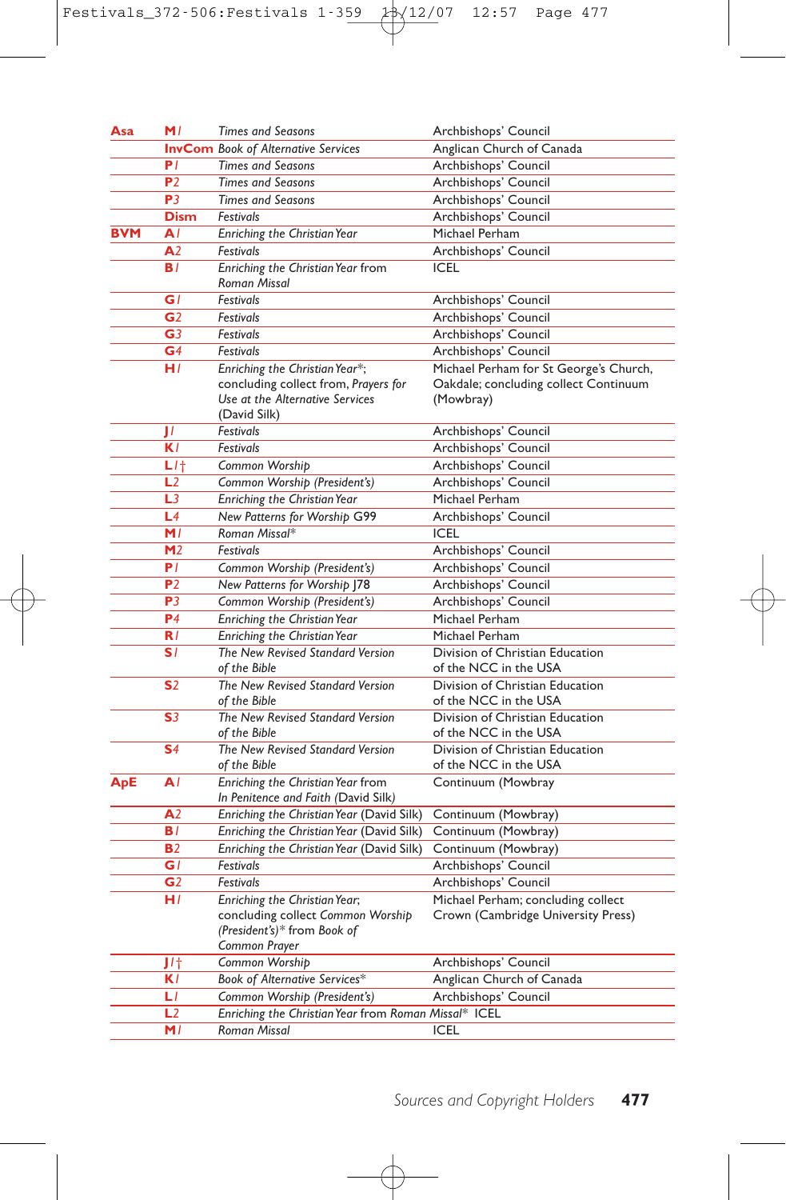| | | | |
|---|---|---|---|
| **Asa** | **M1** | *Times and Seasons* | Archbishops' Council |
| | **InvCom** | *Book of Alternative Services* | Anglican Church of Canada |
| | **P1** | *Times and Seasons* | Archbishops' Council |
| | **P2** | *Times and Seasons* | Archbishops' Council |
| | **P3** | *Times and Seasons* | Archbishops' Council |
| | **Dism** | *Festivals* | Archbishops' Council |
| **BVM** | **A1** | *Enriching the Christian Year* | Michael Perham |
| | **A2** | *Festivals* | Archbishops' Council |
| | **B1** | *Enriching the Christian Year* from *Roman Missal* | ICEL |
| | **G1** | *Festivals* | Archbishops' Council |
| | **G2** | *Festivals* | Archbishops' Council |
| | **G3** | *Festivals* | Archbishops' Council |
| | **G4** | *Festivals* | Archbishops' Council |
| | **H1** | *Enriching the Christian Year*\*; concluding collect from, *Prayers for Use at the Alternative Services* (David Silk) | Michael Perham for St George's Church, Oakdale; concluding collect Continuum (Mowbray) |
| | **J1** | *Festivals* | Archbishops' Council |
| | **K1** | *Festivals* | Archbishops' Council |
| | **L1**† | *Common Worship* | Archbishops' Council |
| | **L2** | *Common Worship (President's)* | Archbishops' Council |
| | **L3** | *Enriching the Christian Year* | Michael Perham |
| | **L4** | *New Patterns for Worship* G99 | Archbishops' Council |
| | **M1** | *Roman Missal*\* | ICEL |
| | **M2** | *Festivals* | Archbishops' Council |
| | **P1** | *Common Worship (President's)* | Archbishops' Council |
| | **P2** | *New Patterns for Worship* J78 | Archbishops' Council |
| | **P3** | *Common Worship (President's)* | Archbishops' Council |
| | **P4** | *Enriching the Christian Year* | Michael Perham |
| | **R1** | *Enriching the Christian Year* | Michael Perham |
| | **S1** | *The New Revised Standard Version of the Bible* | Division of Christian Education of the NCC in the USA |
| | **S2** | *The New Revised Standard Version of the Bible* | Division of Christian Education of the NCC in the USA |
| | **S3** | *The New Revised Standard Version of the Bible* | Division of Christian Education of the NCC in the USA |
| | **S4** | *The New Revised Standard Version of the Bible* | Division of Christian Education of the NCC in the USA |
| **ApE** | **A1** | *Enriching the Christian Year* from *In Penitence and Faith* (David Silk) | Continuum (Mowbray |
| | **A2** | *Enriching the Christian Year* (David Silk) | Continuum (Mowbray) |
| | **B1** | *Enriching the Christian Year* (David Silk) | Continuum (Mowbray) |
| | **B2** | *Enriching the Christian Year* (David Silk) | Continuum (Mowbray) |
| | **G1** | *Festivals* | Archbishops' Council |
| | **G2** | *Festivals* | Archbishops' Council |
| | **H1** | *Enriching the Christian Year*; concluding collect *Common Worship (President's)*\* from *Book of Common Prayer* | Michael Perham; concluding collect Crown (Cambridge University Press) |
| | **J1**† | *Common Worship* | Archbishops' Council |
| | **K1** | *Book of Alternative Services*\* | Anglican Church of Canada |
| | **L1** | *Common Worship (President's)* | Archbishops' Council |
| | **L2** | *Enriching the Christian Year* from *Roman Missal*\* | ICEL |
| | **M1** | *Roman Missal* | ICEL |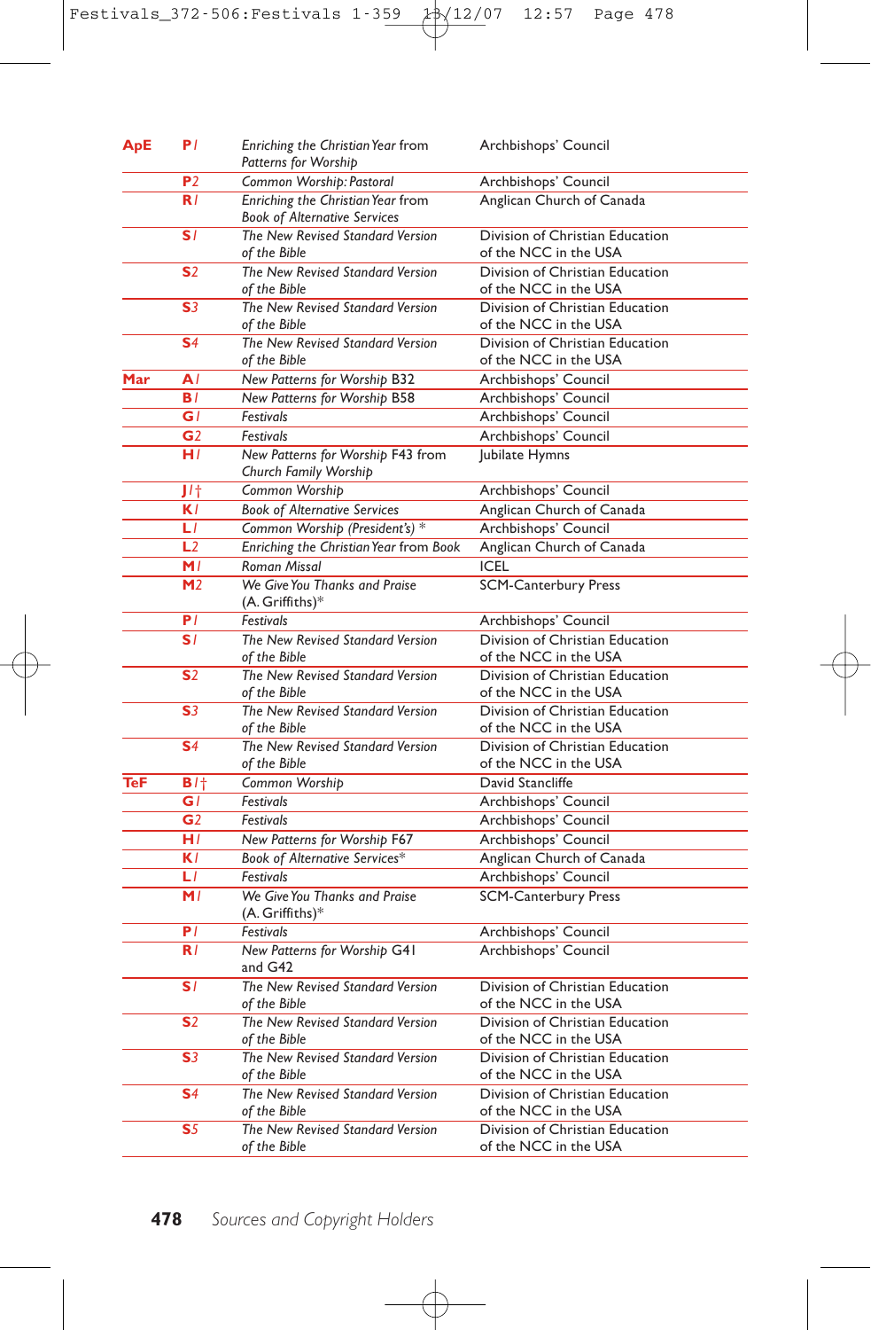| | | | |
|---|---|---|---|
| **ApE** | **P***1* | *Enriching the Christian Year* from *Patterns for Worship* | Archbishops' Council |
| | **P***2* | *Common Worship: Pastoral* | Archbishops' Council |
| | **R***1* | *Enriching the Christian Year* from *Book of Alternative Services* | Anglican Church of Canada |
| | **S***1* | *The New Revised Standard Version of the Bible* | Division of Christian Education of the NCC in the USA |
| | **S***2* | *The New Revised Standard Version of the Bible* | Division of Christian Education of the NCC in the USA |
| | **S***3* | *The New Revised Standard Version of the Bible* | Division of Christian Education of the NCC in the USA |
| | **S***4* | *The New Revised Standard Version of the Bible* | Division of Christian Education of the NCC in the USA |
| **Mar** | **A***1* | *New Patterns for Worship* B32 | Archbishops' Council |
| | **B***1* | *New Patterns for Worship* B58 | Archbishops' Council |
| | **G***1* | *Festivals* | Archbishops' Council |
| | **G***2* | *Festivals* | Archbishops' Council |
| | **H***1* | *New Patterns for Worship* F43 from *Church Family Worship* | Jubilate Hymns |
| | **J***1*† | *Common Worship* | Archbishops' Council |
| | **K***1* | *Book of Alternative Services* | Anglican Church of Canada |
| | **L***1* | *Common Worship (President's)* * | Archbishops' Council |
| | **L***2* | *Enriching the Christian Year* from *Book* | Anglican Church of Canada |
| | **M***1* | *Roman Missal* | ICEL |
| | **M***2* | *We Give You Thanks and Praise* (A. Griffiths)* | SCM-Canterbury Press |
| | **P***1* | *Festivals* | Archbishops' Council |
| | **S***1* | *The New Revised Standard Version of the Bible* | Division of Christian Education of the NCC in the USA |
| | **S***2* | *The New Revised Standard Version of the Bible* | Division of Christian Education of the NCC in the USA |
| | **S***3* | *The New Revised Standard Version of the Bible* | Division of Christian Education of the NCC in the USA |
| | **S***4* | *The New Revised Standard Version of the Bible* | Division of Christian Education of the NCC in the USA |
| **TeF** | **B***1*† | *Common Worship* | David Stancliffe |
| | **G***1* | *Festivals* | Archbishops' Council |
| | **G***2* | *Festivals* | Archbishops' Council |
| | **H***1* | *New Patterns for Worship* F67 | Archbishops' Council |
| | **K***1* | *Book of Alternative Services** | Anglican Church of Canada |
| | **L***1* | *Festivals* | Archbishops' Council |
| | **M***1* | *We Give You Thanks and Praise* (A. Griffiths)* | SCM-Canterbury Press |
| | **P***1* | *Festivals* | Archbishops' Council |
| | **R***1* | *New Patterns for Worship* G41 and G42 | Archbishops' Council |
| | **S***1* | *The New Revised Standard Version of the Bible* | Division of Christian Education of the NCC in the USA |
| | **S***2* | *The New Revised Standard Version of the Bible* | Division of Christian Education of the NCC in the USA |
| | **S***3* | *The New Revised Standard Version of the Bible* | Division of Christian Education of the NCC in the USA |
| | **S***4* | *The New Revised Standard Version of the Bible* | Division of Christian Education of the NCC in the USA |
| | **S***5* | *The New Revised Standard Version of the Bible* | Division of Christian Education of the NCC in the USA |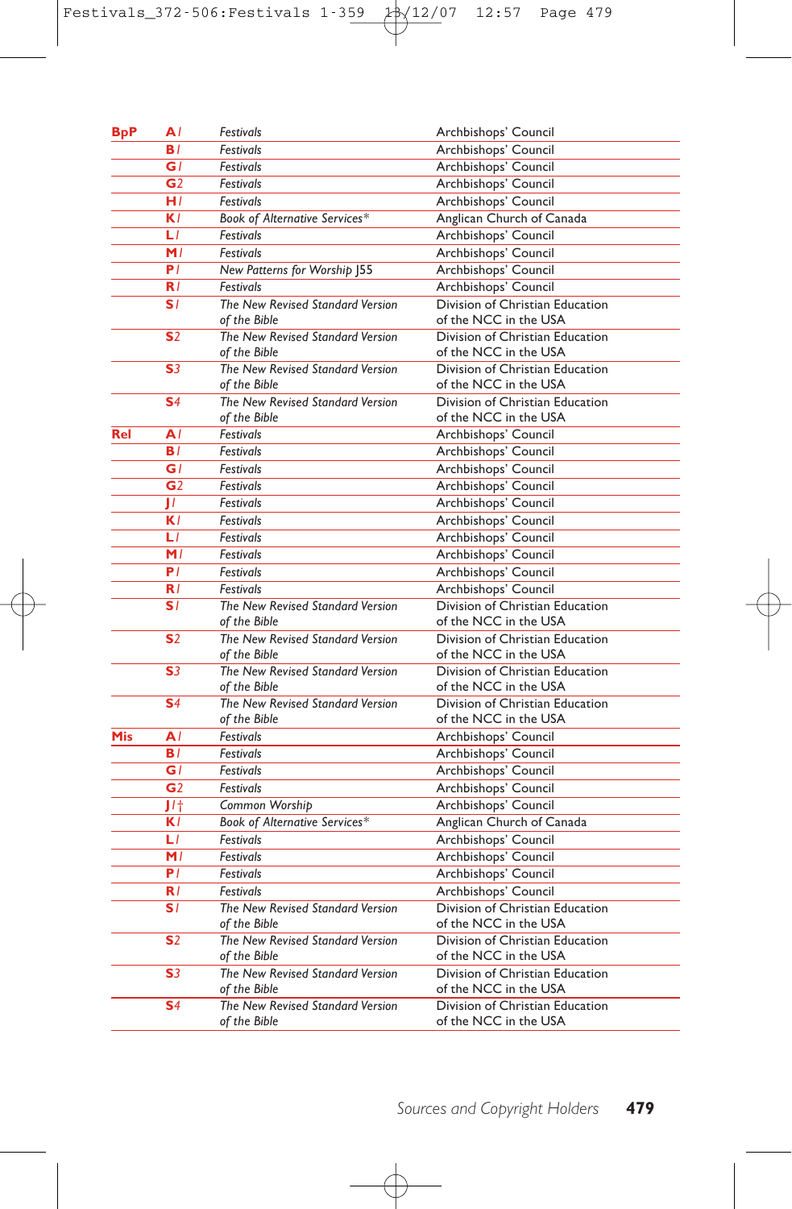| | | | |
|---|---|---|---|
| **BpP** | **A***1* | *Festivals* | Archbishops' Council |
| | **B***1* | *Festivals* | Archbishops' Council |
| | **G***1* | *Festivals* | Archbishops' Council |
| | **G***2* | *Festivals* | Archbishops' Council |
| | **H***1* | *Festivals* | Archbishops' Council |
| | **K***1* | *Book of Alternative Services** | Anglican Church of Canada |
| | **L***1* | *Festivals* | Archbishops' Council |
| | **M***1* | *Festivals* | Archbishops' Council |
| | **P***1* | *New Patterns for Worship* J55 | Archbishops' Council |
| | **R***1* | *Festivals* | Archbishops' Council |
| | **S***1* | *The New Revised Standard Version of the Bible* | Division of Christian Education of the NCC in the USA |
| | **S***2* | *The New Revised Standard Version of the Bible* | Division of Christian Education of the NCC in the USA |
| | **S***3* | *The New Revised Standard Version of the Bible* | Division of Christian Education of the NCC in the USA |
| | **S***4* | *The New Revised Standard Version of the Bible* | Division of Christian Education of the NCC in the USA |
| **Rel** | **A***1* | *Festivals* | Archbishops' Council |
| | **B***1* | *Festivals* | Archbishops' Council |
| | **G***1* | *Festivals* | Archbishops' Council |
| | **G***2* | *Festivals* | Archbishops' Council |
| | **J***1* | *Festivals* | Archbishops' Council |
| | **K***1* | *Festivals* | Archbishops' Council |
| | **L***1* | *Festivals* | Archbishops' Council |
| | **M***1* | *Festivals* | Archbishops' Council |
| | **P***1* | *Festivals* | Archbishops' Council |
| | **R***1* | *Festivals* | Archbishops' Council |
| | **S***1* | *The New Revised Standard Version of the Bible* | Division of Christian Education of the NCC in the USA |
| | **S***2* | *The New Revised Standard Version of the Bible* | Division of Christian Education of the NCC in the USA |
| | **S***3* | *The New Revised Standard Version of the Bible* | Division of Christian Education of the NCC in the USA |
| | **S***4* | *The New Revised Standard Version of the Bible* | Division of Christian Education of the NCC in the USA |
| **Mis** | **A***1* | *Festivals* | Archbishops' Council |
| | **B***1* | *Festivals* | Archbishops' Council |
| | **G***1* | *Festivals* | Archbishops' Council |
| | **G***2* | *Festivals* | Archbishops' Council |
| | **J***1*† | *Common Worship* | Archbishops' Council |
| | **K***1* | *Book of Alternative Services** | Anglican Church of Canada |
| | **L***1* | *Festivals* | Archbishops' Council |
| | **M***1* | *Festivals* | Archbishops' Council |
| | **P***1* | *Festivals* | Archbishops' Council |
| | **R***1* | *Festivals* | Archbishops' Council |
| | **S***1* | *The New Revised Standard Version of the Bible* | Division of Christian Education of the NCC in the USA |
| | **S***2* | *The New Revised Standard Version of the Bible* | Division of Christian Education of the NCC in the USA |
| | **S***3* | *The New Revised Standard Version of the Bible* | Division of Christian Education of the NCC in the USA |
| | **S***4* | *The New Revised Standard Version of the Bible* | Division of Christian Education of the NCC in the USA |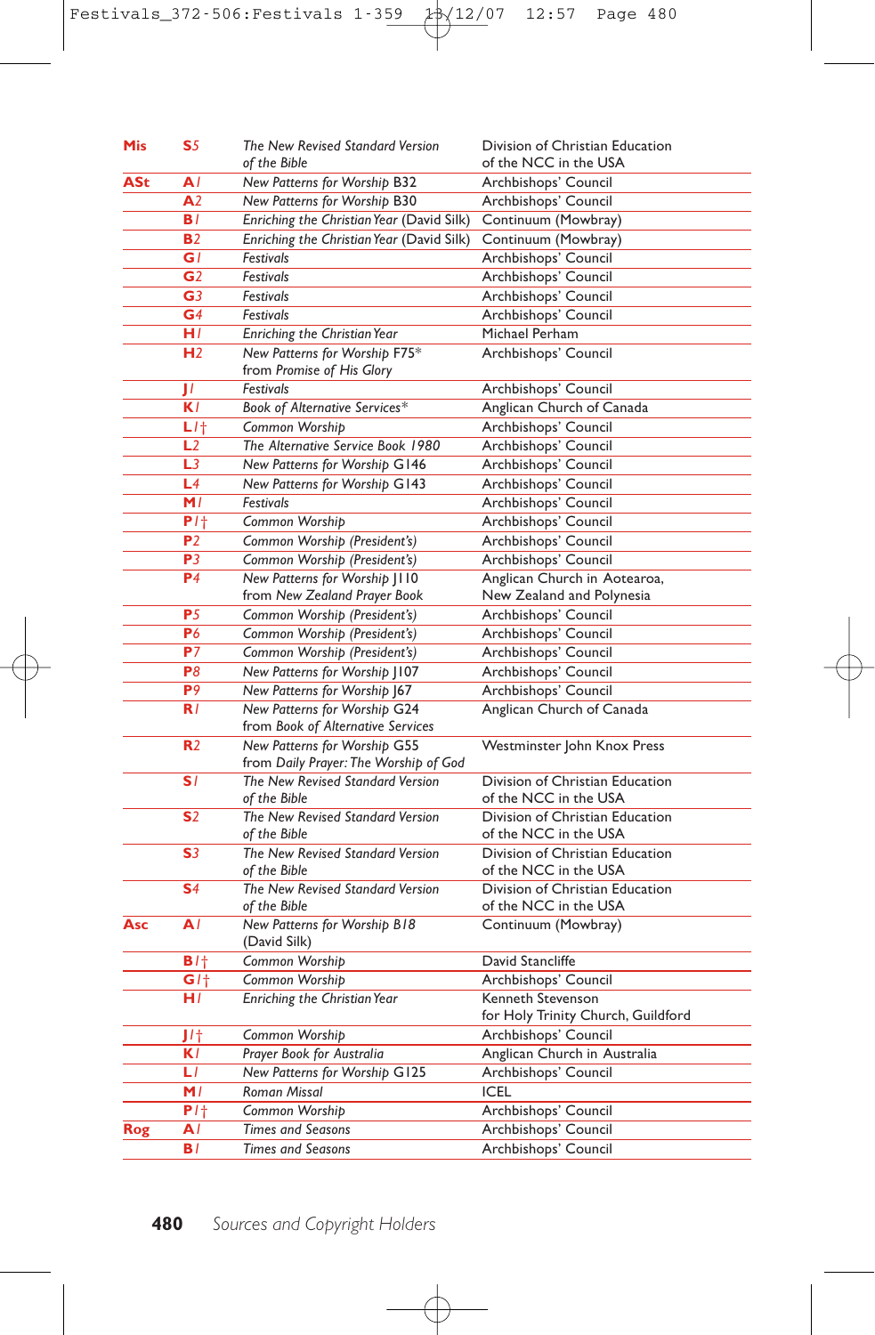| | | | |
|---|---|---|---|
| **Mis** | **S**5 | *The New Revised Standard Version of the Bible* | Division of Christian Education of the NCC in the USA |
| **ASt** | **A**1 | *New Patterns for Worship* B32 | Archbishops' Council |
| | **A**2 | *New Patterns for Worship* B30 | Archbishops' Council |
| | **B**1 | *Enriching the Christian Year* (David Silk) | Continuum (Mowbray) |
| | **B**2 | *Enriching the Christian Year* (David Silk) | Continuum (Mowbray) |
| | **G**1 | *Festivals* | Archbishops' Council |
| | **G**2 | *Festivals* | Archbishops' Council |
| | **G**3 | *Festivals* | Archbishops' Council |
| | **G**4 | *Festivals* | Archbishops' Council |
| | **H**1 | *Enriching the Christian Year* | Michael Perham |
| | **H**2 | *New Patterns for Worship* F75* from *Promise of His Glory* | Archbishops' Council |
| | **J**1 | *Festivals* | Archbishops' Council |
| | **K**1 | *Book of Alternative Services** | Anglican Church of Canada |
| | **L**1† | *Common Worship* | Archbishops' Council |
| | **L**2 | *The Alternative Service Book 1980* | Archbishops' Council |
| | **L**3 | *New Patterns for Worship* G146 | Archbishops' Council |
| | **L**4 | *New Patterns for Worship* G143 | Archbishops' Council |
| | **M**1 | *Festivals* | Archbishops' Council |
| | **P**1† | *Common Worship* | Archbishops' Council |
| | **P**2 | *Common Worship (President's)* | Archbishops' Council |
| | **P**3 | *Common Worship (President's)* | Archbishops' Council |
| | **P**4 | *New Patterns for Worship* J110 from *New Zealand Prayer Book* | Anglican Church in Aotearoa, New Zealand and Polynesia |
| | **P**5 | *Common Worship (President's)* | Archbishops' Council |
| | **P**6 | *Common Worship (President's)* | Archbishops' Council |
| | **P**7 | *Common Worship (President's)* | Archbishops' Council |
| | **P**8 | *New Patterns for Worship* J107 | Archbishops' Council |
| | **P**9 | *New Patterns for Worship* J67 | Archbishops' Council |
| | **R**1 | *New Patterns for Worship* G24 from *Book of Alternative Services* | Anglican Church of Canada |
| | **R**2 | *New Patterns for Worship* G55 from *Daily Prayer: The Worship of God* | Westminster John Knox Press |
| | **S**1 | *The New Revised Standard Version of the Bible* | Division of Christian Education of the NCC in the USA |
| | **S**2 | *The New Revised Standard Version of the Bible* | Division of Christian Education of the NCC in the USA |
| | **S**3 | *The New Revised Standard Version of the Bible* | Division of Christian Education of the NCC in the USA |
| | **S**4 | *The New Revised Standard Version of the Bible* | Division of Christian Education of the NCC in the USA |
| **Asc** | **A**1 | *New Patterns for Worship B18* (David Silk) | Continuum (Mowbray) |
| | **B**1† | *Common Worship* | David Stancliffe |
| | **G**1† | *Common Worship* | Archbishops' Council |
| | **H**1 | *Enriching the Christian Year* | Kenneth Stevenson for Holy Trinity Church, Guildford |
| | **J**1† | *Common Worship* | Archbishops' Council |
| | **K**1 | *Prayer Book for Australia* | Anglican Church in Australia |
| | **L**1 | *New Patterns for Worship* G125 | Archbishops' Council |
| | **M**1 | *Roman Missal* | ICEL |
| | **P**1† | *Common Worship* | Archbishops' Council |
| **Rog** | **A**1 | *Times and Seasons* | Archbishops' Council |
| | **B**1 | *Times and Seasons* | Archbishops' Council |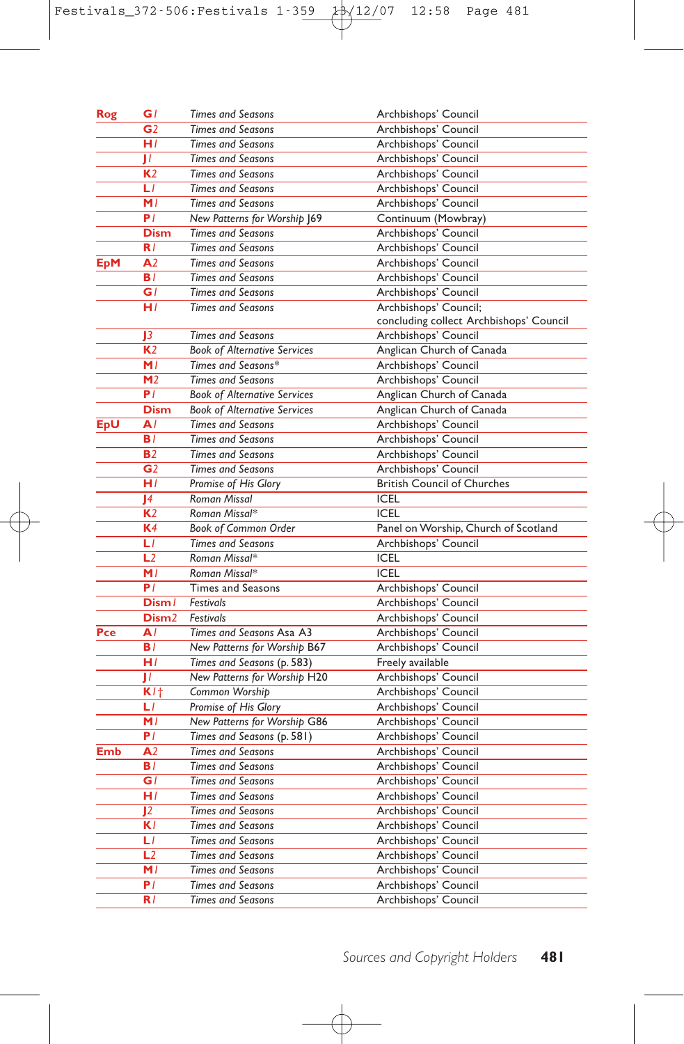| | | | |
|---|---|---|---|
| **Rog** | **G***1* | *Times and Seasons* | Archbishops' Council |
| | **G**2 | *Times and Seasons* | Archbishops' Council |
| | **H***1* | *Times and Seasons* | Archbishops' Council |
| | **J***1* | *Times and Seasons* | Archbishops' Council |
| | **K**2 | *Times and Seasons* | Archbishops' Council |
| | **L***1* | *Times and Seasons* | Archbishops' Council |
| | **M***1* | *Times and Seasons* | Archbishops' Council |
| | **P***1* | *New Patterns for Worship* J69 | Continuum (Mowbray) |
| | **Dism** | *Times and Seasons* | Archbishops' Council |
| | **R***1* | *Times and Seasons* | Archbishops' Council |
| **EpM** | **A**2 | *Times and Seasons* | Archbishops' Council |
| | **B***1* | *Times and Seasons* | Archbishops' Council |
| | **G***1* | *Times and Seasons* | Archbishops' Council |
| | **H***1* | *Times and Seasons* | Archbishops' Council; concluding collect Archbishops' Council |
| | **J**3 | *Times and Seasons* | Archbishops' Council |
| | **K**2 | *Book of Alternative Services* | Anglican Church of Canada |
| | **M***1* | *Times and Seasons** | Archbishops' Council |
| | **M**2 | *Times and Seasons* | Archbishops' Council |
| | **P***1* | *Book of Alternative Services* | Anglican Church of Canada |
| | **Dism** | *Book of Alternative Services* | Anglican Church of Canada |
| **EpU** | **A***1* | *Times and Seasons* | Archbishops' Council |
| | **B***1* | *Times and Seasons* | Archbishops' Council |
| | **B**2 | *Times and Seasons* | Archbishops' Council |
| | **G**2 | *Times and Seasons* | Archbishops' Council |
| | **H***1* | *Promise of His Glory* | British Council of Churches |
| | **J**4 | *Roman Missal* | ICEL |
| | **K**2 | *Roman Missal** | ICEL |
| | **K**4 | *Book of Common Order* | Panel on Worship, Church of Scotland |
| | **L***1* | *Times and Seasons* | Archbishops' Council |
| | **L**2 | *Roman Missal** | ICEL |
| | **M***1* | *Roman Missal** | ICEL |
| | **P***1* | Times and Seasons | Archbishops' Council |
| | **Dism***1* | *Festivals* | Archbishops' Council |
| | **Dism**2 | *Festivals* | Archbishops' Council |
| **Pce** | **A***1* | *Times and Seasons* Asa A3 | Archbishops' Council |
| | **B***1* | *New Patterns for Worship* B67 | Archbishops' Council |
| | **H***1* | *Times and Seasons* (p. 583) | Freely available |
| | **J***1* | *New Patterns for Worship* H20 | Archbishops' Council |
| | **K***1*† | *Common Worship* | Archbishops' Council |
| | **L***1* | *Promise of His Glory* | Archbishops' Council |
| | **M***1* | *New Patterns for Worship* G86 | Archbishops' Council |
| | **P***1* | *Times and Seasons* (p. 581) | Archbishops' Council |
| **Emb** | **A**2 | *Times and Seasons* | Archbishops' Council |
| | **B***1* | *Times and Seasons* | Archbishops' Council |
| | **G***1* | *Times and Seasons* | Archbishops' Council |
| | **H***1* | *Times and Seasons* | Archbishops' Council |
| | **J**2 | *Times and Seasons* | Archbishops' Council |
| | **K***1* | *Times and Seasons* | Archbishops' Council |
| | **L***1* | *Times and Seasons* | Archbishops' Council |
| | **L**2 | *Times and Seasons* | Archbishops' Council |
| | **M***1* | *Times and Seasons* | Archbishops' Council |
| | **P***1* | *Times and Seasons* | Archbishops' Council |
| | **R***1* | *Times and Seasons* | Archbishops' Council |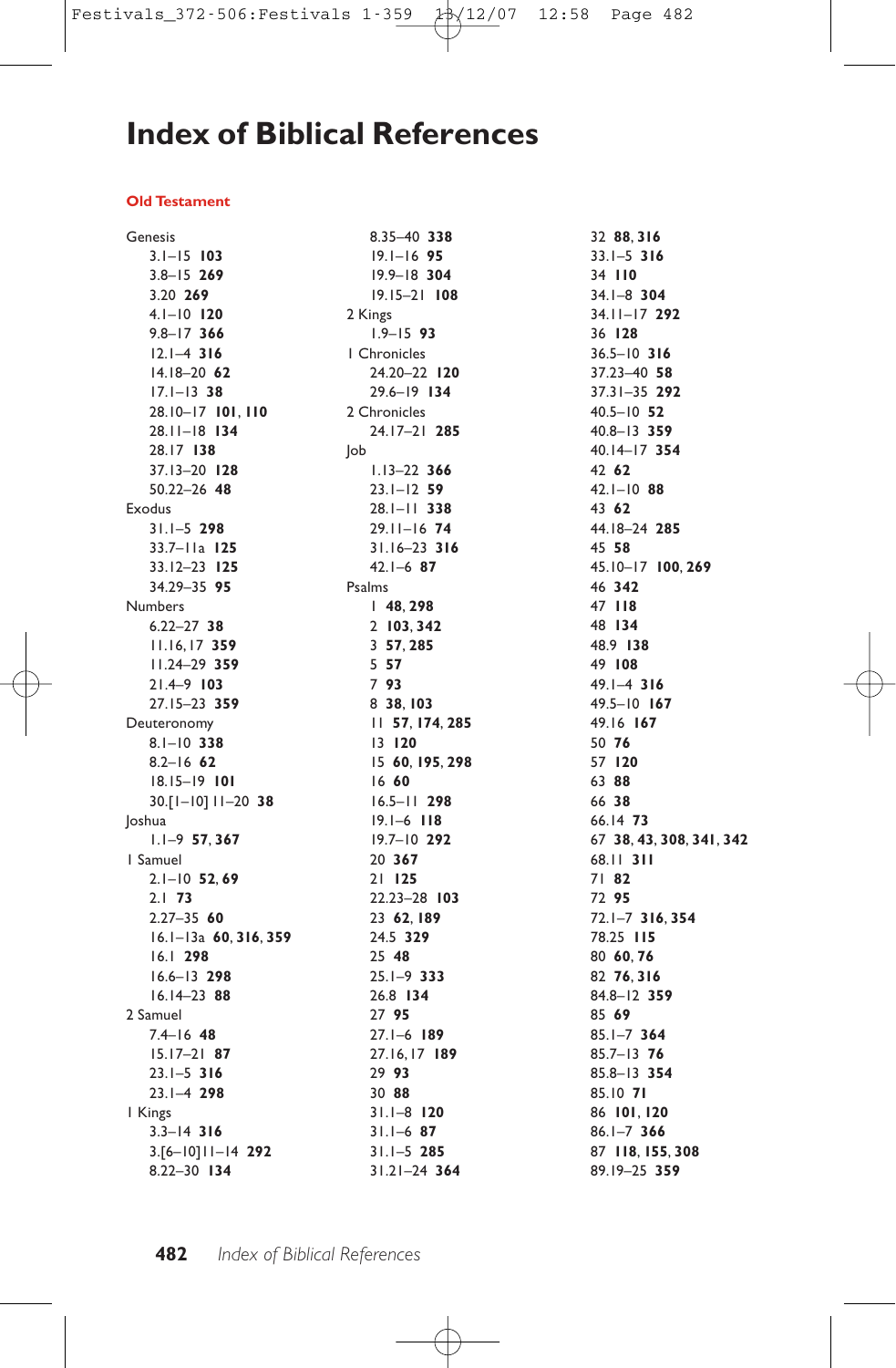# Index of Biblical References

## Old Testament

Genesis
- 3.1–15 **103**
- 3.8–15 **269**
- 3.20 **269**
- 4.1–10 **120**
- 9.8–17 **366**
- 12.1–4 **316**
- 14.18–20 **62**
- 17.1–13 **38**
- 28.10–17 **101**, **110**
- 28.11–18 **134**
- 28.17 **138**
- 37.13–20 **128**
- 50.22–26 **48**

Exodus
- 31.1–5 **298**
- 33.7–11a **125**
- 33.12–23 **125**
- 34.29–35 **95**

Numbers
- 6.22–27 **38**
- 11.16,17 **359**
- 11.24–29 **359**
- 21.4–9 **103**
- 27.15–23 **359**

Deuteronomy
- 8.1–10 **338**
- 8.2–16 **62**
- 18.15–19 **101**
- 30.[1–10] 11–20 **38**

Joshua
- 1.1–9 **57**, **367**

1 Samuel
- 2.1–10 **52**, **69**
- 2.1 **73**
- 2.27–35 **60**
- 16.1–13a **60**, **316**, **359**
- 16.1 **298**
- 16.6–13 **298**
- 16.14–23 **88**

2 Samuel
- 7.4–16 **48**
- 15.17–21 **87**
- 23.1–5 **316**
- 23.1–4 **298**

1 Kings
- 3.3–14 **316**
- 3.[6–10]11–14 **292**
- 8.22–30 **134**
- 8.35–40 **338**
- 19.1–16 **95**
- 19.9–18 **304**
- 19.15–21 **108**

2 Kings
- 1.9–15 **93**

1 Chronicles
- 24.20–22 **120**
- 29.6–19 **134**

2 Chronicles
- 24.17–21 **285**

Job
- 1.13–22 **366**
- 23.1–12 **59**
- 28.1–11 **338**
- 29.11–16 **74**
- 31.16–23 **316**
- 42.1–6 **87**

Psalms
- 1 **48**, **298**
- 2 **103**, **342**
- 3 **57**, **285**
- 5 **57**
- 7 **93**
- 8 **38**, **103**
- 11 **57**, **174**, **285**
- 13 **120**
- 15 **60**, **195**, **298**
- 16 **60**
- 16.5–11 **298**
- 19.1–6 **118**
- 19.7–10 **292**
- 20 **367**
- 21 **125**
- 22.23–28 **103**
- 23 **62**, **189**
- 24.5 **329**
- 25 **48**
- 25.1–9 **333**
- 26.8 **134**
- 27 **95**
- 27.1–6 **189**
- 27.16,17 **189**
- 29 **93**
- 30 **88**
- 31.1–8 **120**
- 31.1–6 **87**
- 31.1–5 **285**
- 31.21–24 **364**
- 32 **88**, **316**
- 33.1–5 **316**
- 34 **110**
- 34.1–8 **304**
- 34.11–17 **292**
- 36 **128**
- 36.5–10 **316**
- 37.23–40 **58**
- 37.31–35 **292**
- 40.5–10 **52**
- 40.8–13 **359**
- 40.14–17 **354**
- 42 **62**
- 42.1–10 **88**
- 43 **62**
- 44.18–24 **285**
- 45 **58**
- 45.10–17 **100**, **269**
- 46 **342**
- 47 **118**
- 48 **134**
- 48.9 **138**
- 49 **108**
- 49.1–4 **316**
- 49.5–10 **167**
- 49.16 **167**
- 50 **76**
- 57 **120**
- 63 **88**
- 66 **38**
- 66.14 **73**
- 67 **38**, **43**, **308**, **341**, **342**
- 68.11 **311**
- 71 **82**
- 72 **95**
- 72.1–7 **316**, **354**
- 78.25 **115**
- 80 **60**, **76**
- 82 **76**, **316**
- 84.8–12 **359**
- 85 **69**
- 85.1–7 **364**
- 85.7–13 **76**
- 85.8–13 **354**
- 85.10 **71**
- 86 **101**, **120**
- 86.1–7 **366**
- 87 **118**, **155**, **308**
- 89.19–25 **359**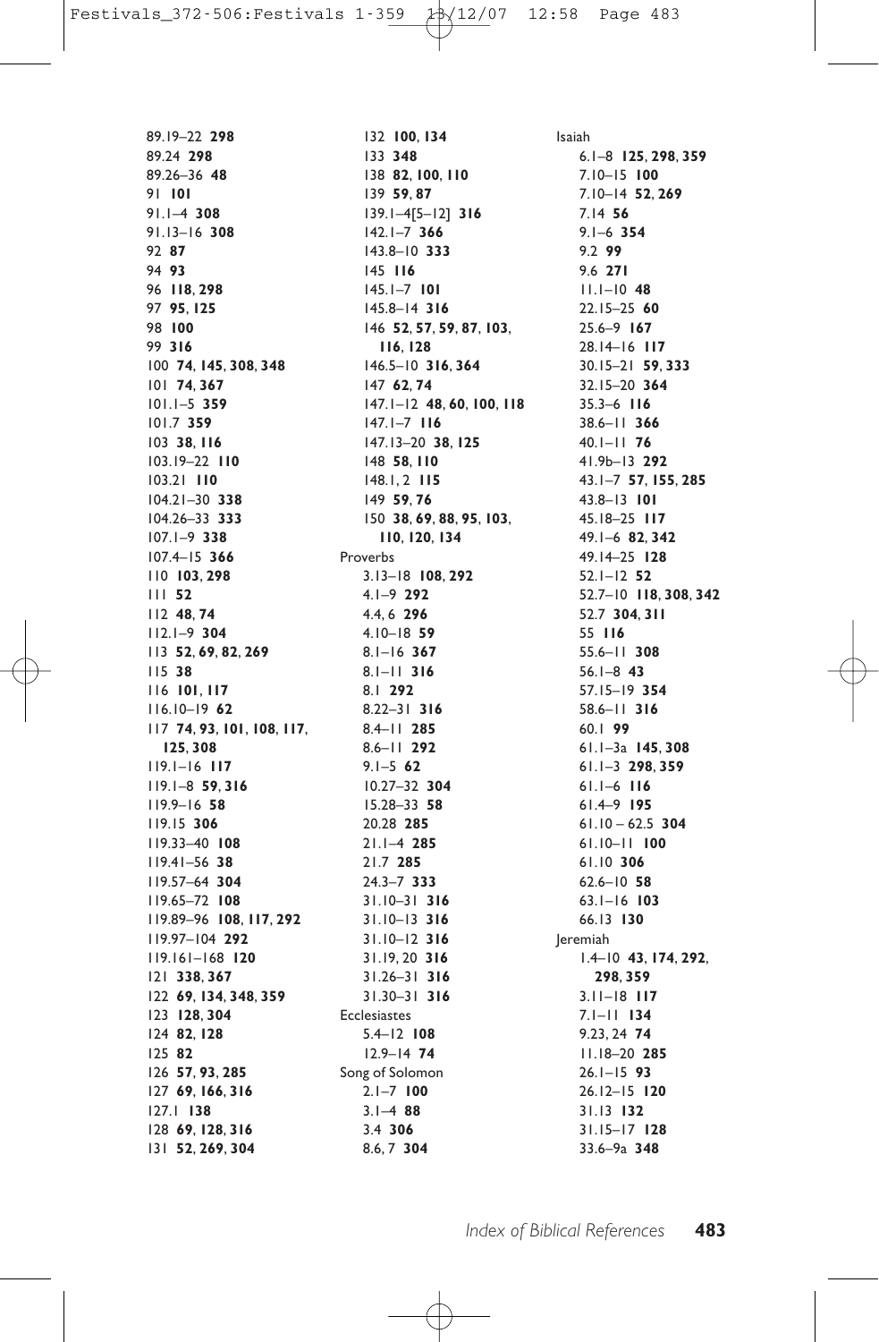89.19–22 **298**
89.24 **298**
89.26–36 **48**
91 **101**
91.1–4 **308**
91.13–16 **308**
92 **87**
94 **93**
96 **118**, **298**
97 **95**, **125**
98 **100**
99 **316**
100 **74**, **145**, **308**, **348**
101 **74**, **367**
101.1–5 **359**
101.7 **359**
103 **38**, **116**
103.19–22 **110**
103.21 **110**
104.21–30 **338**
104.26–33 **333**
107.1–9 **338**
107.4–15 **366**
110 **103**, **298**
111 **52**
112 **48**, **74**
112.1–9 **304**
113 **52**, **69**, **82**, **269**
115 **38**
116 **101**, **117**
116.10–19 **62**
117 **74**, **93**, **101**, **108**, **117**, **125**, **308**
119.1–16 **117**
119.1–8 **59**, **316**
119.9–16 **58**
119.15 **306**
119.33–40 **108**
119.41–56 **38**
119.57–64 **304**
119.65–72 **108**
119.89–96 **108**, **117**, **292**
119.97–104 **292**
119.161–168 **120**
121 **338**, **367**
122 **69**, **134**, **348**, **359**
123 **128**, **304**
124 **82**, **128**
125 **82**
126 **57**, **93**, **285**
127 **69**, **166**, **316**
127.1 **138**
128 **69**, **128**, **316**
131 **52**, **269**, **304**
132 **100**, **134**
133 **348**
138 **82**, **100**, **110**
139 **59**, **87**
139.1–4[5–12] **316**
142.1–7 **366**
143.8–10 **333**
145 **116**
145.1–7 **101**
145.8–14 **316**
146 **52**, **57**, **59**, **87**, **103**, **116**, **128**
146.5–10 **316**, **364**
147 **62**, **74**
147.1–12 **48**, **60**, **100**, **118**
147.1–7 **116**
147.13–20 **38**, **125**
148 **58**, **110**
148.1, 2 **115**
149 **59**, **76**
150 **38**, **69**, **88**, **95**, **103**, **110**, **120**, **134**

Proverbs
3.13–18 **108**, **292**
4.1–9 **292**
4.4, 6 **296**
4.10–18 **59**
8.1–16 **367**
8.1–11 **316**
8.1 **292**
8.22–31 **316**
8.4–11 **285**
8.6–11 **292**
9.1–5 **62**
10.27–32 **304**
15.28–33 **58**
20.28 **285**
21.1–4 **285**
21.7 **285**
24.3–7 **333**
31.10–31 **316**
31.10–13 **316**
31.10–12 **316**
31.19, 20 **316**
31.26–31 **316**
31.30–31 **316**

Ecclesiastes
5.4–12 **108**
12.9–14 **74**

Song of Solomon
2.1–7 **100**
3.1–4 **88**
3.4 **306**
8.6, 7 **304**

Isaiah
6.1–8 **125**, **298**, **359**
7.10–15 **100**
7.10–14 **52**, **269**
7.14 **56**
9.1–6 **354**
9.2 **99**
9.6 **271**
11.1–10 **48**
22.15–25 **60**
25.6–9 **167**
28.14–16 **117**
30.15–21 **59**, **333**
32.15–20 **364**
35.3–6 **116**
38.6–11 **366**
40.1–11 **76**
41.9b–13 **292**
43.1–7 **57**, **155**, **285**
43.8–13 **101**
45.18–25 **117**
49.1–6 **82**, **342**
49.14–25 **128**
52.1–12 **52**
52.7–10 **118**, **308**, **342**
52.7 **304**, **311**
55 **116**
55.6–11 **308**
56.1–8 **43**
57.15–19 **354**
58.6–11 **316**
60.1 **99**
61.1–3a **145**, **308**
61.1–3 **298**, **359**
61.1–6 **116**
61.4–9 **195**
61.10 – 62.5 **304**
61.10–11 **100**
61.10 **306**
62.6–10 **58**
63.1–16 **103**
66.13 **130**

Jeremiah
1.4–10 **43**, **174**, **292**, **298**, **359**
3.11–18 **117**
7.1–11 **134**
9.23, 24 **74**
11.18–20 **285**
26.1–15 **93**
26.12–15 **120**
31.13 **132**
31.15–17 **128**
33.6–9a **348**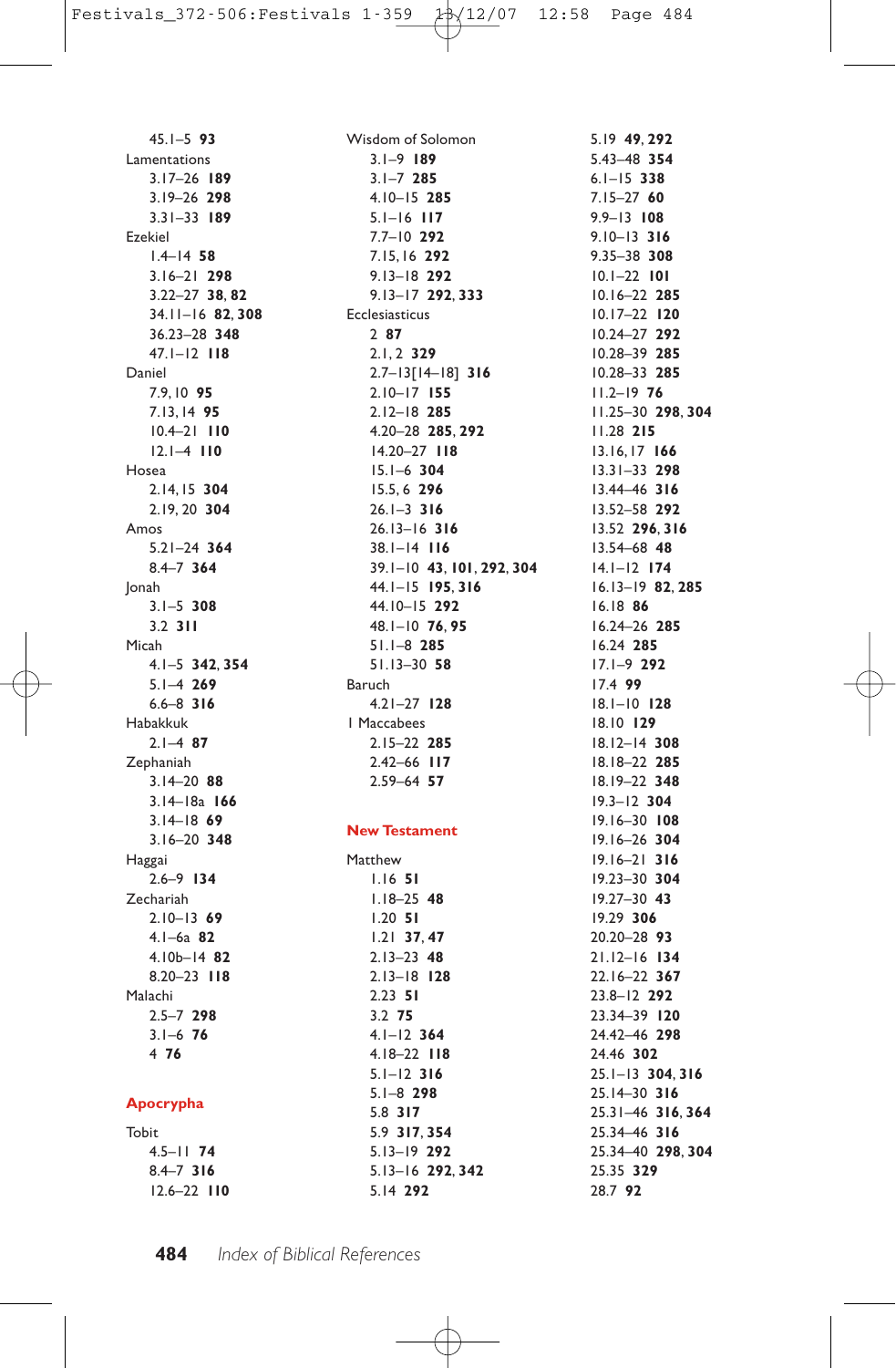45.1–5 **93**

Lamentations
- 3.17–26 **189**
- 3.19–26 **298**
- 3.31–33 **189**

Ezekiel
- 1.4–14 **58**
- 3.16–21 **298**
- 3.22–27 **38, 82**
- 34.11–16 **82, 308**
- 36.23–28 **348**
- 47.1–12 **118**

Daniel
- 7.9, 10 **95**
- 7.13, 14 **95**
- 10.4–21 **110**
- 12.1–4 **110**

Hosea
- 2.14, 15 **304**
- 2.19, 20 **304**

Amos
- 5.21–24 **364**
- 8.4–7 **364**

Jonah
- 3.1–5 **308**
- 3.2 **311**

Micah
- 4.1–5 **342, 354**
- 5.1–4 **269**
- 6.6–8 **316**

Habakkuk
- 2.1–4 **87**

Zephaniah
- 3.14–20 **88**
- 3.14–18a **166**
- 3.14–18 **69**
- 3.16–20 **348**

Haggai
- 2.6–9 **134**

Zechariah
- 2.10–13 **69**
- 4.1–6a **82**
- 4.10b–14 **82**
- 8.20–23 **118**

Malachi
- 2.5–7 **298**
- 3.1–6 **76**
- 4 **76**

## Apocrypha

Tobit
- 4.5–11 **74**
- 8.4–7 **316**
- 12.6–22 **110**

Wisdom of Solomon
- 3.1–9 **189**
- 3.1–7 **285**
- 4.10–15 **285**
- 5.1–16 **117**
- 7.7–10 **292**
- 7.15, 16 **292**
- 9.13–18 **292**
- 9.13–17 **292, 333**

Ecclesiasticus
- 2 **87**
- 2.1, 2 **329**
- 2.7–13[14–18] **316**
- 2.10–17 **155**
- 2.12–18 **285**
- 4.20–28 **285, 292**
- 14.20–27 **118**
- 15.1–6 **304**
- 15.5, 6 **296**
- 26.1–3 **316**
- 26.13–16 **316**
- 38.1–14 **116**
- 39.1–10 **43, 101, 292, 304**
- 44.1–15 **195, 316**
- 44.10–15 **292**
- 48.1–10 **76, 95**
- 51.1–8 **285**
- 51.13–30 **58**

Baruch
- 4.21–27 **128**

I Maccabees
- 2.15–22 **285**
- 2.42–66 **117**
- 2.59–64 **57**

## New Testament

Matthew
- 1.16 **51**
- 1.18–25 **48**
- 1.20 **51**
- 1.21 **37, 47**
- 2.13–23 **48**
- 2.13–18 **128**
- 2.23 **51**
- 3.2 **75**
- 4.1–12 **364**
- 4.18–22 **118**
- 5.1–12 **316**
- 5.1–8 **298**
- 5.8 **317**
- 5.9 **317, 354**
- 5.13–19 **292**
- 5.13–16 **292, 342**
- 5.14 **292**
- 5.19 **49, 292**
- 5.43–48 **354**
- 6.1–15 **338**
- 7.15–27 **60**
- 9.9–13 **108**
- 9.10–13 **316**
- 9.35–38 **308**
- 10.1–22 **101**
- 10.16–22 **285**
- 10.17–22 **120**
- 10.24–27 **292**
- 10.28–39 **285**
- 10.28–33 **285**
- 11.2–19 **76**
- 11.25–30 **298, 304**
- 11.28 **215**
- 13.16, 17 **166**
- 13.31–33 **298**
- 13.44–46 **316**
- 13.52–58 **292**
- 13.52 **296, 316**
- 13.54–68 **48**
- 14.1–12 **174**
- 16.13–19 **82, 285**
- 16.18 **86**
- 16.24–26 **285**
- 16.24 **285**
- 17.1–9 **292**
- 17.4 **99**
- 18.1–10 **128**
- 18.10 **129**
- 18.12–14 **308**
- 18.18–22 **285**
- 18.19–22 **348**
- 19.3–12 **304**
- 19.16–30 **108**
- 19.16–26 **304**
- 19.16–21 **316**
- 19.23–30 **304**
- 19.27–30 **43**
- 19.29 **306**
- 20.20–28 **93**
- 21.12–16 **134**
- 22.16–22 **367**
- 23.8–12 **292**
- 23.34–39 **120**
- 24.42–46 **298**
- 24.46 **302**
- 25.1–13 **304, 316**
- 25.14–30 **316**
- 25.31–46 **316, 364**
- 25.34–46 **316**
- 25.34–40 **298, 304**
- 25.35 **329**
- 28.7 **92**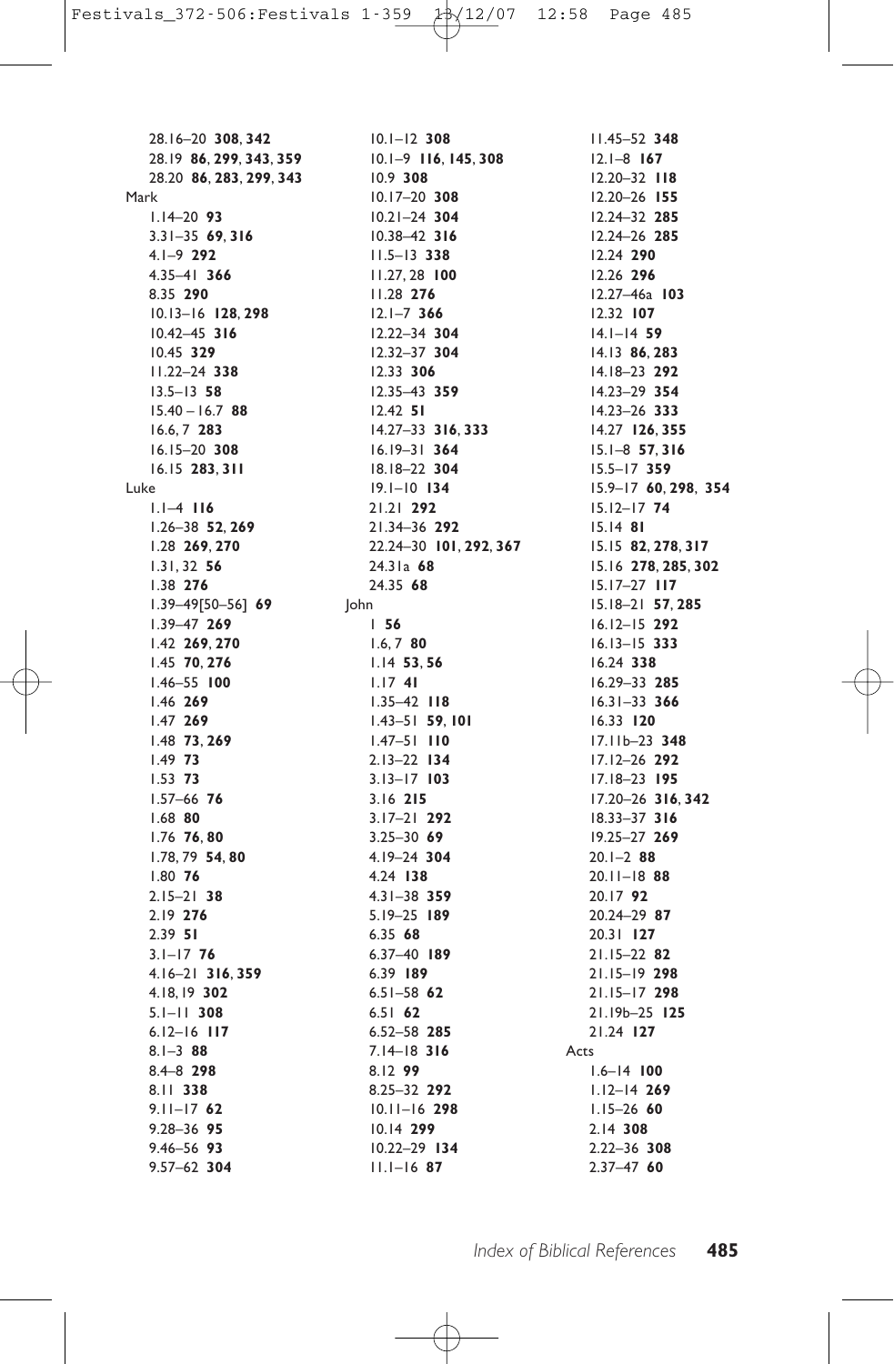28.16–20 **308**, **342**
28.19 **86**, **299**, **343**, **359**
28.20 **86**, **283**, **299**, **343**

Mark
1.14–20 **93**
3.31–35 **69**, **316**
4.1–9 **292**
4.35–41 **366**
8.35 **290**
10.13–16 **128**, **298**
10.42–45 **316**
10.45 **329**
11.22–24 **338**
13.5–13 **58**
15.40 – 16.7 **88**
16.6, 7 **283**
16.15–20 **308**
16.15 **283**, **311**

Luke
1.1–4 **116**
1.26–38 **52**, **269**
1.28 **269**, **270**
1.31, 32 **56**
1.38 **276**
1.39–49[50–56] **69**
1.39–47 **269**
1.42 **269**, **270**
1.45 **70**, **276**
1.46–55 **100**
1.46 **269**
1.47 **269**
1.48 **73**, **269**
1.49 **73**
1.53 **73**
1.57–66 **76**
1.68 **80**
1.76 **76**, **80**
1.78, 79 **54**, **80**
1.80 **76**
2.15–21 **38**
2.19 **276**
2.39 **51**
3.1–17 **76**
4.16–21 **316**, **359**
4.18, 19 **302**
5.1–11 **308**
6.12–16 **117**
8.1–3 **88**
8.4–8 **298**
8.11 **338**
9.11–17 **62**
9.28–36 **95**
9.46–56 **93**
9.57–62 **304**
10.1–12 **308**
10.1–9 **116**, **145**, **308**
10.9 **308**
10.17–20 **308**
10.21–24 **304**
10.38–42 **316**
11.5–13 **338**
11.27, 28 **100**
11.28 **276**
12.1–7 **366**
12.22–34 **304**
12.32–37 **304**
12.33 **306**
12.35–43 **359**
12.42 **51**
14.27–33 **316**, **333**
16.19–31 **364**
18.18–22 **304**
19.1–10 **134**
21.21 **292**
21.34–36 **292**
22.24–30 **101**, **292**, **367**
24.31a **68**
24.35 **68**

John
1 **56**
1.6, 7 **80**
1.14 **53**, **56**
1.17 **41**
1.35–42 **118**
1.43–51 **59**, **101**
1.47–51 **110**
2.13–22 **134**
3.13–17 **103**
3.16 **215**
3.17–21 **292**
3.25–30 **69**
4.19–24 **304**
4.24 **138**
4.31–38 **359**
5.19–25 **189**
6.35 **68**
6.37–40 **189**
6.39 **189**
6.51–58 **62**
6.51 **62**
6.52–58 **285**
7.14–18 **316**
8.12 **99**
8.25–32 **292**
10.11–16 **298**
10.14 **299**
10.22–29 **134**
11.1–16 **87**
11.45–52 **348**
12.1–8 **167**
12.20–32 **118**
12.20–26 **155**
12.24–32 **285**
12.24–26 **285**
12.24 **290**
12.26 **296**
12.27–46a **103**
12.32 **107**
14.1–14 **59**
14.13 **86**, **283**
14.18–23 **292**
14.23–29 **354**
14.23–26 **333**
14.27 **126**, **355**
15.1–8 **57**, **316**
15.5–17 **359**
15.9–17 **60**, **298**, **354**
15.12–17 **74**
15.14 **81**
15.15 **82**, **278**, **317**
15.16 **278**, **285**, **302**
15.17–27 **117**
15.18–21 **57**, **285**
16.12–15 **292**
16.13–15 **333**
16.24 **338**
16.29–33 **285**
16.31–33 **366**
16.33 **120**
17.11b–23 **348**
17.12–26 **292**
17.18–23 **195**
17.20–26 **316**, **342**
18.33–37 **316**
19.25–27 **269**
20.1–2 **88**
20.11–18 **88**
20.17 **92**
20.24–29 **87**
20.31 **127**
21.15–22 **82**
21.15–19 **298**
21.15–17 **298**
21.19b–25 **125**
21.24 **127**

Acts
1.6–14 **100**
1.12–14 **269**
1.15–26 **60**
2.14 **308**
2.22–36 **308**
2.37–47 **60**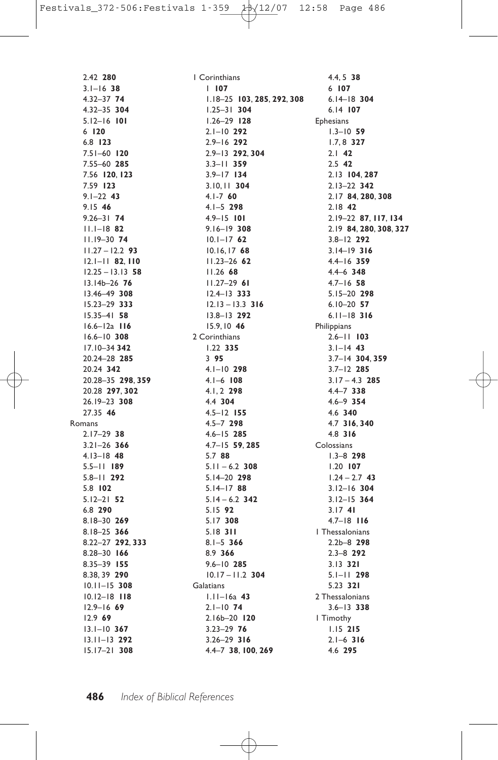2.42 **280**
3.1–16 **38**
4.32–37 **74**
4.32–35 **304**
5.12–16 **101**
6 **120**
6.8 **123**
7.51–60 **120**
7.55–60 **285**
7.56 **120**, **123**
7.59 **123**
9.1–22 **43**
9.15 **46**
9.26–31 **74**
11.1–18 **82**
11.19–30 **74**
11.27 – 12.2 **93**
12.1–11 **82**, **110**
12.25 – 13.13 **58**
13.14b–26 **76**
13.46–49 **308**
15.23–29 **333**
15.35–41 **58**
16.6–12a **116**
16.6–10 **308**
17.10–34 **342**
20.24–28 **285**
20.24 **342**
20.28–35 **298**, **359**
20.28 **297**, **302**
26.19–23 **308**
27.35 **46**

Romans
2.17–29 **38**
3.21–26 **366**
4.13–18 **48**
5.5–11 **189**
5.8–11 **292**
5.8 **102**
5.12–21 **52**
6.8 **290**
8.18–30 **269**
8.18–25 **366**
8.22–27 **292**, **333**
8.28–30 **166**
8.35–39 **155**
8.38, 39 **290**
10.11–15 **308**
10.12–18 **118**
12.9–16 **69**
12.9 **69**
13.1–10 **367**
13.11–13 **292**
15.17–21 **308**

1 Corinthians
1 **107**
1.18–25 **103**, **285**, **292**, **308**
1.25–31 **304**
1.26–29 **128**
2.1–10 **292**
2.9–16 **292**
2.9–13 **292**, **304**
3.3–11 **359**
3.9–17 **134**
3.10, 11 **304**
4.1-7 **60**
4.1–5 **298**
4.9–15 **101**
9.16–19 **308**
10.1–17 **62**
10.16, 17 **68**
11.23–26 **62**
11.26 **68**
11.27–29 **61**
12.4–13 **333**
12.13 – 13.3 **316**
13.8–13 **292**
15.9, 10 **46**

2 Corinthians
1.22 **335**
3 **95**
4.1–10 **298**
4.1–6 **108**
4.1, 2 **298**
4.4 **304**
4.5–12 **155**
4.5–7 **298**
4.6–15 **285**
4.7–15 **59**, **285**
5.7 **88**
5.11 – 6.2 **308**
5.14–20 **298**
5.14–17 **88**
5.14 – 6.2 **342**
5.15 **92**
5.17 **308**
5.18 **311**
8.1–5 **366**
8.9 **366**
9.6–10 **285**
10.17 – 11.2 **304**

Galatians
1.11–16a **43**
2.1–10 **74**
2.16b–20 **120**
3.23–29 **76**
3.26–29 **316**
4.4–7 **38**, **100**, **269**
4.4, 5 **38**
6 **107**
6.14–18 **304**
6.14 **107**

Ephesians
1.3–10 **59**
1.7, 8 **327**
2.1 **42**
2.5 **42**
2.13 **104**, **287**
2.13–22 **342**
2.17 **84**, **280**, **308**
2.18 **42**
2.19–22 **87**, **117**, **134**
2.19 **84**, **280**, **308**, **327**
3.8–12 **292**
3.14–19 **316**
4.4–16 **359**
4.4–6 **348**
4.7–16 **58**
5.15–20 **298**
6.10–20 **57**
6.11–18 **316**

Philippians
2.6–11 **103**
3.1–14 **43**
3.7–14 **304**, **359**
3.7–12 **285**
3.17 – 4.3 **285**
4.4–7 **338**
4.6–9 **354**
4.6 **340**
4.7 **316**, **340**
4.8 **316**

Colossians
1.3–8 **298**
1.20 **107**
1.24 – 2.7 **43**
3.12–16 **304**
3.12–15 **364**
3.17 **41**
4.7–18 **116**

1 Thessalonians
2.2b–8 **298**
2.3–8 **292**
3.13 **321**
5.1–11 **298**
5.23 **321**

2 Thessalonians
3.6–13 **338**

1 Timothy
1.15 **215**
2.1–6 **316**
4.6 **295**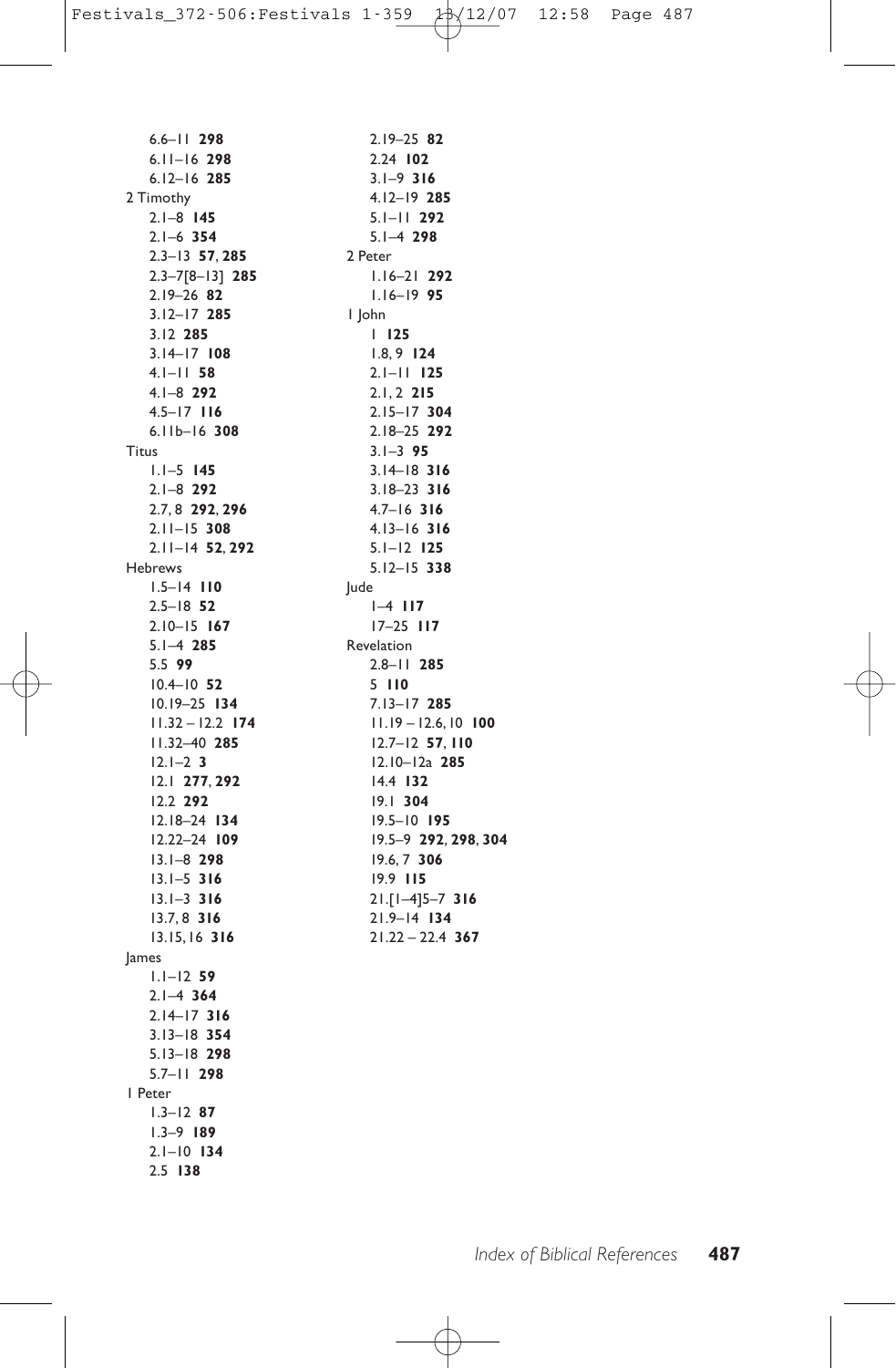6.6–11 **298**
6.11–16 **298**
6.12–16 **285**

2 Timothy
2.1–8 **145**
2.1–6 **354**
2.3–13 **57**, **285**
2.3–7[8–13] **285**
2.19–26 **82**
3.12–17 **285**
3.12 **285**
3.14–17 **108**
4.1–11 **58**
4.1–8 **292**
4.5–17 **116**
6.11b–16 **308**

Titus
1.1–5 **145**
2.1–8 **292**
2.7, 8 **292**, **296**
2.11–15 **308**
2.11–14 **52**, **292**

Hebrews
1.5–14 **110**
2.5–18 **52**
2.10–15 **167**
5.1–4 **285**
5.5 **99**
10.4–10 **52**
10.19–25 **134**
11.32 – 12.2 **174**
11.32–40 **285**
12.1–2 **3**
12.1 **277**, **292**
12.2 **292**
12.18–24 **134**
12.22–24 **109**
13.1–8 **298**
13.1–5 **316**
13.1–3 **316**
13.7, 8 **316**
13.15, 16 **316**

James
1.1–12 **59**
2.1–4 **364**
2.14–17 **316**
3.13–18 **354**
5.13–18 **298**
5.7–11 **298**

1 Peter
1.3–12 **87**
1.3–9 **189**
2.1–10 **134**
2.5 **138**
2.19–25 **82**
2.24 **102**
3.1–9 **316**
4.12–19 **285**
5.1–11 **292**
5.1–4 **298**

2 Peter
1.16–21 **292**
1.16–19 **95**

1 John
1 **125**
1.8, 9 **124**
2.1–11 **125**
2.1, 2 **215**
2.15–17 **304**
2.18–25 **292**
3.1–3 **95**
3.14–18 **316**
3.18–23 **316**
4.7–16 **316**
4.13–16 **316**
5.1–12 **125**
5.12–15 **338**

Jude
1–4 **117**
17–25 **117**

Revelation
2.8–11 **285**
5 **110**
7.13–17 **285**
11.19 – 12.6, 10 **100**
12.7–12 **57**, **110**
12.10–12a **285**
14.4 **132**
19.1 **304**
19.5–10 **195**
19.5–9 **292**, **298**, **304**
19.6, 7 **306**
19.9 **115**
21.[1–4]5–7 **316**
21.9–14 **134**
21.22 – 22.4 **367**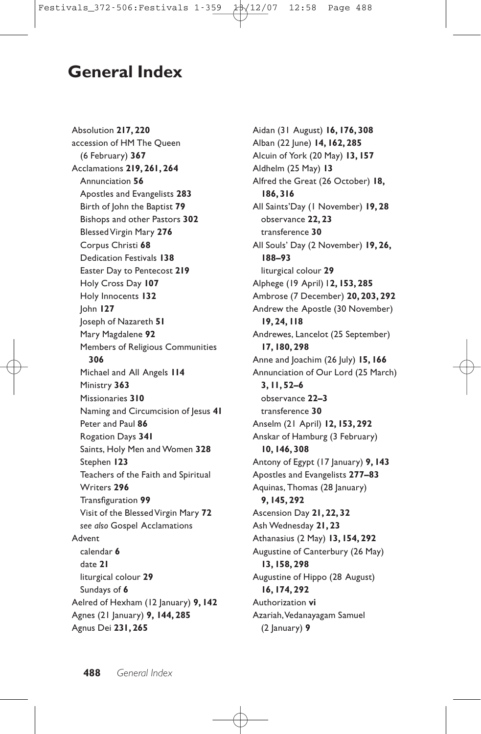# General Index

Absolution **217, 220**
accession of HM The Queen (6 February) **367**
Acclamations **219, 261, 264**
- Annunciation **56**
- Apostles and Evangelists **283**
- Birth of John the Baptist **79**
- Bishops and other Pastors **302**
- Blessed Virgin Mary **276**
- Corpus Christi **68**
- Dedication Festivals **138**
- Easter Day to Pentecost **219**
- Holy Cross Day **107**
- Holy Innocents **132**
- John **127**
- Joseph of Nazareth **51**
- Mary Magdalene **92**
- Members of Religious Communities **306**
- Michael and All Angels **114**
- Ministry **363**
- Missionaries **310**
- Naming and Circumcision of Jesus **41**
- Peter and Paul **86**
- Rogation Days **341**
- Saints, Holy Men and Women **328**
- Stephen **123**
- Teachers of the Faith and Spiritual Writers **296**
- Transfiguration **99**
- Visit of the Blessed Virgin Mary **72**
- *see also* Gospel Acclamations

Advent
- calendar **6**
- date **21**
- liturgical colour **29**
- Sundays of **6**

Aelred of Hexham (12 January) **9, 142**
Agnes (21 January) **9, 144, 285**
Agnus Dei **231, 265**
Aidan (31 August) **16, 176, 308**
Alban (22 June) **14, 162, 285**
Alcuin of York (20 May) **13, 157**
Aldhelm (25 May) **13**
Alfred the Great (26 October) **18, 186, 316**
All Saints'Day (1 November) **19, 28**
- observance **22, 23**
- transference **30**

All Souls' Day (2 November) **19, 26, 188–93**
- liturgical colour **29**

Alphege (19 April) 1**2, 153, 285**
Ambrose (7 December) **20, 203, 292**
Andrew the Apostle (30 November) **19, 24, 118**
Andrewes, Lancelot (25 September) **17, 180, 298**
Anne and Joachim (26 July) **15, 166**
Annunciation of Our Lord (25 March) **3, 11, 52–6**
- observance **22–3**
- transference **30**

Anselm (21 April) **12, 153, 292**
Anskar of Hamburg (3 February) **10, 146, 308**
Antony of Egypt (17 January) **9, 143**
Apostles and Evangelists **277–83**
Aquinas, Thomas (28 January) **9, 145, 292**
Ascension Day **21, 22, 32**
Ash Wednesday **21, 23**
Athanasius (2 May) **13, 154, 292**
Augustine of Canterbury (26 May) **13, 158, 298**
Augustine of Hippo (28 August) **16, 174, 292**
Authorization **vi**
Azariah, Vedanayagam Samuel (2 January) **9**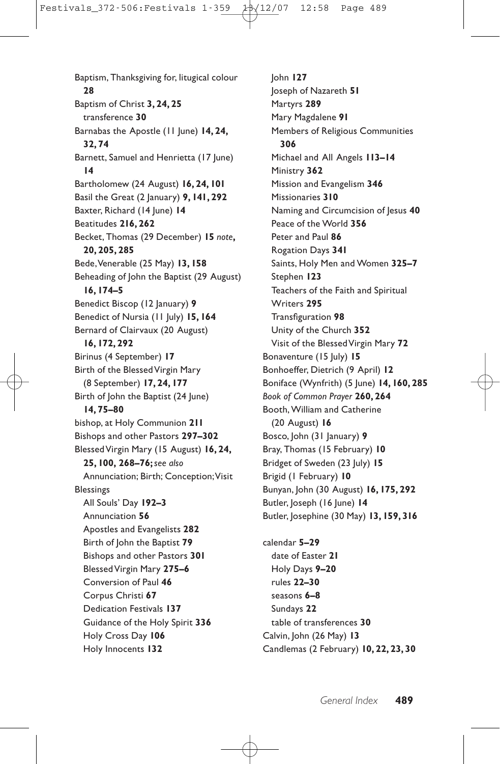Baptism, Thanksgiving for, litugical colour **28**
Baptism of Christ **3, 24, 25**
  transference **30**
Barnabas the Apostle (11 June) **14, 24, 32, 74**
Barnett, Samuel and Henrietta (17 June) **14**
Bartholomew (24 August) **16, 24, 101**
Basil the Great (2 January) **9, 141, 292**
Baxter, Richard (14 June) **14**
Beatitudes **216, 262**
Becket, Thomas (29 December) **15** *note*, **20, 205, 285**
Bede, Venerable (25 May) **13, 158**
Beheading of John the Baptist (29 August) **16, 174–5**
Benedict Biscop (12 January) **9**
Benedict of Nursia (11 July) **15, 164**
Bernard of Clairvaux (20 August) **16, 172, 292**
Birinus (4 September) **17**
Birth of the Blessed Virgin Mary (8 September) **17, 24, 177**
Birth of John the Baptist (24 June) **14, 75–80**
bishop, at Holy Communion **211**
Bishops and other Pastors **297–302**
Blessed Virgin Mary (15 August) **16, 24, 25, 100, 268–76;** *see also* Annunciation; Birth; Conception; Visit
Blessings
  All Souls' Day **192–3**
  Annunciation **56**
  Apostles and Evangelists **282**
  Birth of John the Baptist **79**
  Bishops and other Pastors **301**
  Blessed Virgin Mary **275–6**
  Conversion of Paul **46**
  Corpus Christi **67**
  Dedication Festivals **137**
  Guidance of the Holy Spirit **336**
  Holy Cross Day **106**
  Holy Innocents **132**
  John **127**
  Joseph of Nazareth **51**
  Martyrs **289**
  Mary Magdalene **91**
  Members of Religious Communities **306**
  Michael and All Angels **113–14**
  Ministry **362**
  Mission and Evangelism **346**
  Missionaries **310**
  Naming and Circumcision of Jesus **40**
  Peace of the World **356**
  Peter and Paul **86**
  Rogation Days **341**
  Saints, Holy Men and Women **325–7**
  Stephen **123**
  Teachers of the Faith and Spiritual Writers **295**
  Transfiguration **98**
  Unity of the Church **352**
  Visit of the Blessed Virgin Mary **72**
Bonaventure (15 July) **15**
Bonhoeffer, Dietrich (9 April) **12**
Boniface (Wynfrith) (5 June) **14, 160, 285**
*Book of Common Prayer* **260, 264**
Booth, William and Catherine (20 August) **16**
Bosco, John (31 January) **9**
Bray, Thomas (15 February) **10**
Bridget of Sweden (23 July) **15**
Brigid (1 February) **10**
Bunyan, John (30 August) **16, 175, 292**
Butler, Joseph (16 June) **14**
Butler, Josephine (30 May) **13, 159, 316**

calendar **5–29**
  date of Easter **21**
  Holy Days **9–20**
  rules **22–30**
  seasons **6–8**
  Sundays **22**
  table of transferences **30**
Calvin, John (26 May) **13**
Candlemas (2 February) **10, 22, 23, 30**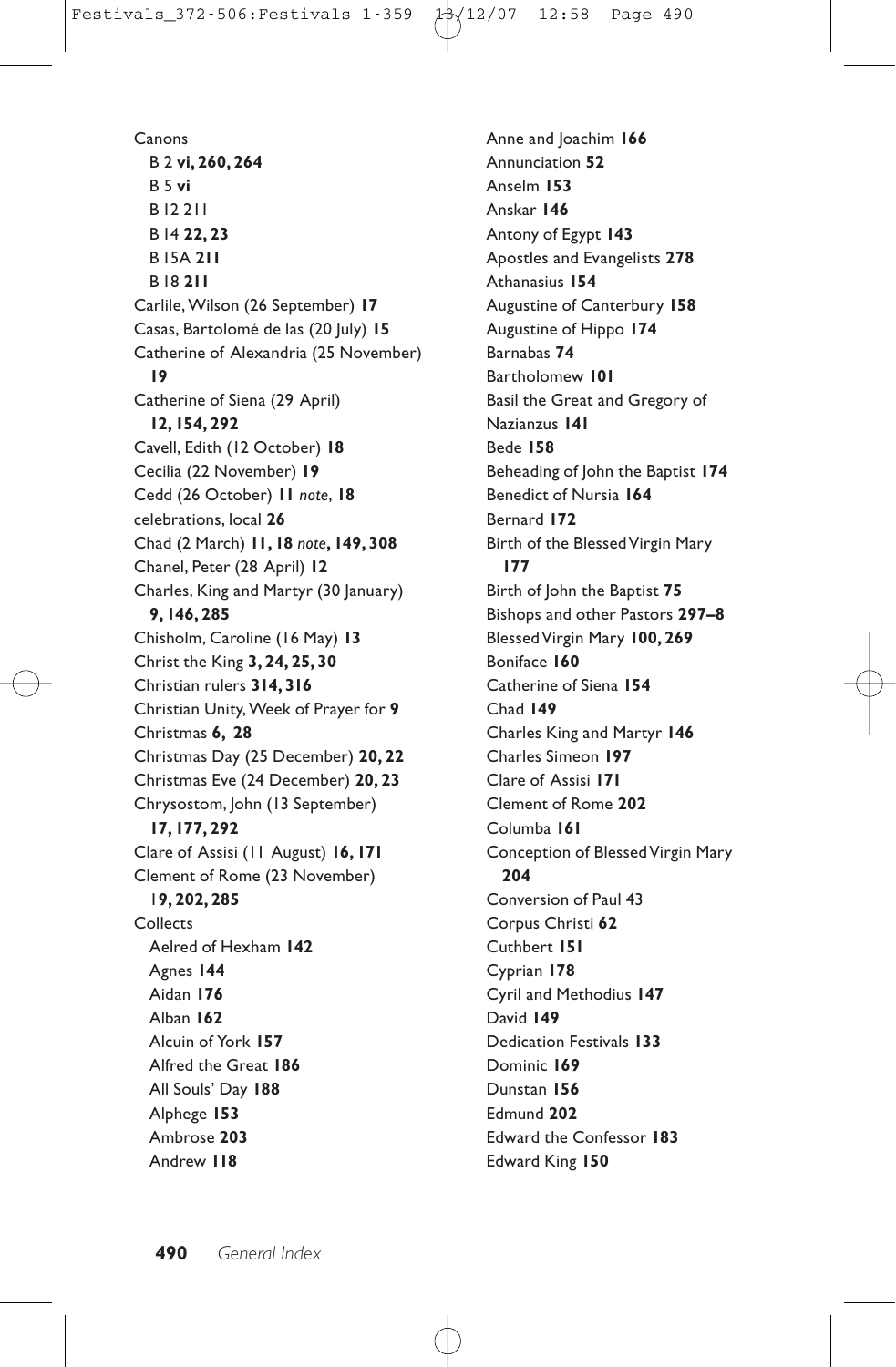Canons

- B 2 **vi, 260, 264**
- B 5 **vi**
- B 12 211
- B 14 **22, 23**
- B 15A **211**
- B 18 **211**

Carlile, Wilson (26 September) **17**
Casas, Bartolomé de las (20 July) **15**
Catherine of Alexandria (25 November) **19**
Catherine of Siena (29 April) **12, 154, 292**
Cavell, Edith (12 October) **18**
Cecilia (22 November) **19**
Cedd (26 October) **11** *note*, **18**
celebrations, local **26**
Chad (2 March) **11, 18** *note***, 149, 308**
Chanel, Peter (28 April) **12**
Charles, King and Martyr (30 January) **9, 146, 285**
Chisholm, Caroline (16 May) **13**
Christ the King **3, 24, 25, 30**
Christian rulers **314, 316**
Christian Unity, Week of Prayer for **9**
Christmas **6, 28**
Christmas Day (25 December) **20, 22**
Christmas Eve (24 December) **20, 23**
Chrysostom, John (13 September) **17, 177, 292**
Clare of Assisi (11 August) **16, 171**
Clement of Rome (23 November) 1**9, 202, 285**

Collects

- Aelred of Hexham **142**
- Agnes **144**
- Aidan **176**
- Alban **162**
- Alcuin of York **157**
- Alfred the Great **186**
- All Souls' Day **188**
- Alphege **153**
- Ambrose **203**
- Andrew **118**
- Anne and Joachim **166**
- Annunciation **52**
- Anselm **153**
- Anskar **146**
- Antony of Egypt **143**
- Apostles and Evangelists **278**
- Athanasius **154**
- Augustine of Canterbury **158**
- Augustine of Hippo **174**
- Barnabas **74**
- Bartholomew **101**
- Basil the Great and Gregory of Nazianzus **141**
- Bede **158**
- Beheading of John the Baptist **174**
- Benedict of Nursia **164**
- Bernard **172**
- Birth of the Blessed Virgin Mary **177**
- Birth of John the Baptist **75**
- Bishops and other Pastors **297–8**
- Blessed Virgin Mary **100, 269**
- Boniface **160**
- Catherine of Siena **154**
- Chad **149**
- Charles King and Martyr **146**
- Charles Simeon **197**
- Clare of Assisi **171**
- Clement of Rome **202**
- Columba **161**
- Conception of Blessed Virgin Mary **204**
- Conversion of Paul 43
- Corpus Christi **62**
- Cuthbert **151**
- Cyprian **178**
- Cyril and Methodius **147**
- David **149**
- Dedication Festivals **133**
- Dominic **169**
- Dunstan **156**
- Edmund **202**
- Edward the Confessor **183**
- Edward King **150**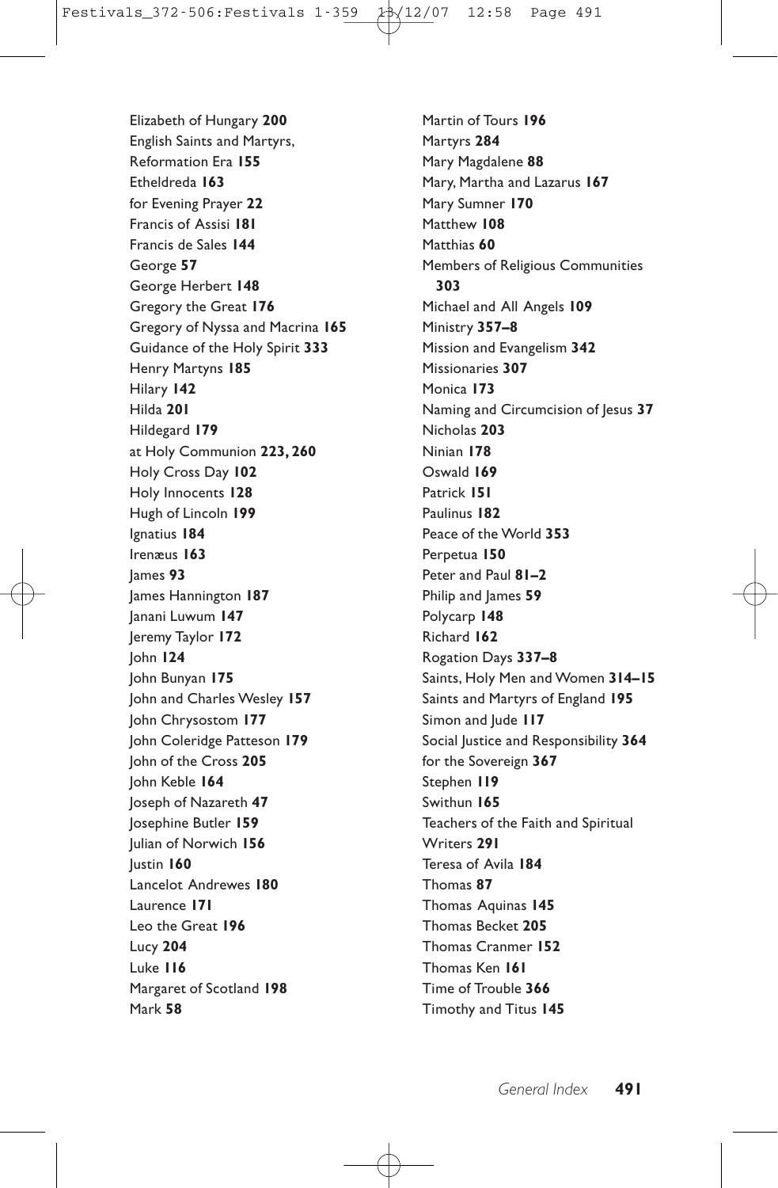Elizabeth of Hungary **200**
English Saints and Martyrs, Reformation Era **155**
Etheldreda **163**
for Evening Prayer **22**
Francis of Assisi **181**
Francis de Sales **144**
George **57**
George Herbert **148**
Gregory the Great **176**
Gregory of Nyssa and Macrina **165**
Guidance of the Holy Spirit **333**
Henry Martyns **185**
Hilary **142**
Hilda **201**
Hildegard **179**
at Holy Communion **223, 260**
Holy Cross Day **102**
Holy Innocents **128**
Hugh of Lincoln **199**
Ignatius **184**
Irenæus **163**
James **93**
James Hannington **187**
Janani Luwum **147**
Jeremy Taylor **172**
John **124**
John Bunyan **175**
John and Charles Wesley **157**
John Chrysostom **177**
John Coleridge Patteson **179**
John of the Cross **205**
John Keble **164**
Joseph of Nazareth **47**
Josephine Butler **159**
Julian of Norwich **156**
Justin **160**
Lancelot Andrewes **180**
Laurence **171**
Leo the Great **196**
Lucy **204**
Luke **116**
Margaret of Scotland **198**
Mark **58**
Martin of Tours **196**
Martyrs **284**
Mary Magdalene **88**
Mary, Martha and Lazarus **167**
Mary Sumner **170**
Matthew **108**
Matthias **60**
Members of Religious Communities **303**
Michael and All Angels **109**
Ministry **357–8**
Mission and Evangelism **342**
Missionaries **307**
Monica **173**
Naming and Circumcision of Jesus **37**
Nicholas **203**
Ninian **178**
Oswald **169**
Patrick **151**
Paulinus **182**
Peace of the World **353**
Perpetua **150**
Peter and Paul **81–2**
Philip and James **59**
Polycarp **148**
Richard **162**
Rogation Days **337–8**
Saints, Holy Men and Women **314–15**
Saints and Martyrs of England **195**
Simon and Jude **117**
Social Justice and Responsibility **364**
for the Sovereign **367**
Stephen **119**
Swithun **165**
Teachers of the Faith and Spiritual Writers **291**
Teresa of Avila **184**
Thomas **87**
Thomas Aquinas **145**
Thomas Becket **205**
Thomas Cranmer **152**
Thomas Ken **161**
Time of Trouble **366**
Timothy and Titus **145**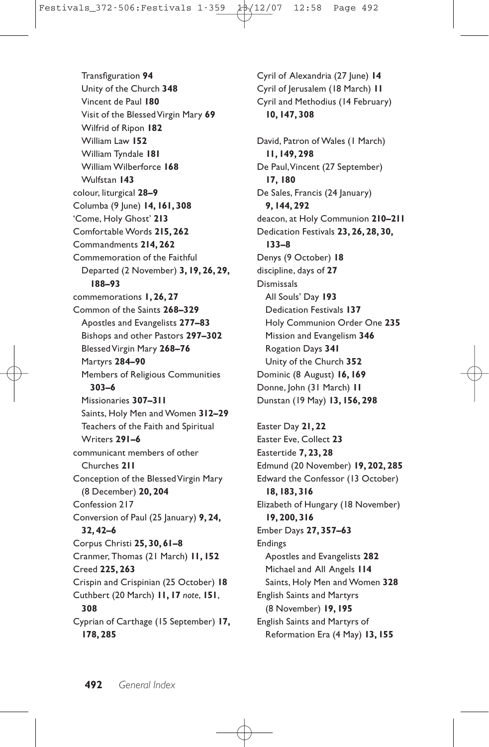Transfiguration **94**
Unity of the Church **348**
Vincent de Paul **180**
Visit of the Blessed Virgin Mary **69**
Wilfrid of Ripon **182**
William Law **152**
William Tyndale **181**
William Wilberforce **168**
Wulfstan **143**

colour, liturgical **28–9**
Columba (9 June) **14, 161, 308**
'Come, Holy Ghost' **213**
Comfortable Words **215, 262**
Commandments **214, 262**
Commemoration of the Faithful Departed (2 November) **3, 19, 26, 29, 188–93**
commemorations **1, 26, 27**
Common of the Saints **268–329**
- Apostles and Evangelists **277–83**
- Bishops and other Pastors **297–302**
- Blessed Virgin Mary **268–76**
- Martyrs **284–90**
- Members of Religious Communities **303–6**
- Missionaries **307–311**
- Saints, Holy Men and Women **312–29**
- Teachers of the Faith and Spiritual Writers **291–6**

communicant members of other Churches **211**
Conception of the Blessed Virgin Mary (8 December) **20, 204**
Confession 217
Conversion of Paul (25 January) **9, 24, 32, 42–6**
Corpus Christi **25, 30, 61–8**
Cranmer, Thomas (21 March) **11, 152**
Creed **225, 263**
Crispin and Crispinian (25 October) **18**
Cuthbert (20 March) **11, 17** *note*, **151**, **308**
Cyprian of Carthage (15 September) **17, 178, 285**
Cyril of Alexandria (27 June) **14**
Cyril of Jerusalem (18 March) **11**
Cyril and Methodius (14 February) **10, 147, 308**

David, Patron of Wales (1 March) **11, 149, 298**
De Paul, Vincent (27 September) **17, 180**
De Sales, Francis (24 January) **9, 144, 292**
deacon, at Holy Communion **210–211**
Dedication Festivals **23, 26, 28, 30, 133–8**
Denys (9 October) **18**
discipline, days of **27**
Dismissals
- All Souls' Day **193**
- Dedication Festivals **137**
- Holy Communion Order One **235**
- Mission and Evangelism **346**
- Rogation Days **341**
- Unity of the Church **352**

Dominic (8 August) **16, 169**
Donne, John (31 March) **11**
Dunstan (19 May) **13, 156, 298**

Easter Day **21, 22**
Easter Eve, Collect **23**
Eastertide **7, 23, 28**
Edmund (20 November) **19, 202, 285**
Edward the Confessor (13 October) **18, 183, 316**
Elizabeth of Hungary (18 November) **19, 200, 316**
Ember Days **27, 357–63**
Endings
- Apostles and Evangelists **282**
- Michael and All Angels **114**
- Saints, Holy Men and Women **328**

English Saints and Martyrs (8 November) **19, 195**
English Saints and Martyrs of Reformation Era (4 May) **13, 155**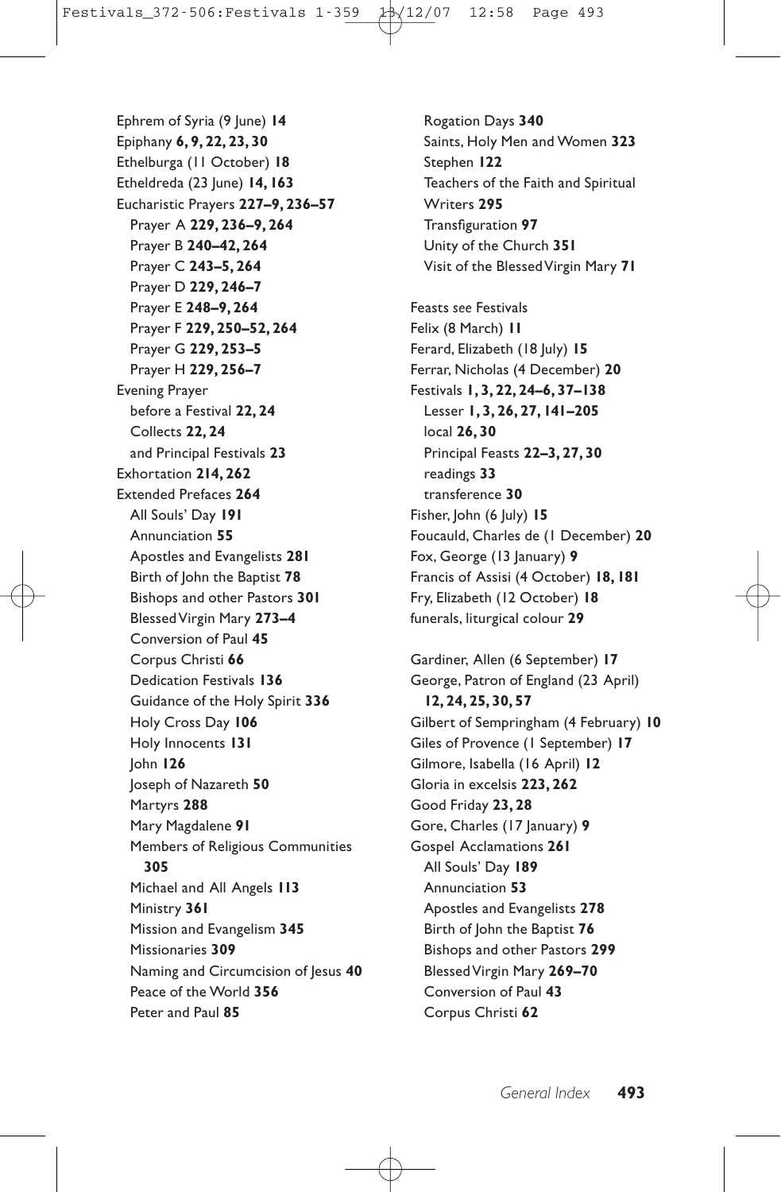Ephrem of Syria (9 June) **14**
Epiphany **6, 9, 22, 23, 30**
Ethelburga (11 October) **18**
Etheldreda (23 June) **14, 163**
Eucharistic Prayers **227–9, 236–57**
  Prayer A **229, 236–9, 264**
  Prayer B **240–42, 264**
  Prayer C **243–5, 264**
  Prayer D **229, 246–7**
  Prayer E **248–9, 264**
  Prayer F **229, 250–52, 264**
  Prayer G **229, 253–5**
  Prayer H **229, 256–7**
Evening Prayer
  before a Festival **22, 24**
  Collects **22, 24**
  and Principal Festivals **23**
Exhortation **214, 262**
Extended Prefaces **264**
  All Souls' Day **191**
  Annunciation **55**
  Apostles and Evangelists **281**
  Birth of John the Baptist **78**
  Bishops and other Pastors **301**
  Blessed Virgin Mary **273–4**
  Conversion of Paul **45**
  Corpus Christi **66**
  Dedication Festivals **136**
  Guidance of the Holy Spirit **336**
  Holy Cross Day **106**
  Holy Innocents **131**
  John **126**
  Joseph of Nazareth **50**
  Martyrs **288**
  Mary Magdalene **91**
  Members of Religious Communities **305**
  Michael and All Angels **113**
  Ministry **361**
  Mission and Evangelism **345**
  Missionaries **309**
  Naming and Circumcision of Jesus **40**
  Peace of the World **356**
  Peter and Paul **85**
  Rogation Days **340**
  Saints, Holy Men and Women **323**
  Stephen **122**
  Teachers of the Faith and Spiritual Writers **295**
  Transfiguration **97**
  Unity of the Church **351**
  Visit of the Blessed Virgin Mary **71**

Feasts *see* Festivals
Felix (8 March) **11**
Ferard, Elizabeth (18 July) **15**
Ferrar, Nicholas (4 December) **20**
Festivals **1, 3, 22, 24–6, 37–138**
  Lesser **1, 3, 26, 27, 141–205**
  local **26, 30**
  Principal Feasts **22–3, 27, 30**
  readings **33**
  transference **30**
Fisher, John (6 July) **15**
Foucauld, Charles de (1 December) **20**
Fox, George (13 January) **9**
Francis of Assisi (4 October) **18, 181**
Fry, Elizabeth (12 October) **18**
funerals, liturgical colour **29**

Gardiner, Allen (6 September) **17**
George, Patron of England (23 April) **12, 24, 25, 30, 57**
Gilbert of Sempringham (4 February) **10**
Giles of Provence (1 September) **17**
Gilmore, Isabella (16 April) **12**
Gloria in excelsis **223, 262**
Good Friday **23, 28**
Gore, Charles (17 January) **9**
Gospel Acclamations **261**
  All Souls' Day **189**
  Annunciation **53**
  Apostles and Evangelists **278**
  Birth of John the Baptist **76**
  Bishops and other Pastors **299**
  Blessed Virgin Mary **269–70**
  Conversion of Paul **43**
  Corpus Christi **62**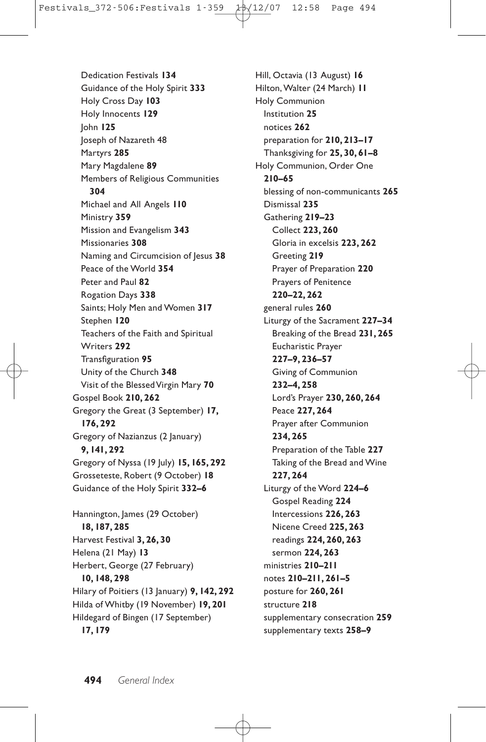Dedication Festivals **134**
Guidance of the Holy Spirit **333**
Holy Cross Day **103**
Holy Innocents **129**
John **125**
Joseph of Nazareth 48
Martyrs **285**
Mary Magdalene **89**
Members of Religious Communities **304**
Michael and All Angels **110**
Ministry **359**
Mission and Evangelism **343**
Missionaries **308**
Naming and Circumcision of Jesus **38**
Peace of the World **354**
Peter and Paul **82**
Rogation Days **338**
Saints; Holy Men and Women **317**
Stephen **120**
Teachers of the Faith and Spiritual Writers **292**
Transfiguration **95**
Unity of the Church **348**
Visit of the Blessed Virgin Mary **70**

Gospel Book **210, 262**
Gregory the Great (3 September) **17, 176, 292**
Gregory of Nazianzus (2 January) **9, 141, 292**
Gregory of Nyssa (19 July) **15, 165, 292**
Grosseteste, Robert (9 October) **18**
Guidance of the Holy Spirit **332–6**

Hannington, James (29 October) **18, 187, 285**
Harvest Festival **3, 26, 30**
Helena (21 May) **13**
Herbert, George (27 February) **10, 148, 298**
Hilary of Poitiers (13 January) **9, 142, 292**
Hilda of Whitby (19 November) **19, 201**
Hildegard of Bingen (17 September) **17, 179**
Hill, Octavia (13 August) **16**
Hilton, Walter (24 March) **11**
Holy Communion
Institution **25**
notices **262**
preparation for **210, 213–17**
Thanksgiving for **25, 30, 61–8**
Holy Communion, Order One **210–65**
blessing of non-communicants **265**
Dismissal **235**
Gathering **219–23**
Collect **223, 260**
Gloria in excelsis **223, 262**
Greeting **219**
Prayer of Preparation **220**
Prayers of Penitence **220–22, 262**
general rules **260**
Liturgy of the Sacrament **227–34**
Breaking of the Bread **231, 265**
Eucharistic Prayer **227–9, 236–57**
Giving of Communion **232–4, 258**
Lord's Prayer **230, 260, 264**
Peace **227, 264**
Prayer after Communion **234, 265**
Preparation of the Table **227**
Taking of the Bread and Wine **227, 264**
Liturgy of the Word **224–6**
Gospel Reading **224**
Intercessions **226, 263**
Nicene Creed **225, 263**
readings **224, 260, 263**
sermon **224, 263**
ministries **210–211**
notes **210–211, 261–5**
posture for **260, 261**
structure **218**
supplementary consecration **259**
supplementary texts **258–9**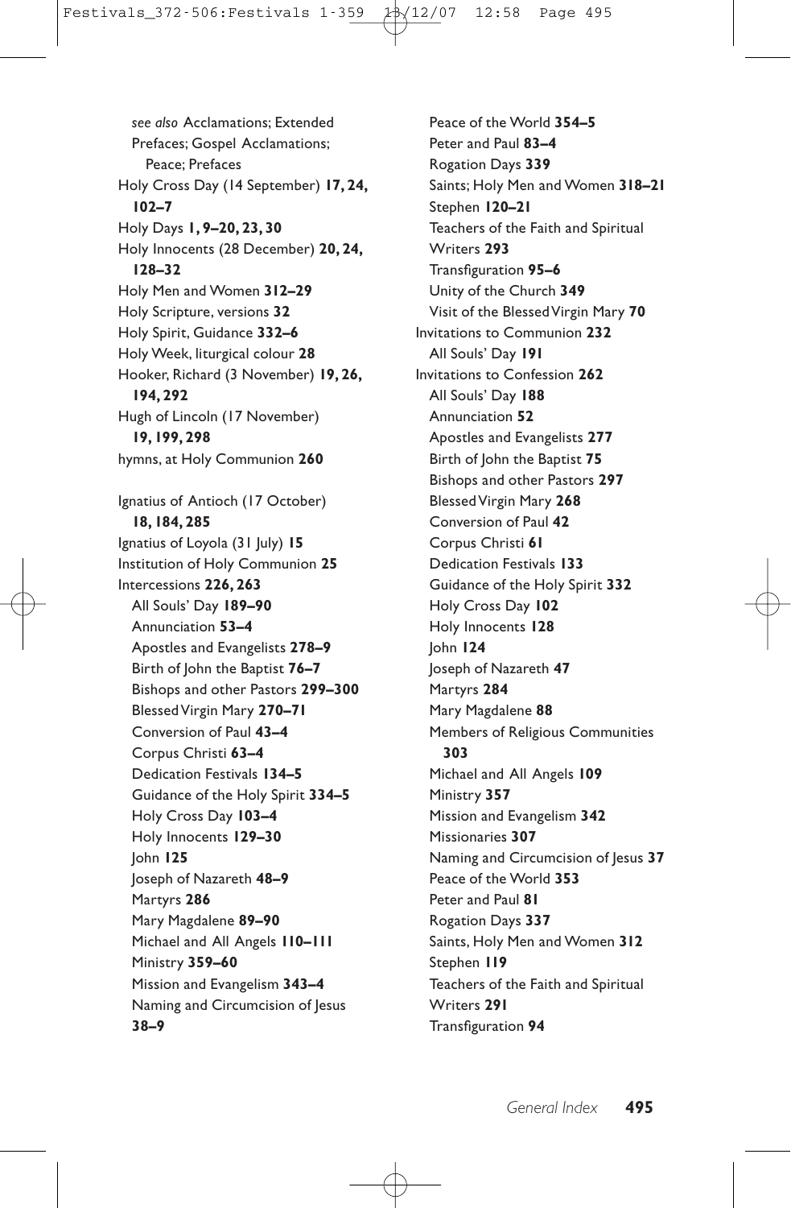*see also* Acclamations; Extended Prefaces; Gospel Acclamations; Peace; Prefaces

Holy Cross Day (14 September) **17, 24, 102–7**

Holy Days **1, 9–20, 23, 30**

Holy Innocents (28 December) **20, 24, 128–32**

Holy Men and Women **312–29**

Holy Scripture, versions **32**

Holy Spirit, Guidance **332–6**

Holy Week, liturgical colour **28**

Hooker, Richard (3 November) **19, 26, 194, 292**

Hugh of Lincoln (17 November) **19, 199, 298**

hymns, at Holy Communion **260**

Ignatius of Antioch (17 October) **18, 184, 285**

Ignatius of Loyola (31 July) **15**

Institution of Holy Communion **25**

Intercessions **226, 263**
- All Souls' Day **189–90**
- Annunciation **53–4**
- Apostles and Evangelists **278–9**
- Birth of John the Baptist **76–7**
- Bishops and other Pastors **299–300**
- Blessed Virgin Mary **270–71**
- Conversion of Paul **43–4**
- Corpus Christi **63–4**
- Dedication Festivals **134–5**
- Guidance of the Holy Spirit **334–5**
- Holy Cross Day **103–4**
- Holy Innocents **129–30**
- John **125**
- Joseph of Nazareth **48–9**
- Martyrs **286**
- Mary Magdalene **89–90**
- Michael and All Angels **110–111**
- Ministry **359–60**
- Mission and Evangelism **343–4**
- Naming and Circumcision of Jesus **38–9**
- Peace of the World **354–5**
- Peter and Paul **83–4**
- Rogation Days **339**
- Saints; Holy Men and Women **318–21**
- Stephen **120–21**
- Teachers of the Faith and Spiritual Writers **293**
- Transfiguration **95–6**
- Unity of the Church **349**
- Visit of the Blessed Virgin Mary **70**

Invitations to Communion **232**
- All Souls' Day **191**

Invitations to Confession **262**
- All Souls' Day **188**
- Annunciation **52**
- Apostles and Evangelists **277**
- Birth of John the Baptist **75**
- Bishops and other Pastors **297**
- Blessed Virgin Mary **268**
- Conversion of Paul **42**
- Corpus Christi **61**
- Dedication Festivals **133**
- Guidance of the Holy Spirit **332**
- Holy Cross Day **102**
- Holy Innocents **128**
- John **124**
- Joseph of Nazareth **47**
- Martyrs **284**
- Mary Magdalene **88**
- Members of Religious Communities **303**
- Michael and All Angels **109**
- Ministry **357**
- Mission and Evangelism **342**
- Missionaries **307**
- Naming and Circumcision of Jesus **37**
- Peace of the World **353**
- Peter and Paul **81**
- Rogation Days **337**
- Saints, Holy Men and Women **312**
- Stephen **119**
- Teachers of the Faith and Spiritual Writers **291**
- Transfiguration **94**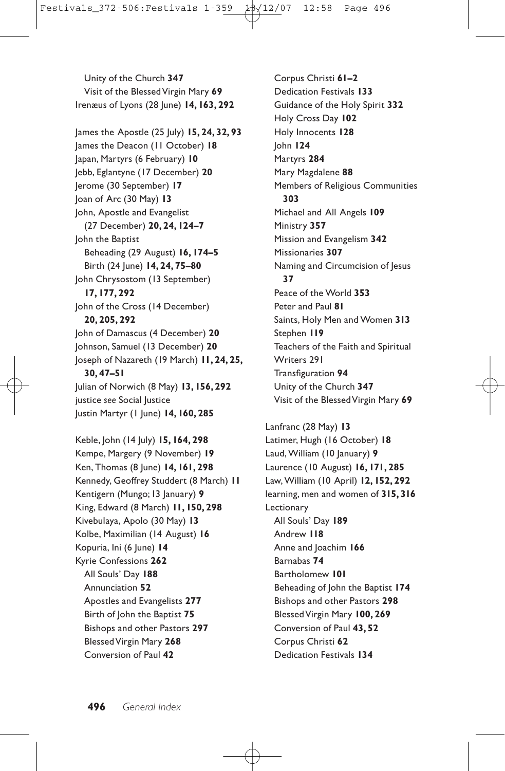Unity of the Church **347**
Visit of the Blessed Virgin Mary **69**
Irenæus of Lyons (28 June) **14, 163, 292**

James the Apostle (25 July) **15, 24, 32, 93**
James the Deacon (11 October) **18**
Japan, Martyrs (6 February) **10**
Jebb, Eglantyne (17 December) **20**
Jerome (30 September) **17**
Joan of Arc (30 May) **13**
John, Apostle and Evangelist (27 December) **20, 24, 124–7**
John the Baptist
Beheading (29 August) **16, 174–5**
Birth (24 June) **14, 24, 75–80**
John Chrysostom (13 September) **17, 177, 292**
John of the Cross (14 December) **20, 205, 292**
John of Damascus (4 December) **20**
Johnson, Samuel (13 December) **20**
Joseph of Nazareth (19 March) **11, 24, 25, 30, 47–51**
Julian of Norwich (8 May) **13, 156, 292**
justice *see* Social Justice
Justin Martyr (1 June) **14, 160, 285**

Keble, John (14 July) **15, 164, 298**
Kempe, Margery (9 November) **19**
Ken, Thomas (8 June) **14, 161, 298**
Kennedy, Geoffrey Studdert (8 March) **11**
Kentigern (Mungo; 13 January) **9**
King, Edward (8 March) **11, 150, 298**
Kivebulaya, Apolo (30 May) **13**
Kolbe, Maximilian (14 August) **16**
Kopuria, Ini (6 June) **14**
Kyrie Confessions **262**
All Souls' Day **188**
Annunciation **52**
Apostles and Evangelists **277**
Birth of John the Baptist **75**
Bishops and other Pastors **297**
Blessed Virgin Mary **268**
Conversion of Paul **42**
Corpus Christi **61–2**
Dedication Festivals **133**
Guidance of the Holy Spirit **332**
Holy Cross Day **102**
Holy Innocents **128**
John **124**
Martyrs **284**
Mary Magdalene **88**
Members of Religious Communities **303**
Michael and All Angels **109**
Ministry **357**
Mission and Evangelism **342**
Missionaries **307**
Naming and Circumcision of Jesus **37**
Peace of the World **353**
Peter and Paul **81**
Saints, Holy Men and Women **313**
Stephen **119**
Teachers of the Faith and Spiritual Writers 291
Transfiguration **94**
Unity of the Church **347**
Visit of the Blessed Virgin Mary **69**

Lanfranc (28 May) **13**
Latimer, Hugh (16 October) **18**
Laud, William (10 January) **9**
Laurence (10 August) **16, 171, 285**
Law, William (10 April) **12, 152, 292**
learning, men and women of **315, 316**
Lectionary
All Souls' Day **189**
Andrew **118**
Anne and Joachim **166**
Barnabas **74**
Bartholomew **101**
Beheading of John the Baptist **174**
Bishops and other Pastors **298**
Blessed Virgin Mary **100, 269**
Conversion of Paul **43, 52**
Corpus Christi **62**
Dedication Festivals **134**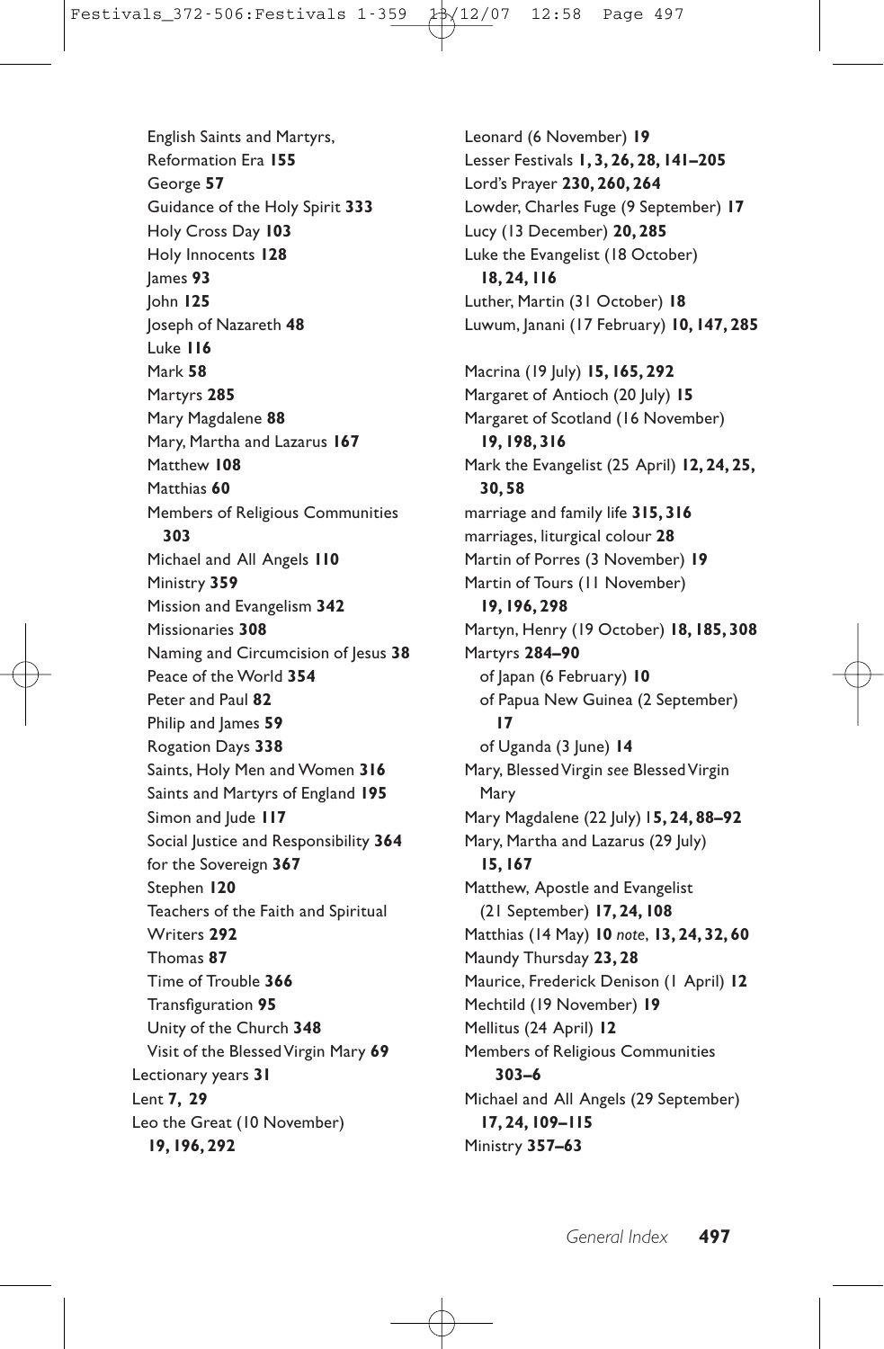English Saints and Martyrs, Reformation Era **155**
George **57**
Guidance of the Holy Spirit **333**
Holy Cross Day **103**
Holy Innocents **128**
James **93**
John **125**
Joseph of Nazareth **48**
Luke **116**
Mark **58**
Martyrs **285**
Mary Magdalene **88**
Mary, Martha and Lazarus **167**
Matthew **108**
Matthias **60**
Members of Religious Communities **303**
Michael and All Angels **110**
Ministry **359**
Mission and Evangelism **342**
Missionaries **308**
Naming and Circumcision of Jesus **38**
Peace of the World **354**
Peter and Paul **82**
Philip and James **59**
Rogation Days **338**
Saints, Holy Men and Women **316**
Saints and Martyrs of England **195**
Simon and Jude **117**
Social Justice and Responsibility **364**
for the Sovereign **367**
Stephen **120**
Teachers of the Faith and Spiritual Writers **292**
Thomas **87**
Time of Trouble **366**
Transfiguration **95**
Unity of the Church **348**
Visit of the Blessed Virgin Mary **69**

Lectionary years **31**
Lent **7, 29**
Leo the Great (10 November) **19, 196, 292**
Leonard (6 November) **19**
Lesser Festivals **1, 3, 26, 28, 141–205**
Lord's Prayer **230, 260, 264**
Lowder, Charles Fuge (9 September) **17**
Lucy (13 December) **20, 285**
Luke the Evangelist (18 October) **18, 24, 116**
Luther, Martin (31 October) **18**
Luwum, Janani (17 February) **10, 147, 285**

Macrina (19 July) **15, 165, 292**
Margaret of Antioch (20 July) **15**
Margaret of Scotland (16 November) **19, 198, 316**
Mark the Evangelist (25 April) **12, 24, 25, 30, 58**
marriage and family life **315, 316**
marriages, liturgical colour **28**
Martin of Porres (3 November) **19**
Martin of Tours (11 November) **19, 196, 298**
Martyn, Henry (19 October) **18, 185, 308**
Martyrs **284–90**
of Japan (6 February) **10**
of Papua New Guinea (2 September) **17**
of Uganda (3 June) **14**
Mary, Blessed Virgin *see* Blessed Virgin Mary
Mary Magdalene (22 July) 1**5, 24, 88–92**
Mary, Martha and Lazarus (29 July) **15, 167**
Matthew, Apostle and Evangelist (21 September) **17, 24, 108**
Matthias (14 May) **10** *note*, **13, 24, 32, 60**
Maundy Thursday **23, 28**
Maurice, Frederick Denison (1 April) **12**
Mechtild (19 November) **19**
Mellitus (24 April) **12**
Members of Religious Communities **303–6**
Michael and All Angels (29 September) **17, 24, 109–115**
Ministry **357–63**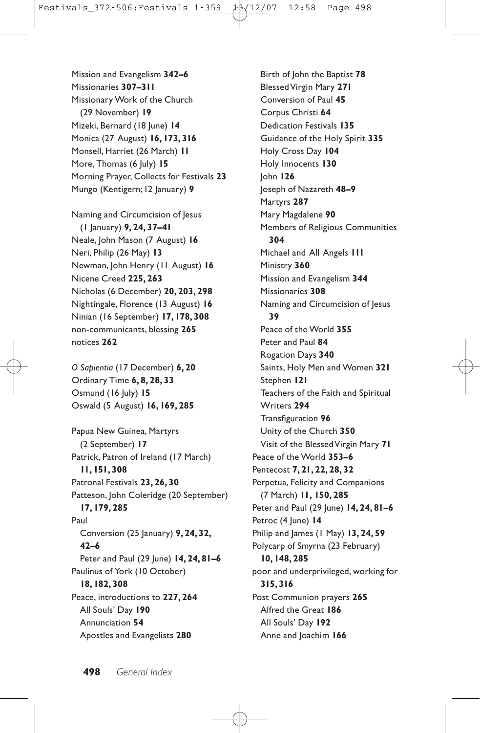Mission and Evangelism **342–6**
Missionaries **307–311**
Missionary Work of the Church (29 November) **19**
Mizeki, Bernard (18 June) **14**
Monica (27 August) **16, 173, 316**
Monsell, Harriet (26 March) **11**
More, Thomas (6 July) **15**
Morning Prayer, Collects for Festivals **23**
Mungo (Kentigern; 12 January) **9**

Naming and Circumcision of Jesus (1 January) **9, 24, 37–41**
Neale, John Mason (7 August) **16**
Neri, Philip (26 May) **13**
Newman, John Henry (11 August) **16**
Nicene Creed **225, 263**
Nicholas (6 December) **20, 203, 298**
Nightingale, Florence (13 August) **16**
Ninian (16 September) **17, 178, 308**
non-communicants, blessing **265**
notices **262**

*O Sapientia* (17 December) **6, 20**
Ordinary Time **6, 8, 28, 33**
Osmund (16 July) **15**
Oswald (5 August) **16, 169, 285**

Papua New Guinea, Martyrs (2 September) **17**
Patrick, Patron of Ireland (17 March) **11, 151, 308**
Patronal Festivals **23, 26, 30**
Patteson, John Coleridge (20 September) **17, 179, 285**
Paul
- Conversion (25 January) **9, 24, 32, 42–6**
- Peter and Paul (29 June) **14, 24, 81–6**

Paulinus of York (10 October) **18, 182, 308**
Peace, introductions to **227, 264**
- All Souls' Day **190**
- Annunciation **54**
- Apostles and Evangelists **280**
- Birth of John the Baptist **78**
- Blessed Virgin Mary **271**
- Conversion of Paul **45**
- Corpus Christi **64**
- Dedication Festivals **135**
- Guidance of the Holy Spirit **335**
- Holy Cross Day **104**
- Holy Innocents **130**
- John **126**
- Joseph of Nazareth **48–9**
- Martyrs **287**
- Mary Magdalene **90**
- Members of Religious Communities **304**
- Michael and All Angels **111**
- Ministry **360**
- Mission and Evangelism **344**
- Missionaries **308**
- Naming and Circumcision of Jesus **39**
- Peace of the World **355**
- Peter and Paul **84**
- Rogation Days **340**
- Saints, Holy Men and Women **321**
- Stephen **121**
- Teachers of the Faith and Spiritual Writers **294**
- Transfiguration **96**
- Unity of the Church **350**
- Visit of the Blessed Virgin Mary **71**

Peace of the World **353–6**
Pentecost **7, 21, 22, 28, 32**
Perpetua, Felicity and Companions (7 March) **11, 150, 285**
Peter and Paul (29 June) **14, 24, 81–6**
Petroc (4 June) **14**
Philip and James (1 May) **13, 24, 59**
Polycarp of Smyrna (23 February) **10, 148, 285**
poor and underprivileged, working for **315, 316**
Post Communion prayers **265**
- Alfred the Great **186**
- All Souls' Day **192**
- Anne and Joachim **166**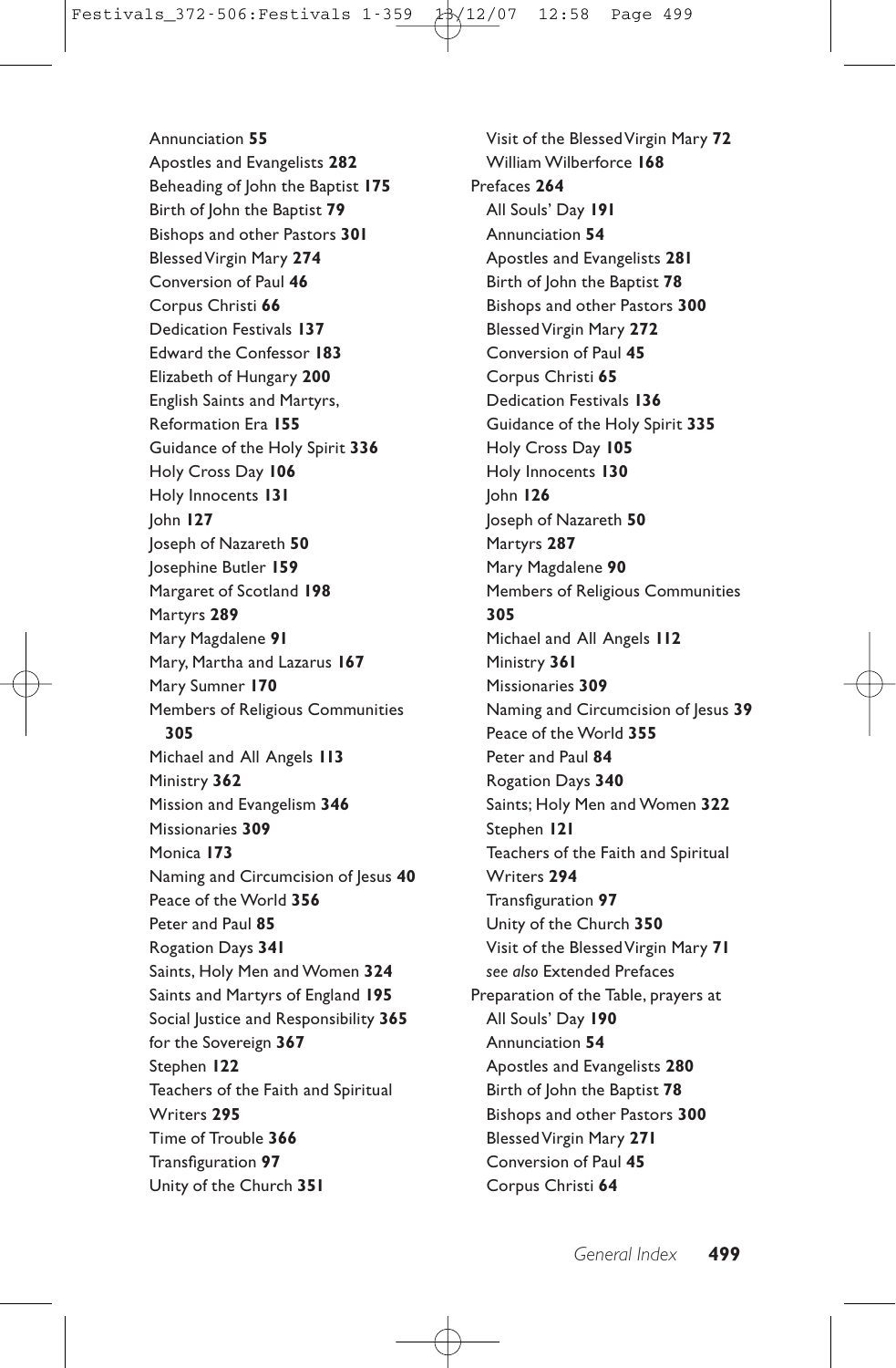Annunciation **55**
Apostles and Evangelists **282**
Beheading of John the Baptist **175**
Birth of John the Baptist **79**
Bishops and other Pastors **301**
Blessed Virgin Mary **274**
Conversion of Paul **46**
Corpus Christi **66**
Dedication Festivals **137**
Edward the Confessor **183**
Elizabeth of Hungary **200**
English Saints and Martyrs, Reformation Era **155**
Guidance of the Holy Spirit **336**
Holy Cross Day **106**
Holy Innocents **131**
John **127**
Joseph of Nazareth **50**
Josephine Butler **159**
Margaret of Scotland **198**
Martyrs **289**
Mary Magdalene **91**
Mary, Martha and Lazarus **167**
Mary Sumner **170**
Members of Religious Communities **305**
Michael and All Angels **113**
Ministry **362**
Mission and Evangelism **346**
Missionaries **309**
Monica **173**
Naming and Circumcision of Jesus **40**
Peace of the World **356**
Peter and Paul **85**
Rogation Days **341**
Saints, Holy Men and Women **324**
Saints and Martyrs of England **195**
Social Justice and Responsibility **365**
for the Sovereign **367**
Stephen **122**
Teachers of the Faith and Spiritual Writers **295**
Time of Trouble **366**
Transfiguration **97**
Unity of the Church **351**
Visit of the Blessed Virgin Mary **72**
William Wilberforce **168**

Prefaces **264**
All Souls' Day **191**
Annunciation **54**
Apostles and Evangelists **281**
Birth of John the Baptist **78**
Bishops and other Pastors **300**
Blessed Virgin Mary **272**
Conversion of Paul **45**
Corpus Christi **65**
Dedication Festivals **136**
Guidance of the Holy Spirit **335**
Holy Cross Day **105**
Holy Innocents **130**
John **126**
Joseph of Nazareth **50**
Martyrs **287**
Mary Magdalene **90**
Members of Religious Communities **305**
Michael and All Angels **112**
Ministry **361**
Missionaries **309**
Naming and Circumcision of Jesus **39**
Peace of the World **355**
Peter and Paul **84**
Rogation Days **340**
Saints; Holy Men and Women **322**
Stephen **121**
Teachers of the Faith and Spiritual Writers **294**
Transfiguration **97**
Unity of the Church **350**
Visit of the Blessed Virgin Mary **71**
*see also* Extended Prefaces

Preparation of the Table, prayers at
All Souls' Day **190**
Annunciation **54**
Apostles and Evangelists **280**
Birth of John the Baptist **78**
Bishops and other Pastors **300**
Blessed Virgin Mary **271**
Conversion of Paul **45**
Corpus Christi **64**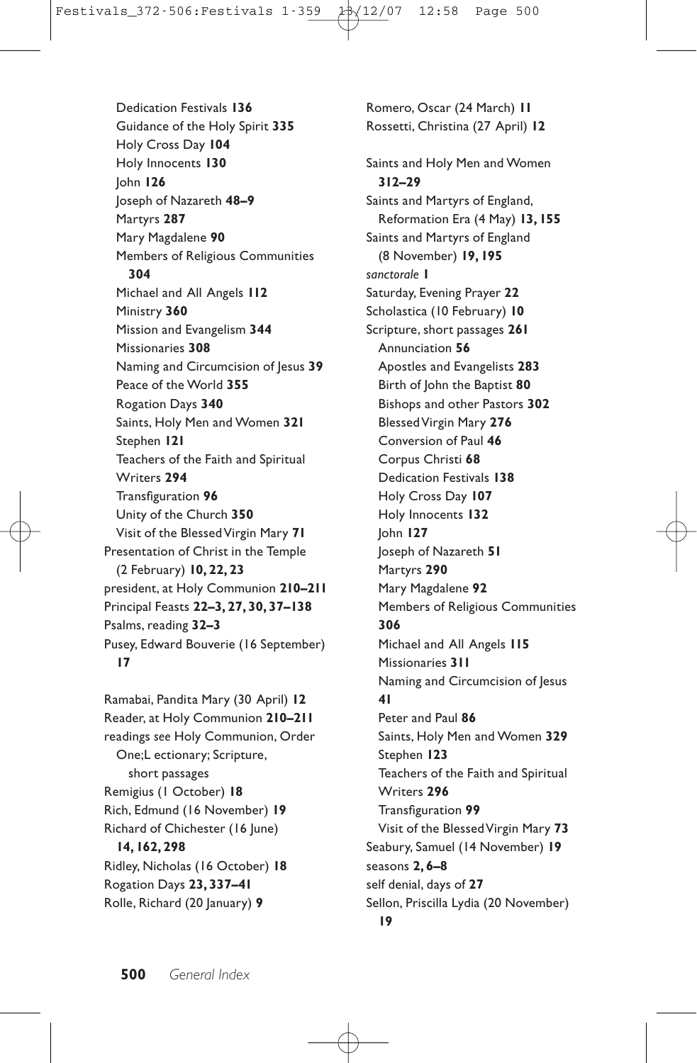Dedication Festivals **136**
Guidance of the Holy Spirit **335**
Holy Cross Day **104**
Holy Innocents **130**
John **126**
Joseph of Nazareth **48–9**
Martyrs **287**
Mary Magdalene **90**
Members of Religious Communities **304**
Michael and All Angels **112**
Ministry **360**
Mission and Evangelism **344**
Missionaries **308**
Naming and Circumcision of Jesus **39**
Peace of the World **355**
Rogation Days **340**
Saints, Holy Men and Women **321**
Stephen **121**
Teachers of the Faith and Spiritual Writers **294**
Transfiguration **96**
Unity of the Church **350**
Visit of the Blessed Virgin Mary **71**

Presentation of Christ in the Temple (2 February) **10, 22, 23**
president, at Holy Communion **210–211**
Principal Feasts **22–3, 27, 30, 37–138**
Psalms, reading **32–3**
Pusey, Edward Bouverie (16 September) **17**

Ramabai, Pandita Mary (30 April) **12**
Reader, at Holy Communion **210–211**
readings *see* Holy Communion, Order One;L ectionary; Scripture, short passages
Remigius (1 October) **18**
Rich, Edmund (16 November) **19**
Richard of Chichester (16 June) **14, 162, 298**
Ridley, Nicholas (16 October) **18**
Rogation Days **23, 337–41**
Rolle, Richard (20 January) **9**
Romero, Oscar (24 March) **11**
Rossetti, Christina (27 April) **12**

Saints and Holy Men and Women **312–29**
Saints and Martyrs of England, Reformation Era (4 May) **13, 155**
Saints and Martyrs of England (8 November) **19, 195**
*sanctorale* **1**
Saturday, Evening Prayer **22**
Scholastica (10 February) **10**
Scripture, short passages **261**
Annunciation **56**
Apostles and Evangelists **283**
Birth of John the Baptist **80**
Bishops and other Pastors **302**
Blessed Virgin Mary **276**
Conversion of Paul **46**
Corpus Christi **68**
Dedication Festivals **138**
Holy Cross Day **107**
Holy Innocents **132**
John **127**
Joseph of Nazareth **51**
Martyrs **290**
Mary Magdalene **92**
Members of Religious Communities **306**
Michael and All Angels **115**
Missionaries **311**
Naming and Circumcision of Jesus **41**
Peter and Paul **86**
Saints, Holy Men and Women **329**
Stephen **123**
Teachers of the Faith and Spiritual Writers **296**
Transfiguration **99**
Visit of the Blessed Virgin Mary **73**

Seabury, Samuel (14 November) **19**
seasons **2, 6–8**
self denial, days of **27**
Sellon, Priscilla Lydia (20 November) **19**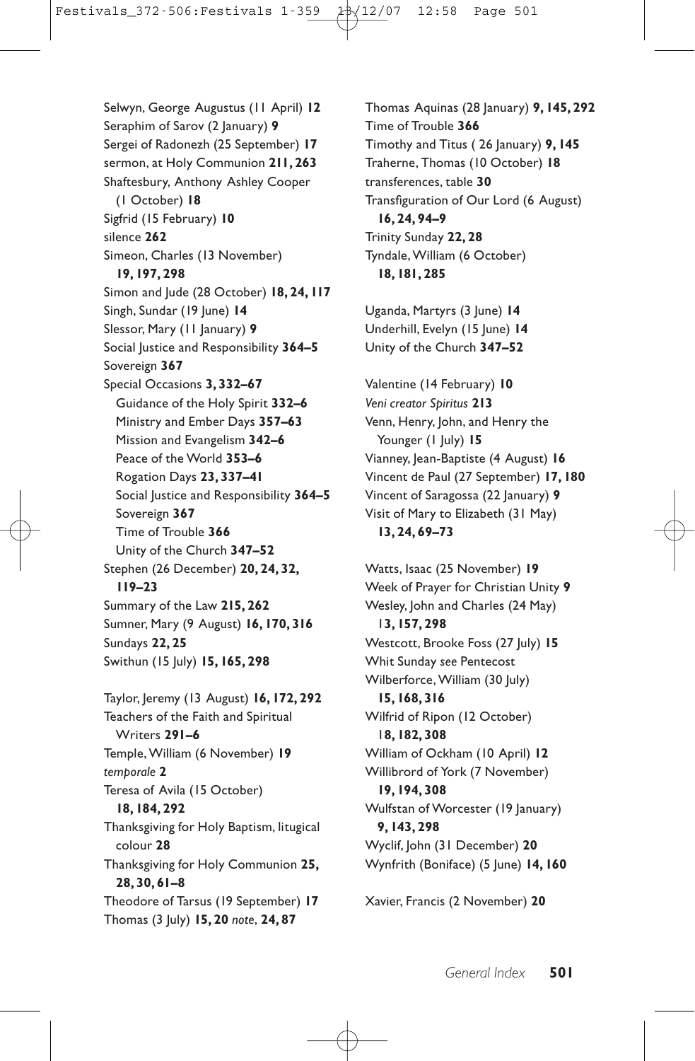Selwyn, George Augustus (11 April) **12**
Seraphim of Sarov (2 January) **9**
Sergei of Radonezh (25 September) **17**
sermon, at Holy Communion **211, 263**
Shaftesbury, Anthony Ashley Cooper (1 October) **18**
Sigfrid (15 February) **10**
silence **262**
Simeon, Charles (13 November) **19, 197, 298**
Simon and Jude (28 October) **18, 24, 117**
Singh, Sundar (19 June) **14**
Slessor, Mary (11 January) **9**
Social Justice and Responsibility **364–5**
Sovereign **367**
Special Occasions **3, 332–67**
- Guidance of the Holy Spirit **332–6**
- Ministry and Ember Days **357–63**
- Mission and Evangelism **342–6**
- Peace of the World **353–6**
- Rogation Days **23, 337–41**
- Social Justice and Responsibility **364–5**
- Sovereign **367**
- Time of Trouble **366**
- Unity of the Church **347–52**

Stephen (26 December) **20, 24, 32, 119–23**
Summary of the Law **215, 262**
Sumner, Mary (9 August) **16, 170, 316**
Sundays **22, 25**
Swithun (15 July) **15, 165, 298**

Taylor, Jeremy (13 August) **16, 172, 292**
Teachers of the Faith and Spiritual Writers **291–6**
Temple, William (6 November) **19**
*temporale* **2**
Teresa of Avila (15 October) **18, 184, 292**
Thanksgiving for Holy Baptism, litugical colour **28**
Thanksgiving for Holy Communion **25, 28, 30, 61–8**
Theodore of Tarsus (19 September) **17**
Thomas (3 July) **15, 20** *note*, **24, 87**
Thomas Aquinas (28 January) **9, 145, 292**
Time of Trouble **366**
Timothy and Titus ( 26 January) **9, 145**
Traherne, Thomas (10 October) **18**
transferences, table **30**
Transfiguration of Our Lord (6 August) **16, 24, 94–9**
Trinity Sunday **22, 28**
Tyndale, William (6 October) **18, 181, 285**

Uganda, Martyrs (3 June) **14**
Underhill, Evelyn (15 June) **14**
Unity of the Church **347–52**

Valentine (14 February) **10**
*Veni creator Spiritus* **213**
Venn, Henry, John, and Henry the Younger (1 July) **15**
Vianney, Jean-Baptiste (4 August) **16**
Vincent de Paul (27 September) **17, 180**
Vincent of Saragossa (22 January) **9**
Visit of Mary to Elizabeth (31 May) **13, 24, 69–73**

Watts, Isaac (25 November) **19**
Week of Prayer for Christian Unity **9**
Wesley, John and Charles (24 May) 1**3, 157, 298**
Westcott, Brooke Foss (27 July) **15**
Whit Sunday *see* Pentecost
Wilberforce, William (30 July) **15, 168, 316**
Wilfrid of Ripon (12 October) 1**8, 182, 308**
William of Ockham (10 April) **12**
Willibrord of York (7 November) **19, 194, 308**
Wulfstan of Worcester (19 January) **9, 143, 298**
Wyclif, John (31 December) **20**
Wynfrith (Boniface) (5 June) **14, 160**

Xavier, Francis (2 November) **20**